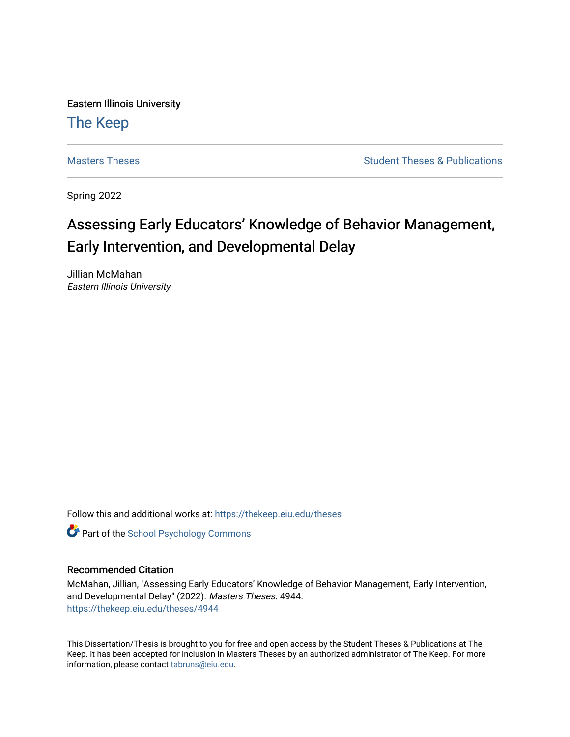Eastern Illinois University

The Keep

Masters Theses | Student Theses & Publications

Spring 2022

# Assessing Early Educators' Knowledge of Behavior Management, Early Intervention, and Developmental Delay

Jillian McMahan
*Eastern Illinois University*

Follow this and additional works at: https://thekeep.eiu.edu/theses

Part of the School Psychology Commons

## Recommended Citation

McMahan, Jillian, "Assessing Early Educators' Knowledge of Behavior Management, Early Intervention, and Developmental Delay" (2022). *Masters Theses*. 4944.
https://thekeep.eiu.edu/theses/4944

This Dissertation/Thesis is brought to you for free and open access by the Student Theses & Publications at The Keep. It has been accepted for inclusion in Masters Theses by an authorized administrator of The Keep. For more information, please contact tabruns@eiu.edu.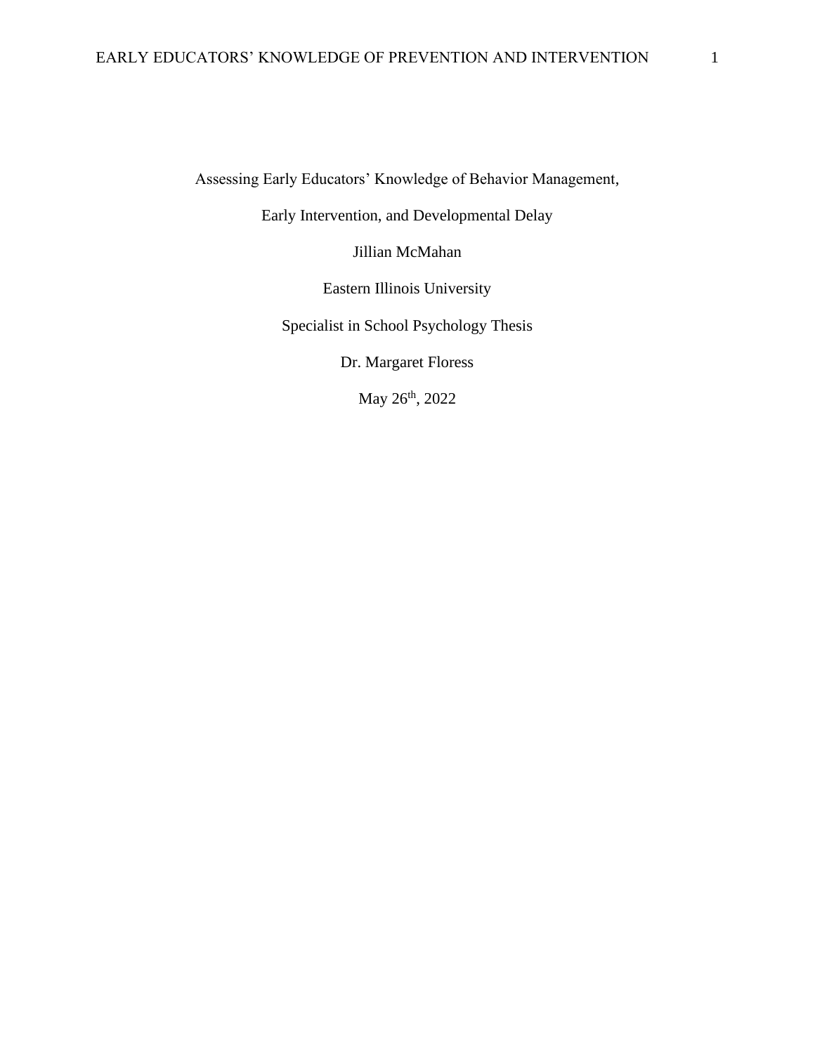Assessing Early Educators' Knowledge of Behavior Management,

Early Intervention, and Developmental Delay

Jillian McMahan

Eastern Illinois University

Specialist in School Psychology Thesis

Dr. Margaret Floress

May 26th, 2022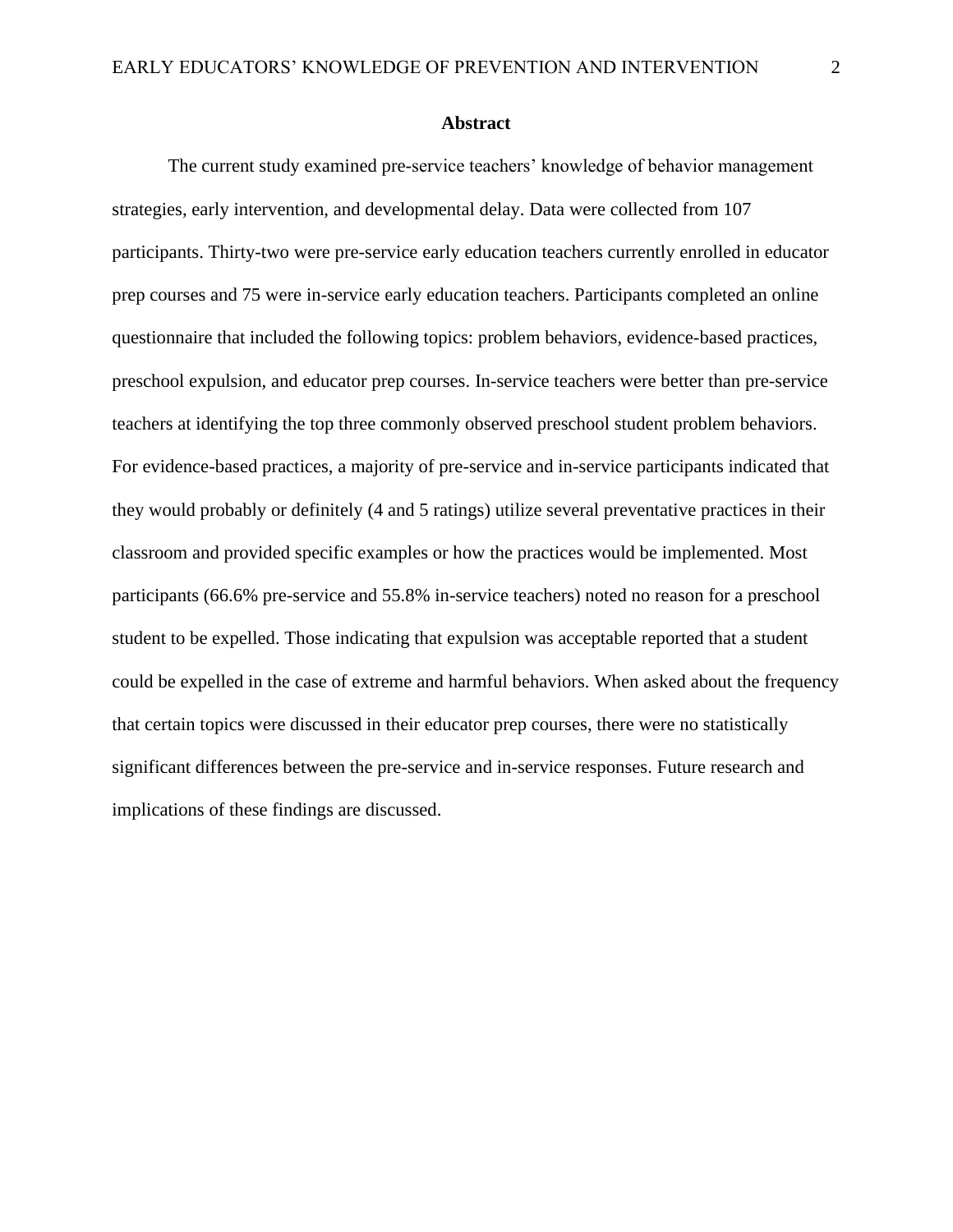## Abstract

The current study examined pre-service teachers' knowledge of behavior management strategies, early intervention, and developmental delay. Data were collected from 107 participants. Thirty-two were pre-service early education teachers currently enrolled in educator prep courses and 75 were in-service early education teachers. Participants completed an online questionnaire that included the following topics: problem behaviors, evidence-based practices, preschool expulsion, and educator prep courses. In-service teachers were better than pre-service teachers at identifying the top three commonly observed preschool student problem behaviors. For evidence-based practices, a majority of pre-service and in-service participants indicated that they would probably or definitely (4 and 5 ratings) utilize several preventative practices in their classroom and provided specific examples or how the practices would be implemented. Most participants (66.6% pre-service and 55.8% in-service teachers) noted no reason for a preschool student to be expelled. Those indicating that expulsion was acceptable reported that a student could be expelled in the case of extreme and harmful behaviors. When asked about the frequency that certain topics were discussed in their educator prep courses, there were no statistically significant differences between the pre-service and in-service responses. Future research and implications of these findings are discussed.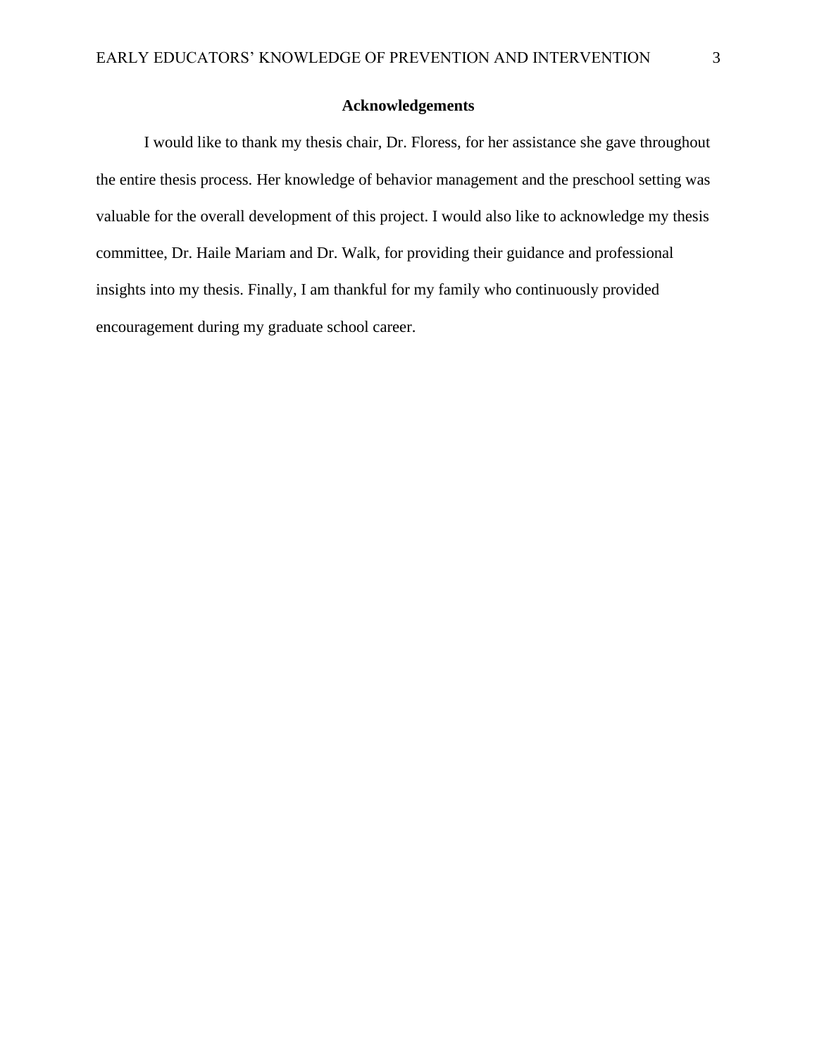# Acknowledgements

I would like to thank my thesis chair, Dr. Floress, for her assistance she gave throughout the entire thesis process. Her knowledge of behavior management and the preschool setting was valuable for the overall development of this project. I would also like to acknowledge my thesis committee, Dr. Haile Mariam and Dr. Walk, for providing their guidance and professional insights into my thesis. Finally, I am thankful for my family who continuously provided encouragement during my graduate school career.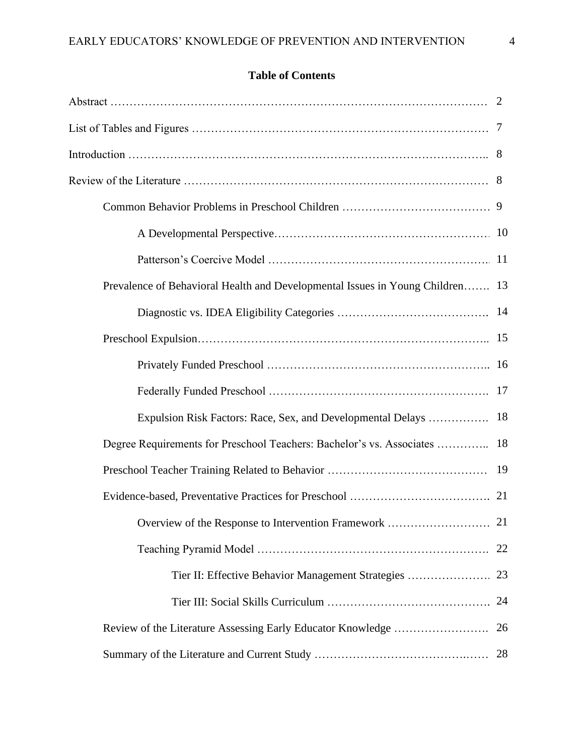## Table of Contents

Abstract ........................................................................................................ 2

List of Tables and Figures ........................................................................ 7

Introduction ................................................................................................. 8

Review of the Literature ............................................................................ 8

- Common Behavior Problems in Preschool Children ................................. 9
  - A Developmental Perspective .................................................................. 10
  - Patterson's Coercive Model .................................................................... 11
- Prevalence of Behavioral Health and Developmental Issues in Young Children ....... 13
  - Diagnostic vs. IDEA Eligibility Categories ............................................ 14
- Preschool Expulsion .................................................................................. 15
  - Privately Funded Preschool .................................................................... 16
  - Federally Funded Preschool .................................................................... 17
  - Expulsion Risk Factors: Race, Sex, and Developmental Delays ............... 18
- Degree Requirements for Preschool Teachers: Bachelor's vs. Associates ............. 18
- Preschool Teacher Training Related to Behavior ....................................... 19
- Evidence-based, Preventative Practices for Preschool ................................ 21
  - Overview of the Response to Intervention Framework ............................. 21
  - Teaching Pyramid Model ........................................................................ 22
    - Tier II: Effective Behavior Management Strategies ............................. 23
    - Tier III: Social Skills Curriculum ........................................................ 24
- Review of the Literature Assessing Early Educator Knowledge ..................... 26
- Summary of the Literature and Current Study ........................................... 28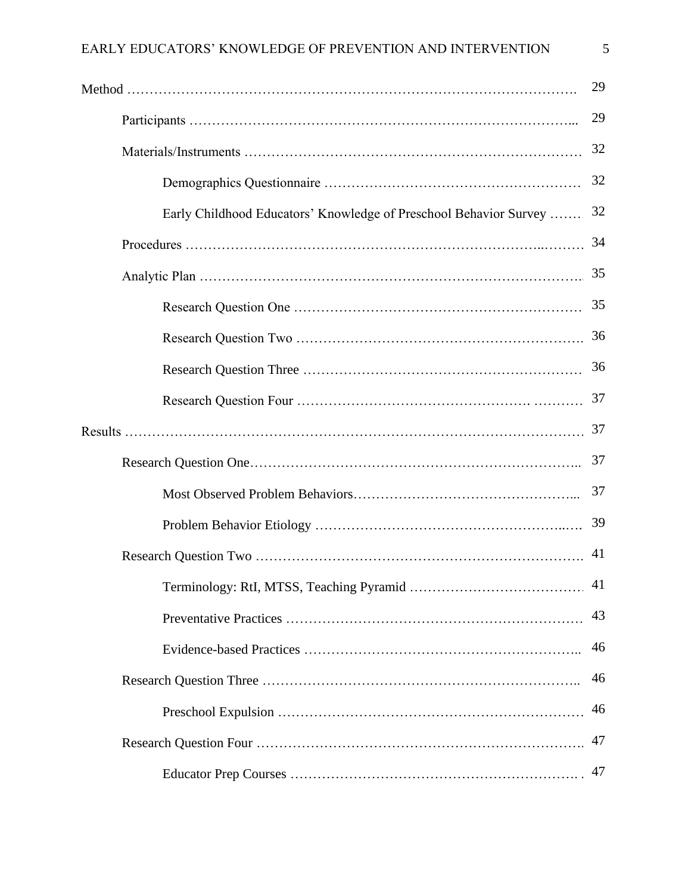Method ………………………………………………………………………………………. 29

- Participants ………………………………………………………………………... 29
- Materials/Instruments ……………………………………………………………… 32
  - Demographics Questionnaire ………………………………………………… 32
  - Early Childhood Educators' Knowledge of Preschool Behavior Survey ……. 32
- Procedures ………………………………………………………………….……… 34
- Analytic Plan ……………………………………………………………………… 35
  - Research Question One ……………………………………………………… 35
  - Research Question Two ……………………………………………………… 36
  - Research Question Three ……………………………………………………… 36
  - Research Question Four ……………………………………………………… 37

Results …………………………………………………………………………………… 37

- Research Question One……………………………………………………………….. 37
  - Most Observed Problem Behaviors…………………………………………... 37
  - Problem Behavior Etiology ………………………………………………..…. 39
- Research Question Two ……………………………………………………………. 41
  - Terminology: RtI, MTSS, Teaching Pyramid ………………………………… 41
  - Preventative Practices ………………………………………………………… 43
  - Evidence-based Practices …………………………………………………….. 46
- Research Question Three …………………………………………………………... 46
  - Preschool Expulsion …………………………………………………………… 46
- Research Question Four ……………………………………………………………. 47
  - Educator Prep Courses ………………………………………………………. . 47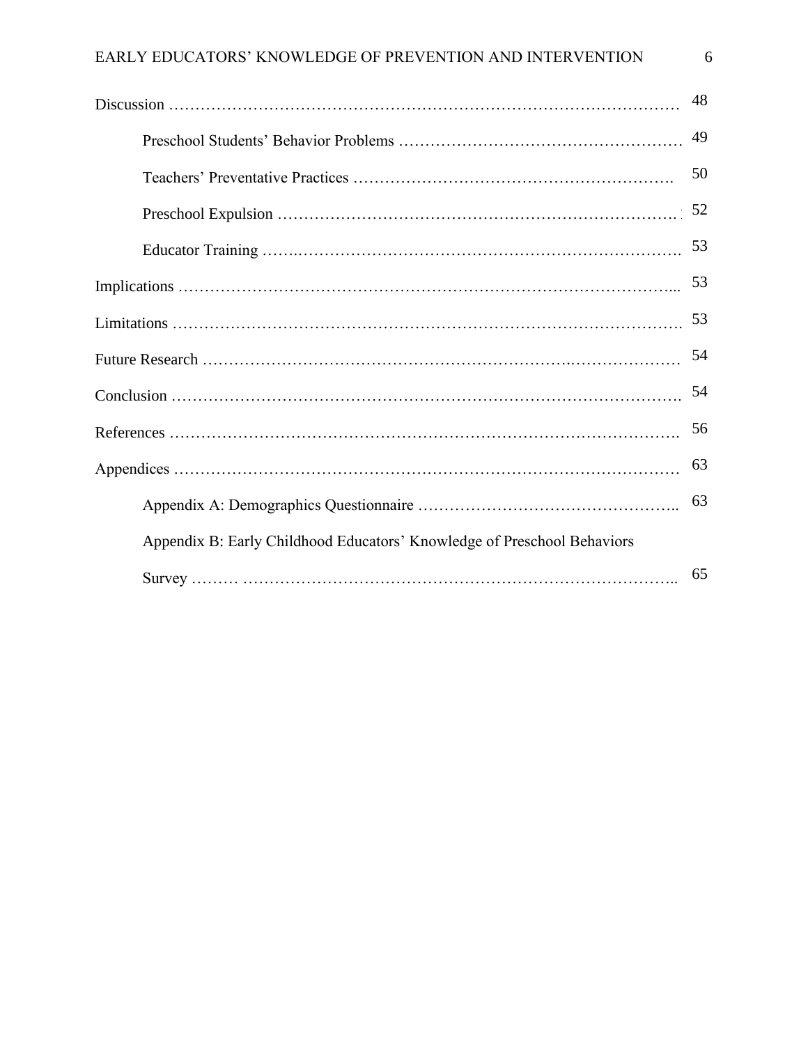Discussion ………………………………………………………………………………… 48

Preschool Students' Behavior Problems ……………………………………………… 49

Teachers' Preventative Practices ………………………………………………… 50

Preschool Expulsion ……………………………………………………………… 52

Educator Training ………………………………………………………………… 53

Implications …………………………………………………………………………... 53

Limitations ……………………………………………………………………………. 53

Future Research ………………………………………………………………………… 54

Conclusion ……………………………………………………………………………. 54

References ……………………………………………………………………………. 56

Appendices …………………………………………………………………………… 63

Appendix A: Demographics Questionnaire ………………………………………….. 63

Appendix B: Early Childhood Educators' Knowledge of Preschool Behaviors Survey ……… ………………………………………………………………….. 65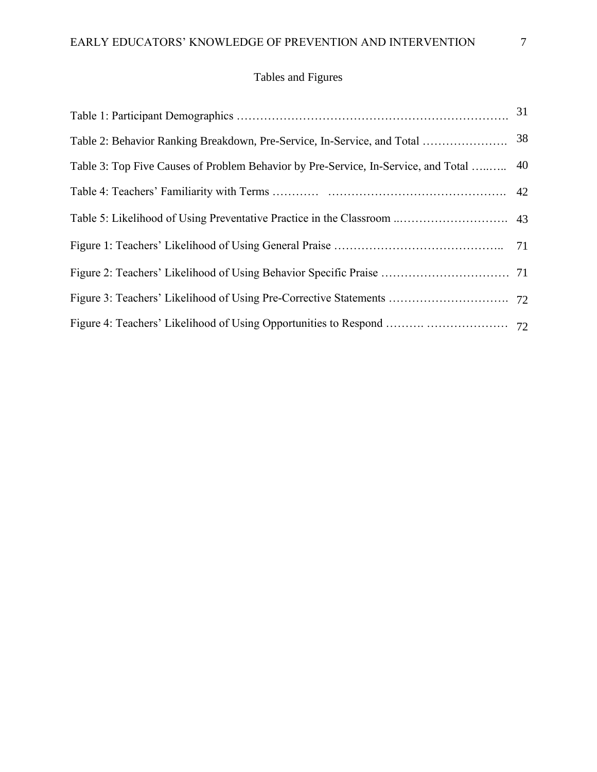# Tables and Figures

| | |
|---|---|
| Table 1: Participant Demographics | 31 |
| Table 2: Behavior Ranking Breakdown, Pre-Service, In-Service, and Total | 38 |
| Table 3: Top Five Causes of Problem Behavior by Pre-Service, In-Service, and Total | 40 |
| Table 4: Teachers' Familiarity with Terms | 42 |
| Table 5: Likelihood of Using Preventative Practice in the Classroom | 43 |
| Figure 1: Teachers' Likelihood of Using General Praise | 71 |
| Figure 2: Teachers' Likelihood of Using Behavior Specific Praise | 71 |
| Figure 3: Teachers' Likelihood of Using Pre-Corrective Statements | 72 |
| Figure 4: Teachers' Likelihood of Using Opportunities to Respond | 72 |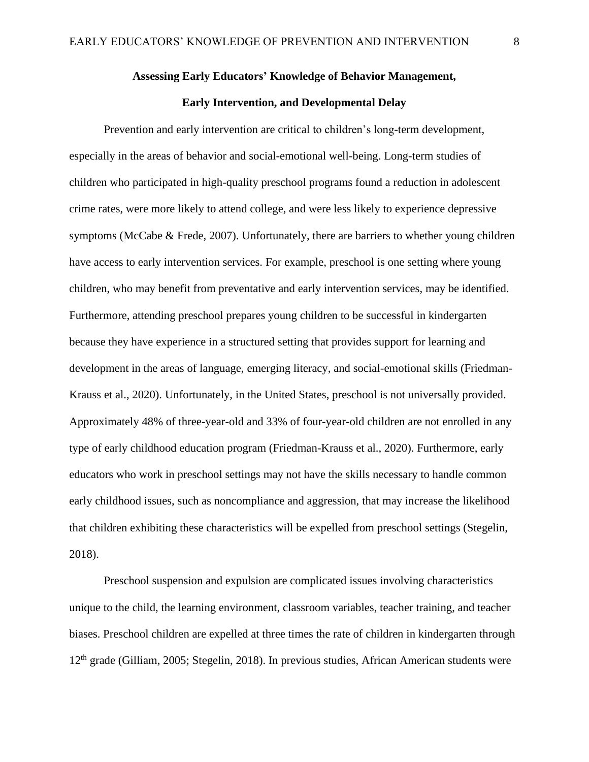**Assessing Early Educators' Knowledge of Behavior Management, Early Intervention, and Developmental Delay**

Prevention and early intervention are critical to children's long-term development, especially in the areas of behavior and social-emotional well-being. Long-term studies of children who participated in high-quality preschool programs found a reduction in adolescent crime rates, were more likely to attend college, and were less likely to experience depressive symptoms (McCabe & Frede, 2007). Unfortunately, there are barriers to whether young children have access to early intervention services. For example, preschool is one setting where young children, who may benefit from preventative and early intervention services, may be identified. Furthermore, attending preschool prepares young children to be successful in kindergarten because they have experience in a structured setting that provides support for learning and development in the areas of language, emerging literacy, and social-emotional skills (Friedman-Krauss et al., 2020). Unfortunately, in the United States, preschool is not universally provided. Approximately 48% of three-year-old and 33% of four-year-old children are not enrolled in any type of early childhood education program (Friedman-Krauss et al., 2020). Furthermore, early educators who work in preschool settings may not have the skills necessary to handle common early childhood issues, such as noncompliance and aggression, that may increase the likelihood that children exhibiting these characteristics will be expelled from preschool settings (Stegelin, 2018).

Preschool suspension and expulsion are complicated issues involving characteristics unique to the child, the learning environment, classroom variables, teacher training, and teacher biases. Preschool children are expelled at three times the rate of children in kindergarten through 12th grade (Gilliam, 2005; Stegelin, 2018). In previous studies, African American students were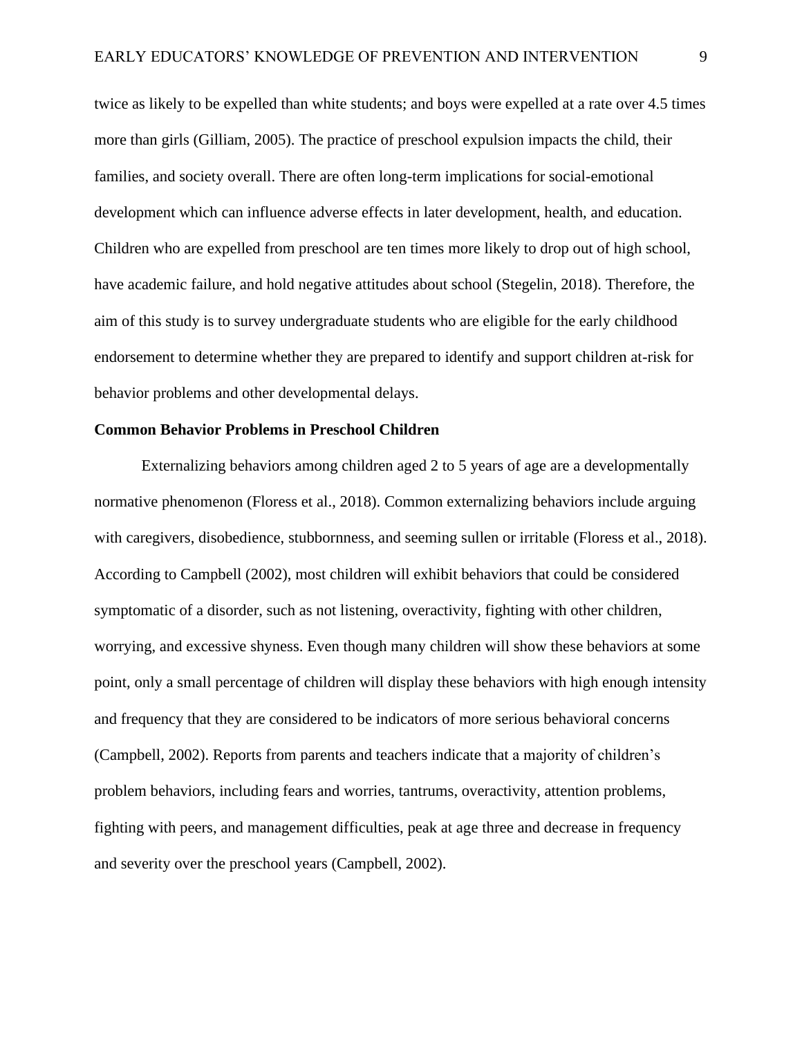twice as likely to be expelled than white students; and boys were expelled at a rate over 4.5 times more than girls (Gilliam, 2005). The practice of preschool expulsion impacts the child, their families, and society overall. There are often long-term implications for social-emotional development which can influence adverse effects in later development, health, and education. Children who are expelled from preschool are ten times more likely to drop out of high school, have academic failure, and hold negative attitudes about school (Stegelin, 2018). Therefore, the aim of this study is to survey undergraduate students who are eligible for the early childhood endorsement to determine whether they are prepared to identify and support children at-risk for behavior problems and other developmental delays.

**Common Behavior Problems in Preschool Children**

Externalizing behaviors among children aged 2 to 5 years of age are a developmentally normative phenomenon (Floress et al., 2018). Common externalizing behaviors include arguing with caregivers, disobedience, stubbornness, and seeming sullen or irritable (Floress et al., 2018). According to Campbell (2002), most children will exhibit behaviors that could be considered symptomatic of a disorder, such as not listening, overactivity, fighting with other children, worrying, and excessive shyness. Even though many children will show these behaviors at some point, only a small percentage of children will display these behaviors with high enough intensity and frequency that they are considered to be indicators of more serious behavioral concerns (Campbell, 2002). Reports from parents and teachers indicate that a majority of children's problem behaviors, including fears and worries, tantrums, overactivity, attention problems, fighting with peers, and management difficulties, peak at age three and decrease in frequency and severity over the preschool years (Campbell, 2002).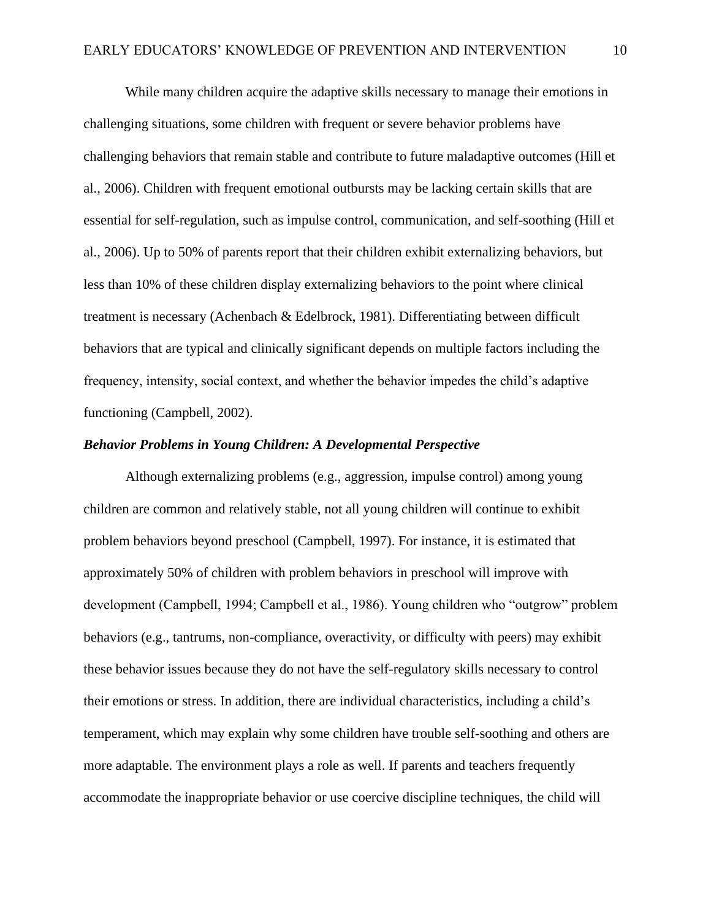While many children acquire the adaptive skills necessary to manage their emotions in challenging situations, some children with frequent or severe behavior problems have challenging behaviors that remain stable and contribute to future maladaptive outcomes (Hill et al., 2006). Children with frequent emotional outbursts may be lacking certain skills that are essential for self-regulation, such as impulse control, communication, and self-soothing (Hill et al., 2006). Up to 50% of parents report that their children exhibit externalizing behaviors, but less than 10% of these children display externalizing behaviors to the point where clinical treatment is necessary (Achenbach & Edelbrock, 1981). Differentiating between difficult behaviors that are typical and clinically significant depends on multiple factors including the frequency, intensity, social context, and whether the behavior impedes the child's adaptive functioning (Campbell, 2002).

### ***Behavior Problems in Young Children: A Developmental Perspective***

Although externalizing problems (e.g., aggression, impulse control) among young children are common and relatively stable, not all young children will continue to exhibit problem behaviors beyond preschool (Campbell, 1997). For instance, it is estimated that approximately 50% of children with problem behaviors in preschool will improve with development (Campbell, 1994; Campbell et al., 1986). Young children who "outgrow" problem behaviors (e.g., tantrums, non-compliance, overactivity, or difficulty with peers) may exhibit these behavior issues because they do not have the self-regulatory skills necessary to control their emotions or stress. In addition, there are individual characteristics, including a child's temperament, which may explain why some children have trouble self-soothing and others are more adaptable. The environment plays a role as well. If parents and teachers frequently accommodate the inappropriate behavior or use coercive discipline techniques, the child will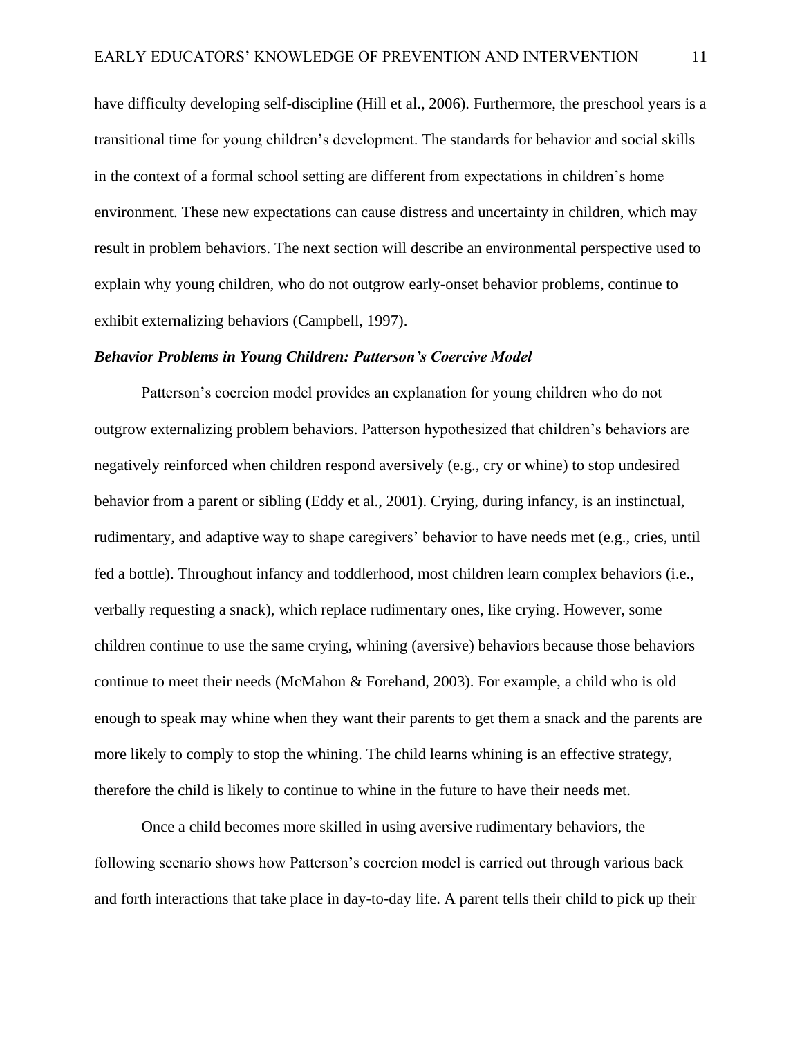have difficulty developing self-discipline (Hill et al., 2006). Furthermore, the preschool years is a transitional time for young children's development. The standards for behavior and social skills in the context of a formal school setting are different from expectations in children's home environment. These new expectations can cause distress and uncertainty in children, which may result in problem behaviors. The next section will describe an environmental perspective used to explain why young children, who do not outgrow early-onset behavior problems, continue to exhibit externalizing behaviors (Campbell, 1997).

### ***Behavior Problems in Young Children: Patterson's Coercive Model***

Patterson's coercion model provides an explanation for young children who do not outgrow externalizing problem behaviors. Patterson hypothesized that children's behaviors are negatively reinforced when children respond aversively (e.g., cry or whine) to stop undesired behavior from a parent or sibling (Eddy et al., 2001). Crying, during infancy, is an instinctual, rudimentary, and adaptive way to shape caregivers' behavior to have needs met (e.g., cries, until fed a bottle). Throughout infancy and toddlerhood, most children learn complex behaviors (i.e., verbally requesting a snack), which replace rudimentary ones, like crying. However, some children continue to use the same crying, whining (aversive) behaviors because those behaviors continue to meet their needs (McMahon & Forehand, 2003). For example, a child who is old enough to speak may whine when they want their parents to get them a snack and the parents are more likely to comply to stop the whining. The child learns whining is an effective strategy, therefore the child is likely to continue to whine in the future to have their needs met.

Once a child becomes more skilled in using aversive rudimentary behaviors, the following scenario shows how Patterson's coercion model is carried out through various back and forth interactions that take place in day-to-day life. A parent tells their child to pick up their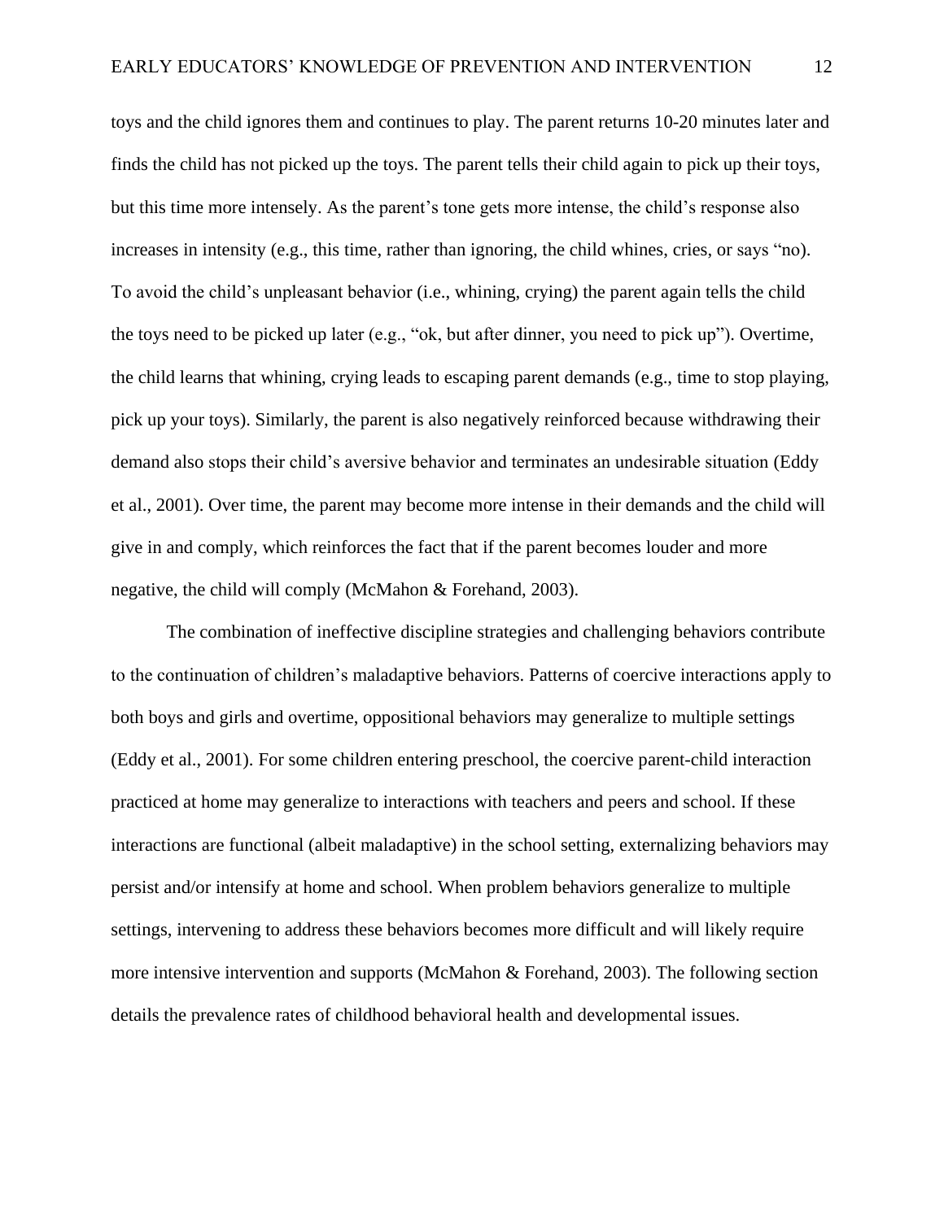toys and the child ignores them and continues to play. The parent returns 10-20 minutes later and finds the child has not picked up the toys. The parent tells their child again to pick up their toys, but this time more intensely. As the parent's tone gets more intense, the child's response also increases in intensity (e.g., this time, rather than ignoring, the child whines, cries, or says "no). To avoid the child's unpleasant behavior (i.e., whining, crying) the parent again tells the child the toys need to be picked up later (e.g., "ok, but after dinner, you need to pick up"). Overtime, the child learns that whining, crying leads to escaping parent demands (e.g., time to stop playing, pick up your toys). Similarly, the parent is also negatively reinforced because withdrawing their demand also stops their child's aversive behavior and terminates an undesirable situation (Eddy et al., 2001). Over time, the parent may become more intense in their demands and the child will give in and comply, which reinforces the fact that if the parent becomes louder and more negative, the child will comply (McMahon & Forehand, 2003).

The combination of ineffective discipline strategies and challenging behaviors contribute to the continuation of children's maladaptive behaviors. Patterns of coercive interactions apply to both boys and girls and overtime, oppositional behaviors may generalize to multiple settings (Eddy et al., 2001). For some children entering preschool, the coercive parent-child interaction practiced at home may generalize to interactions with teachers and peers and school. If these interactions are functional (albeit maladaptive) in the school setting, externalizing behaviors may persist and/or intensify at home and school. When problem behaviors generalize to multiple settings, intervening to address these behaviors becomes more difficult and will likely require more intensive intervention and supports (McMahon & Forehand, 2003). The following section details the prevalence rates of childhood behavioral health and developmental issues.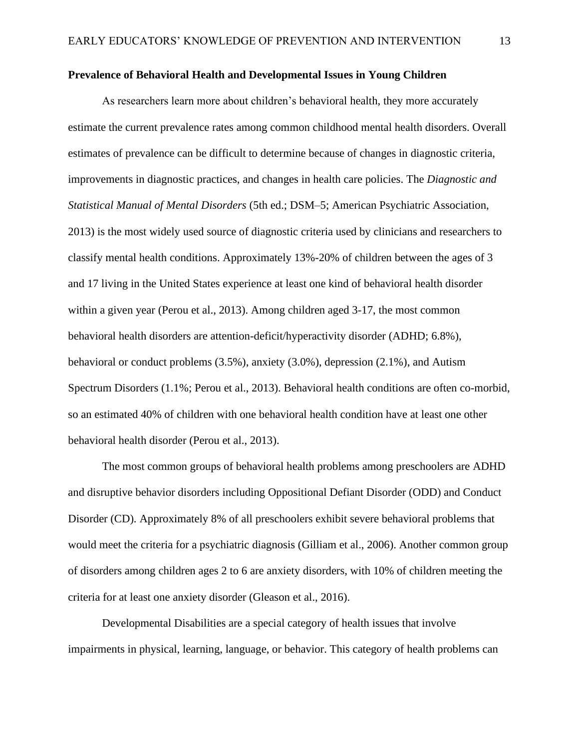### Prevalence of Behavioral Health and Developmental Issues in Young Children

As researchers learn more about children's behavioral health, they more accurately estimate the current prevalence rates among common childhood mental health disorders. Overall estimates of prevalence can be difficult to determine because of changes in diagnostic criteria, improvements in diagnostic practices, and changes in health care policies. The *Diagnostic and Statistical Manual of Mental Disorders* (5th ed.; DSM–5; American Psychiatric Association, 2013) is the most widely used source of diagnostic criteria used by clinicians and researchers to classify mental health conditions. Approximately 13%-20% of children between the ages of 3 and 17 living in the United States experience at least one kind of behavioral health disorder within a given year (Perou et al., 2013). Among children aged 3-17, the most common behavioral health disorders are attention-deficit/hyperactivity disorder (ADHD; 6.8%), behavioral or conduct problems (3.5%), anxiety (3.0%), depression (2.1%), and Autism Spectrum Disorders (1.1%; Perou et al., 2013). Behavioral health conditions are often co-morbid, so an estimated 40% of children with one behavioral health condition have at least one other behavioral health disorder (Perou et al., 2013).

The most common groups of behavioral health problems among preschoolers are ADHD and disruptive behavior disorders including Oppositional Defiant Disorder (ODD) and Conduct Disorder (CD). Approximately 8% of all preschoolers exhibit severe behavioral problems that would meet the criteria for a psychiatric diagnosis (Gilliam et al., 2006). Another common group of disorders among children ages 2 to 6 are anxiety disorders, with 10% of children meeting the criteria for at least one anxiety disorder (Gleason et al., 2016).

Developmental Disabilities are a special category of health issues that involve impairments in physical, learning, language, or behavior. This category of health problems can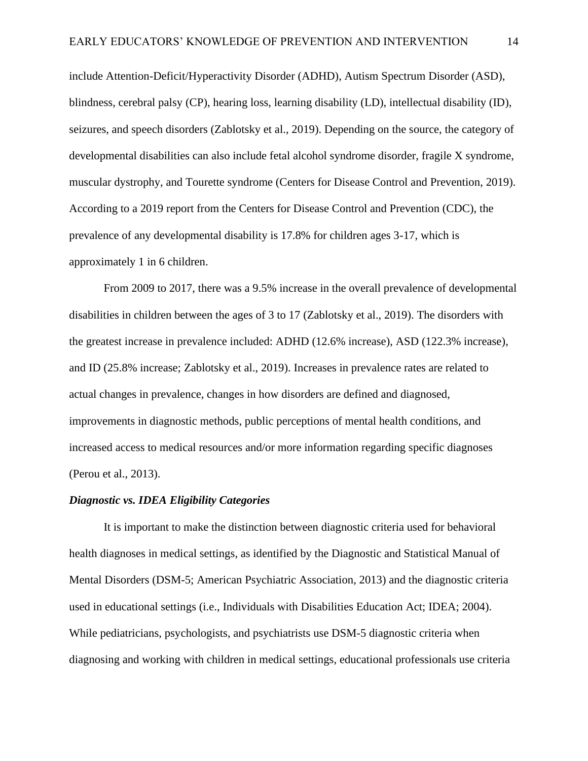include Attention-Deficit/Hyperactivity Disorder (ADHD), Autism Spectrum Disorder (ASD), blindness, cerebral palsy (CP), hearing loss, learning disability (LD), intellectual disability (ID), seizures, and speech disorders (Zablotsky et al., 2019). Depending on the source, the category of developmental disabilities can also include fetal alcohol syndrome disorder, fragile X syndrome, muscular dystrophy, and Tourette syndrome (Centers for Disease Control and Prevention, 2019). According to a 2019 report from the Centers for Disease Control and Prevention (CDC), the prevalence of any developmental disability is 17.8% for children ages 3-17, which is approximately 1 in 6 children.

From 2009 to 2017, there was a 9.5% increase in the overall prevalence of developmental disabilities in children between the ages of 3 to 17 (Zablotsky et al., 2019). The disorders with the greatest increase in prevalence included: ADHD (12.6% increase), ASD (122.3% increase), and ID (25.8% increase; Zablotsky et al., 2019). Increases in prevalence rates are related to actual changes in prevalence, changes in how disorders are defined and diagnosed, improvements in diagnostic methods, public perceptions of mental health conditions, and increased access to medical resources and/or more information regarding specific diagnoses (Perou et al., 2013).

### *Diagnostic vs. IDEA Eligibility Categories*

It is important to make the distinction between diagnostic criteria used for behavioral health diagnoses in medical settings, as identified by the Diagnostic and Statistical Manual of Mental Disorders (DSM-5; American Psychiatric Association, 2013) and the diagnostic criteria used in educational settings (i.e., Individuals with Disabilities Education Act; IDEA; 2004). While pediatricians, psychologists, and psychiatrists use DSM-5 diagnostic criteria when diagnosing and working with children in medical settings, educational professionals use criteria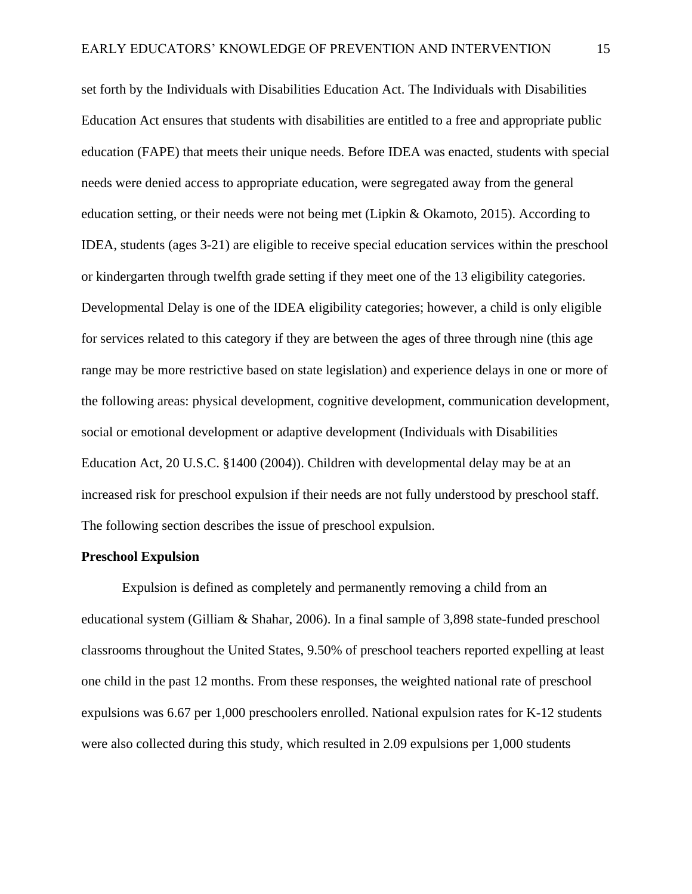set forth by the Individuals with Disabilities Education Act. The Individuals with Disabilities Education Act ensures that students with disabilities are entitled to a free and appropriate public education (FAPE) that meets their unique needs. Before IDEA was enacted, students with special needs were denied access to appropriate education, were segregated away from the general education setting, or their needs were not being met (Lipkin & Okamoto, 2015). According to IDEA, students (ages 3-21) are eligible to receive special education services within the preschool or kindergarten through twelfth grade setting if they meet one of the 13 eligibility categories. Developmental Delay is one of the IDEA eligibility categories; however, a child is only eligible for services related to this category if they are between the ages of three through nine (this age range may be more restrictive based on state legislation) and experience delays in one or more of the following areas: physical development, cognitive development, communication development, social or emotional development or adaptive development (Individuals with Disabilities Education Act, 20 U.S.C. §1400 (2004)). Children with developmental delay may be at an increased risk for preschool expulsion if their needs are not fully understood by preschool staff. The following section describes the issue of preschool expulsion.

**Preschool Expulsion**

Expulsion is defined as completely and permanently removing a child from an educational system (Gilliam & Shahar, 2006). In a final sample of 3,898 state-funded preschool classrooms throughout the United States, 9.50% of preschool teachers reported expelling at least one child in the past 12 months. From these responses, the weighted national rate of preschool expulsions was 6.67 per 1,000 preschoolers enrolled. National expulsion rates for K-12 students were also collected during this study, which resulted in 2.09 expulsions per 1,000 students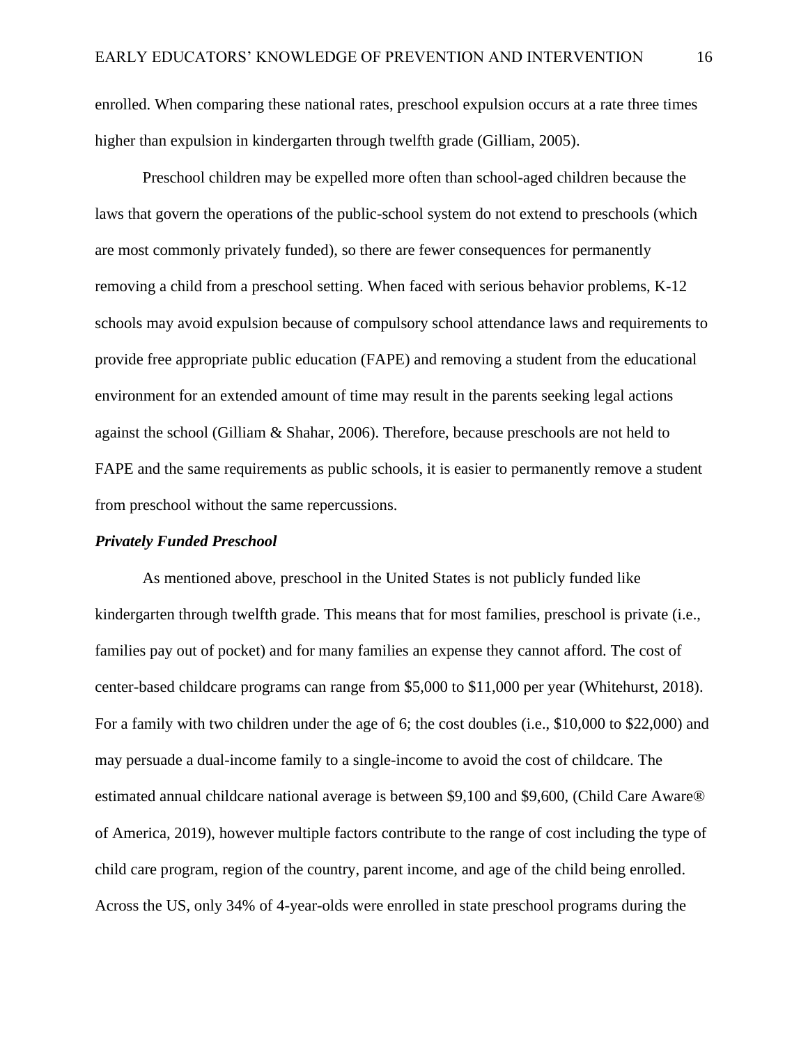enrolled. When comparing these national rates, preschool expulsion occurs at a rate three times higher than expulsion in kindergarten through twelfth grade (Gilliam, 2005).

Preschool children may be expelled more often than school-aged children because the laws that govern the operations of the public-school system do not extend to preschools (which are most commonly privately funded), so there are fewer consequences for permanently removing a child from a preschool setting. When faced with serious behavior problems, K-12 schools may avoid expulsion because of compulsory school attendance laws and requirements to provide free appropriate public education (FAPE) and removing a student from the educational environment for an extended amount of time may result in the parents seeking legal actions against the school (Gilliam & Shahar, 2006). Therefore, because preschools are not held to FAPE and the same requirements as public schools, it is easier to permanently remove a student from preschool without the same repercussions.

### ***Privately Funded Preschool***

As mentioned above, preschool in the United States is not publicly funded like kindergarten through twelfth grade. This means that for most families, preschool is private (i.e., families pay out of pocket) and for many families an expense they cannot afford. The cost of center-based childcare programs can range from $5,000 to $11,000 per year (Whitehurst, 2018). For a family with two children under the age of 6; the cost doubles (i.e., $10,000 to $22,000) and may persuade a dual-income family to a single-income to avoid the cost of childcare. The estimated annual childcare national average is between $9,100 and $9,600, (Child Care Aware® of America, 2019), however multiple factors contribute to the range of cost including the type of child care program, region of the country, parent income, and age of the child being enrolled. Across the US, only 34% of 4-year-olds were enrolled in state preschool programs during the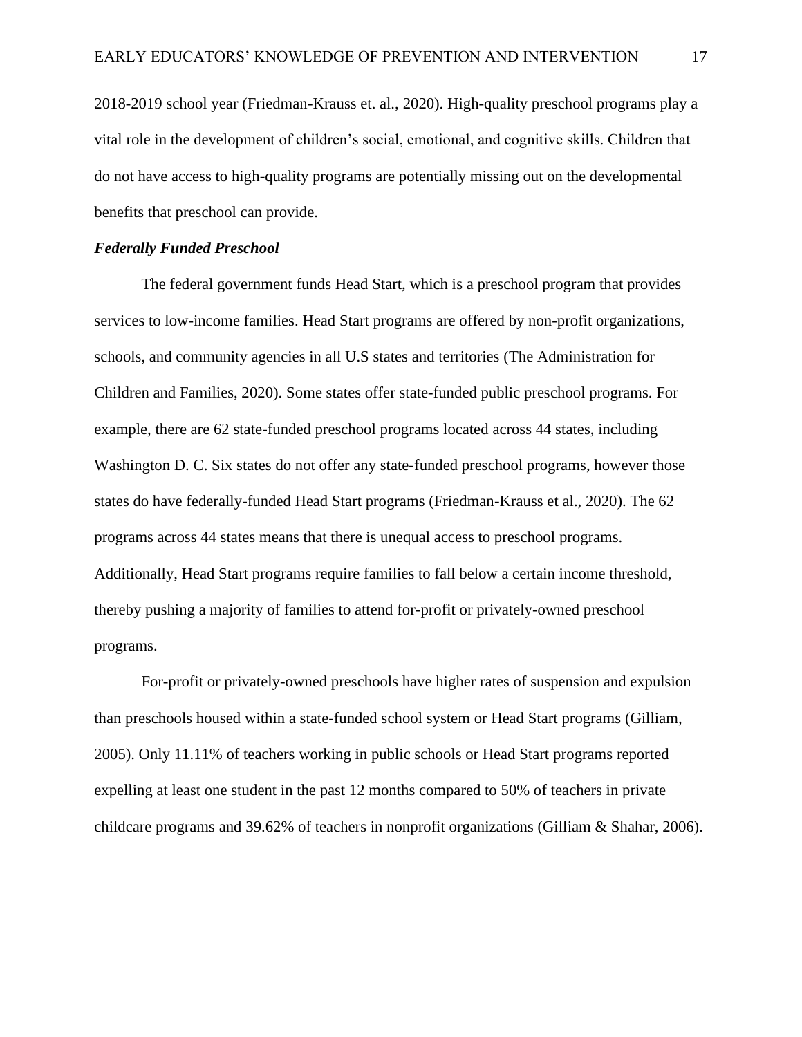2018-2019 school year (Friedman-Krauss et. al., 2020). High-quality preschool programs play a vital role in the development of children's social, emotional, and cognitive skills. Children that do not have access to high-quality programs are potentially missing out on the developmental benefits that preschool can provide.

### *Federally Funded Preschool*

The federal government funds Head Start, which is a preschool program that provides services to low-income families. Head Start programs are offered by non-profit organizations, schools, and community agencies in all U.S states and territories (The Administration for Children and Families, 2020). Some states offer state-funded public preschool programs. For example, there are 62 state-funded preschool programs located across 44 states, including Washington D. C. Six states do not offer any state-funded preschool programs, however those states do have federally-funded Head Start programs (Friedman-Krauss et al., 2020). The 62 programs across 44 states means that there is unequal access to preschool programs. Additionally, Head Start programs require families to fall below a certain income threshold, thereby pushing a majority of families to attend for-profit or privately-owned preschool programs.

For-profit or privately-owned preschools have higher rates of suspension and expulsion than preschools housed within a state-funded school system or Head Start programs (Gilliam, 2005). Only 11.11% of teachers working in public schools or Head Start programs reported expelling at least one student in the past 12 months compared to 50% of teachers in private childcare programs and 39.62% of teachers in nonprofit organizations (Gilliam & Shahar, 2006).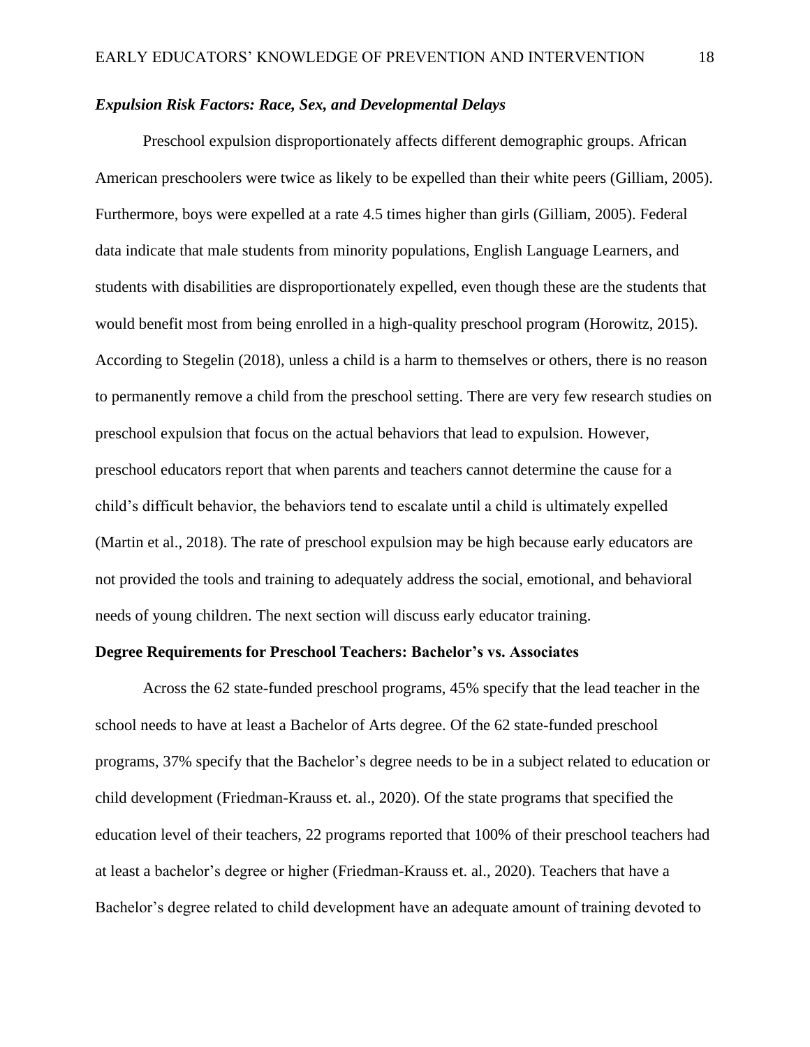### *Expulsion Risk Factors: Race, Sex, and Developmental Delays*

Preschool expulsion disproportionately affects different demographic groups. African American preschoolers were twice as likely to be expelled than their white peers (Gilliam, 2005). Furthermore, boys were expelled at a rate 4.5 times higher than girls (Gilliam, 2005). Federal data indicate that male students from minority populations, English Language Learners, and students with disabilities are disproportionately expelled, even though these are the students that would benefit most from being enrolled in a high-quality preschool program (Horowitz, 2015). According to Stegelin (2018), unless a child is a harm to themselves or others, there is no reason to permanently remove a child from the preschool setting. There are very few research studies on preschool expulsion that focus on the actual behaviors that lead to expulsion. However, preschool educators report that when parents and teachers cannot determine the cause for a child's difficult behavior, the behaviors tend to escalate until a child is ultimately expelled (Martin et al., 2018). The rate of preschool expulsion may be high because early educators are not provided the tools and training to adequately address the social, emotional, and behavioral needs of young children. The next section will discuss early educator training.

## Degree Requirements for Preschool Teachers: Bachelor's vs. Associates

Across the 62 state-funded preschool programs, 45% specify that the lead teacher in the school needs to have at least a Bachelor of Arts degree. Of the 62 state-funded preschool programs, 37% specify that the Bachelor's degree needs to be in a subject related to education or child development (Friedman-Krauss et. al., 2020). Of the state programs that specified the education level of their teachers, 22 programs reported that 100% of their preschool teachers had at least a bachelor's degree or higher (Friedman-Krauss et. al., 2020). Teachers that have a Bachelor's degree related to child development have an adequate amount of training devoted to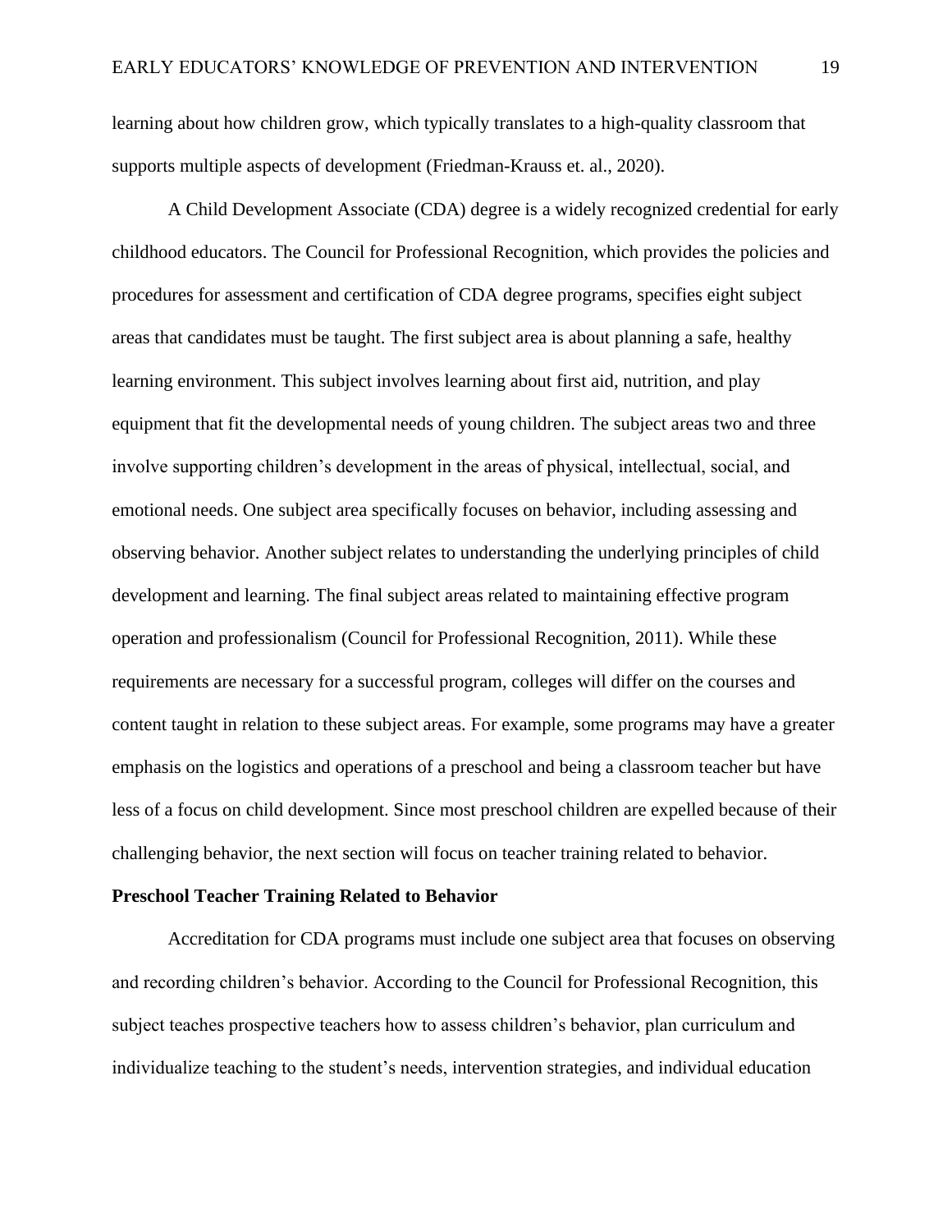learning about how children grow, which typically translates to a high-quality classroom that supports multiple aspects of development (Friedman-Krauss et. al., 2020).

A Child Development Associate (CDA) degree is a widely recognized credential for early childhood educators. The Council for Professional Recognition, which provides the policies and procedures for assessment and certification of CDA degree programs, specifies eight subject areas that candidates must be taught. The first subject area is about planning a safe, healthy learning environment. This subject involves learning about first aid, nutrition, and play equipment that fit the developmental needs of young children. The subject areas two and three involve supporting children's development in the areas of physical, intellectual, social, and emotional needs. One subject area specifically focuses on behavior, including assessing and observing behavior. Another subject relates to understanding the underlying principles of child development and learning. The final subject areas related to maintaining effective program operation and professionalism (Council for Professional Recognition, 2011). While these requirements are necessary for a successful program, colleges will differ on the courses and content taught in relation to these subject areas. For example, some programs may have a greater emphasis on the logistics and operations of a preschool and being a classroom teacher but have less of a focus on child development. Since most preschool children are expelled because of their challenging behavior, the next section will focus on teacher training related to behavior.

## Preschool Teacher Training Related to Behavior

Accreditation for CDA programs must include one subject area that focuses on observing and recording children's behavior. According to the Council for Professional Recognition, this subject teaches prospective teachers how to assess children's behavior, plan curriculum and individualize teaching to the student's needs, intervention strategies, and individual education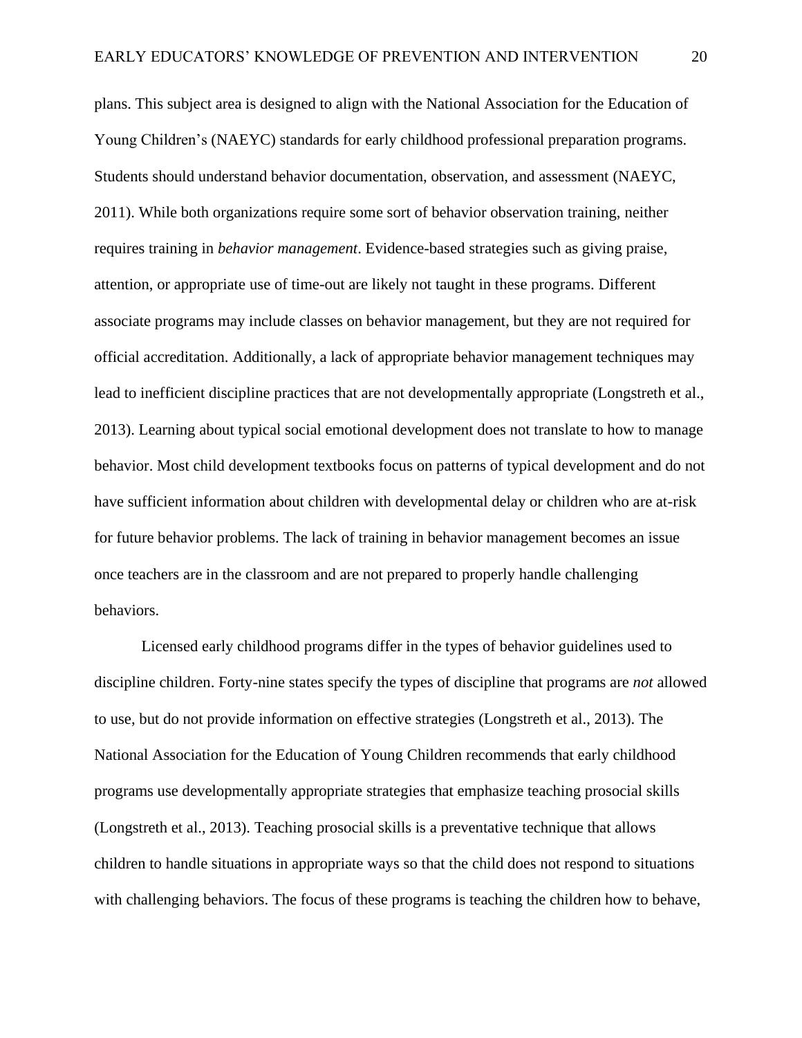plans. This subject area is designed to align with the National Association for the Education of Young Children's (NAEYC) standards for early childhood professional preparation programs. Students should understand behavior documentation, observation, and assessment (NAEYC, 2011). While both organizations require some sort of behavior observation training, neither requires training in *behavior management*. Evidence-based strategies such as giving praise, attention, or appropriate use of time-out are likely not taught in these programs. Different associate programs may include classes on behavior management, but they are not required for official accreditation. Additionally, a lack of appropriate behavior management techniques may lead to inefficient discipline practices that are not developmentally appropriate (Longstreth et al., 2013). Learning about typical social emotional development does not translate to how to manage behavior. Most child development textbooks focus on patterns of typical development and do not have sufficient information about children with developmental delay or children who are at-risk for future behavior problems. The lack of training in behavior management becomes an issue once teachers are in the classroom and are not prepared to properly handle challenging behaviors.

Licensed early childhood programs differ in the types of behavior guidelines used to discipline children. Forty-nine states specify the types of discipline that programs are *not* allowed to use, but do not provide information on effective strategies (Longstreth et al., 2013). The National Association for the Education of Young Children recommends that early childhood programs use developmentally appropriate strategies that emphasize teaching prosocial skills (Longstreth et al., 2013). Teaching prosocial skills is a preventative technique that allows children to handle situations in appropriate ways so that the child does not respond to situations with challenging behaviors. The focus of these programs is teaching the children how to behave,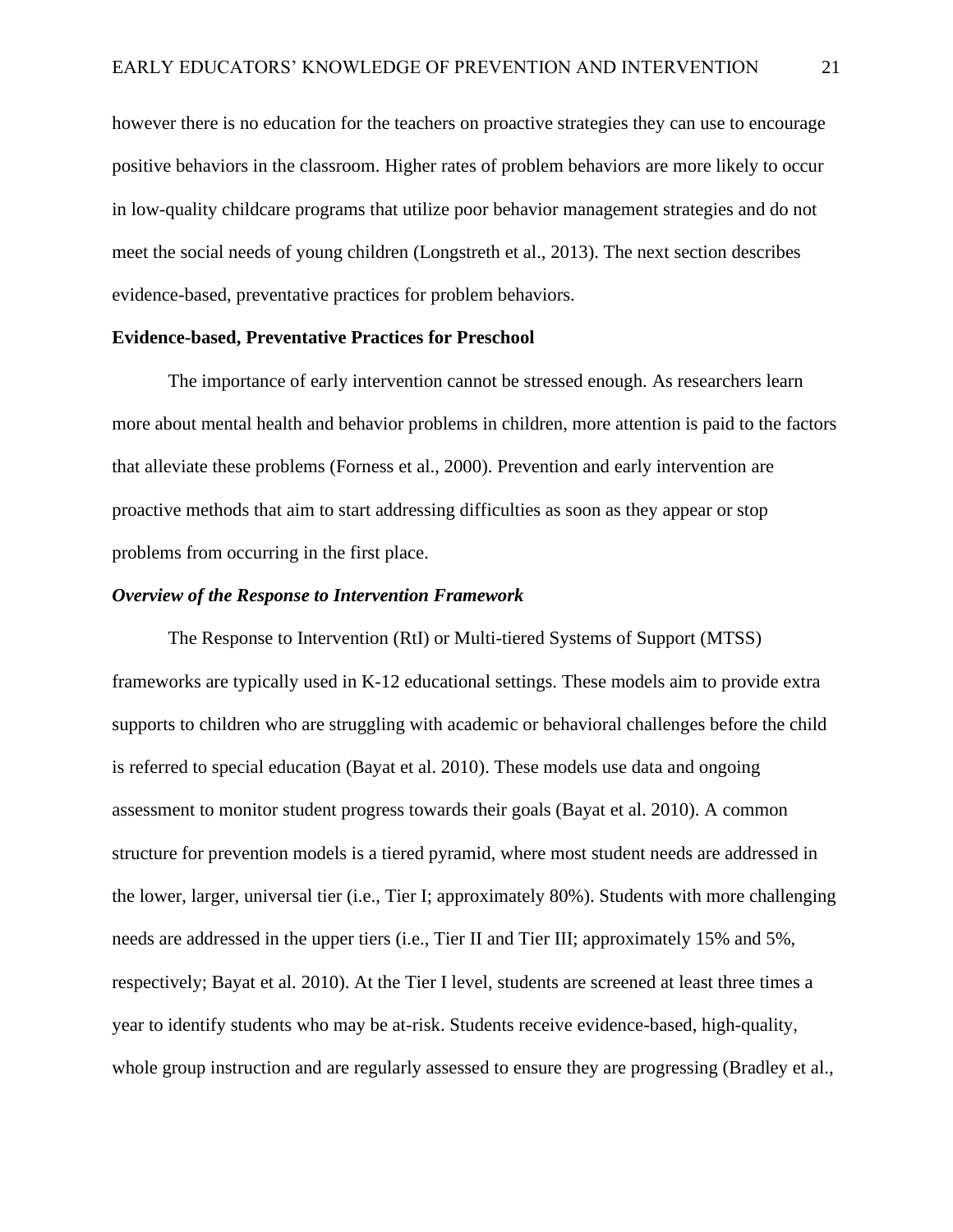however there is no education for the teachers on proactive strategies they can use to encourage positive behaviors in the classroom. Higher rates of problem behaviors are more likely to occur in low-quality childcare programs that utilize poor behavior management strategies and do not meet the social needs of young children (Longstreth et al., 2013). The next section describes evidence-based, preventative practices for problem behaviors.

## Evidence-based, Preventative Practices for Preschool

The importance of early intervention cannot be stressed enough. As researchers learn more about mental health and behavior problems in children, more attention is paid to the factors that alleviate these problems (Forness et al., 2000). Prevention and early intervention are proactive methods that aim to start addressing difficulties as soon as they appear or stop problems from occurring in the first place.

### *Overview of the Response to Intervention Framework*

The Response to Intervention (RtI) or Multi-tiered Systems of Support (MTSS) frameworks are typically used in K-12 educational settings. These models aim to provide extra supports to children who are struggling with academic or behavioral challenges before the child is referred to special education (Bayat et al. 2010). These models use data and ongoing assessment to monitor student progress towards their goals (Bayat et al. 2010). A common structure for prevention models is a tiered pyramid, where most student needs are addressed in the lower, larger, universal tier (i.e., Tier I; approximately 80%). Students with more challenging needs are addressed in the upper tiers (i.e., Tier II and Tier III; approximately 15% and 5%, respectively; Bayat et al. 2010). At the Tier I level, students are screened at least three times a year to identify students who may be at-risk. Students receive evidence-based, high-quality, whole group instruction and are regularly assessed to ensure they are progressing (Bradley et al.,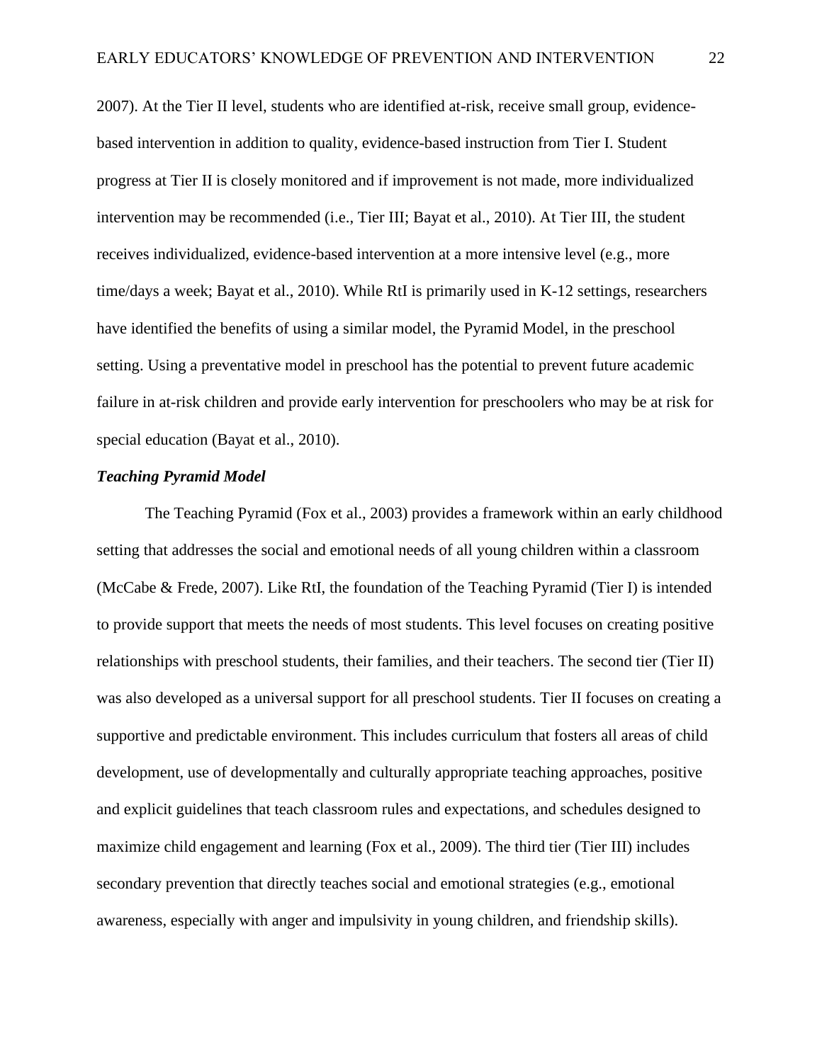2007). At the Tier II level, students who are identified at-risk, receive small group, evidence-based intervention in addition to quality, evidence-based instruction from Tier I. Student progress at Tier II is closely monitored and if improvement is not made, more individualized intervention may be recommended (i.e., Tier III; Bayat et al., 2010). At Tier III, the student receives individualized, evidence-based intervention at a more intensive level (e.g., more time/days a week; Bayat et al., 2010). While RtI is primarily used in K-12 settings, researchers have identified the benefits of using a similar model, the Pyramid Model, in the preschool setting. Using a preventative model in preschool has the potential to prevent future academic failure in at-risk children and provide early intervention for preschoolers who may be at risk for special education (Bayat et al., 2010).

***Teaching Pyramid Model***

The Teaching Pyramid (Fox et al., 2003) provides a framework within an early childhood setting that addresses the social and emotional needs of all young children within a classroom (McCabe & Frede, 2007). Like RtI, the foundation of the Teaching Pyramid (Tier I) is intended to provide support that meets the needs of most students. This level focuses on creating positive relationships with preschool students, their families, and their teachers. The second tier (Tier II) was also developed as a universal support for all preschool students. Tier II focuses on creating a supportive and predictable environment. This includes curriculum that fosters all areas of child development, use of developmentally and culturally appropriate teaching approaches, positive and explicit guidelines that teach classroom rules and expectations, and schedules designed to maximize child engagement and learning (Fox et al., 2009). The third tier (Tier III) includes secondary prevention that directly teaches social and emotional strategies (e.g., emotional awareness, especially with anger and impulsivity in young children, and friendship skills).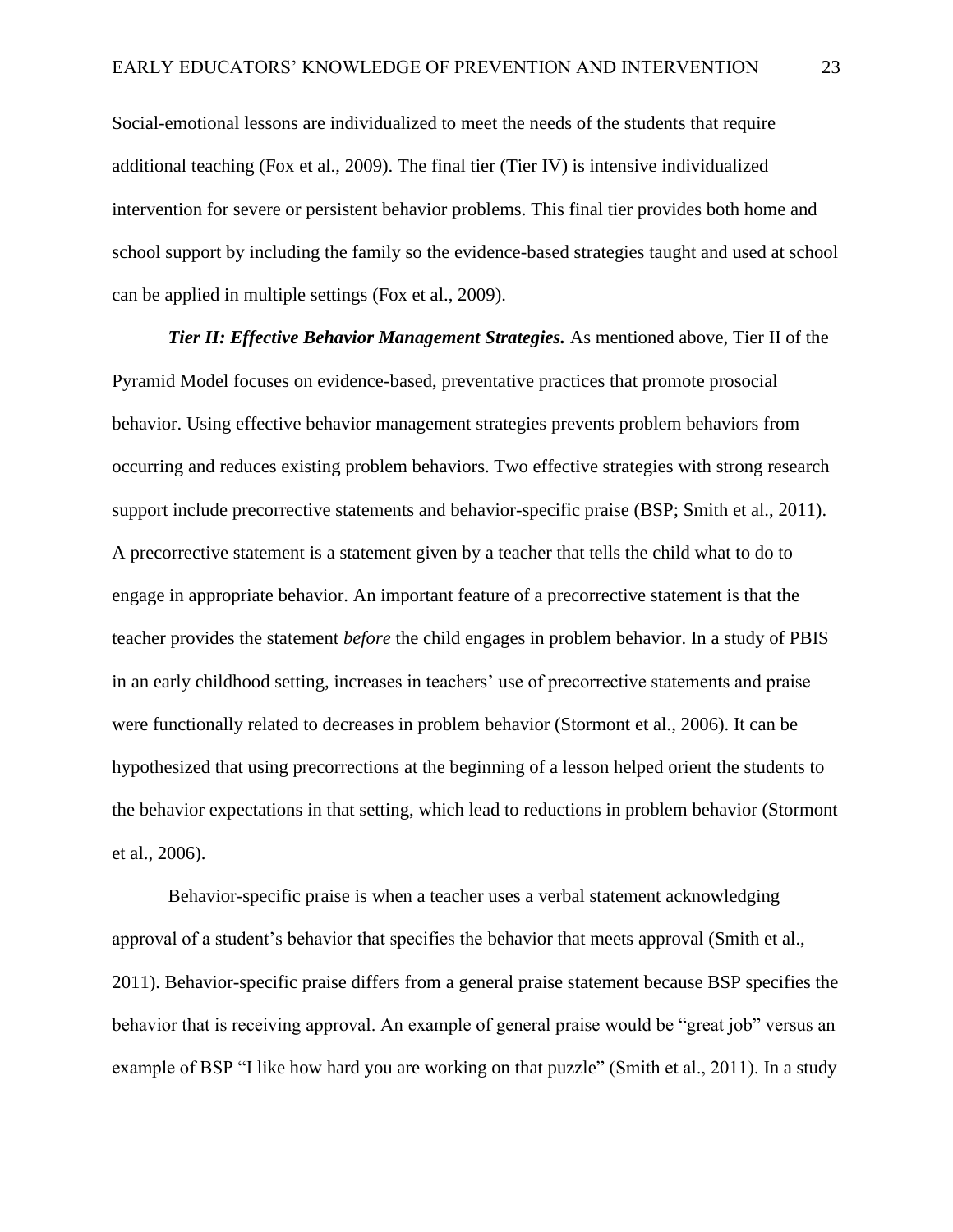Social-emotional lessons are individualized to meet the needs of the students that require additional teaching (Fox et al., 2009). The final tier (Tier IV) is intensive individualized intervention for severe or persistent behavior problems. This final tier provides both home and school support by including the family so the evidence-based strategies taught and used at school can be applied in multiple settings (Fox et al., 2009).

***Tier II: Effective Behavior Management Strategies.*** As mentioned above, Tier II of the Pyramid Model focuses on evidence-based, preventative practices that promote prosocial behavior. Using effective behavior management strategies prevents problem behaviors from occurring and reduces existing problem behaviors. Two effective strategies with strong research support include precorrective statements and behavior-specific praise (BSP; Smith et al., 2011). A precorrective statement is a statement given by a teacher that tells the child what to do to engage in appropriate behavior. An important feature of a precorrective statement is that the teacher provides the statement *before* the child engages in problem behavior. In a study of PBIS in an early childhood setting, increases in teachers' use of precorrective statements and praise were functionally related to decreases in problem behavior (Stormont et al., 2006). It can be hypothesized that using precorrections at the beginning of a lesson helped orient the students to the behavior expectations in that setting, which lead to reductions in problem behavior (Stormont et al., 2006).

Behavior-specific praise is when a teacher uses a verbal statement acknowledging approval of a student's behavior that specifies the behavior that meets approval (Smith et al., 2011). Behavior-specific praise differs from a general praise statement because BSP specifies the behavior that is receiving approval. An example of general praise would be "great job" versus an example of BSP "I like how hard you are working on that puzzle" (Smith et al., 2011). In a study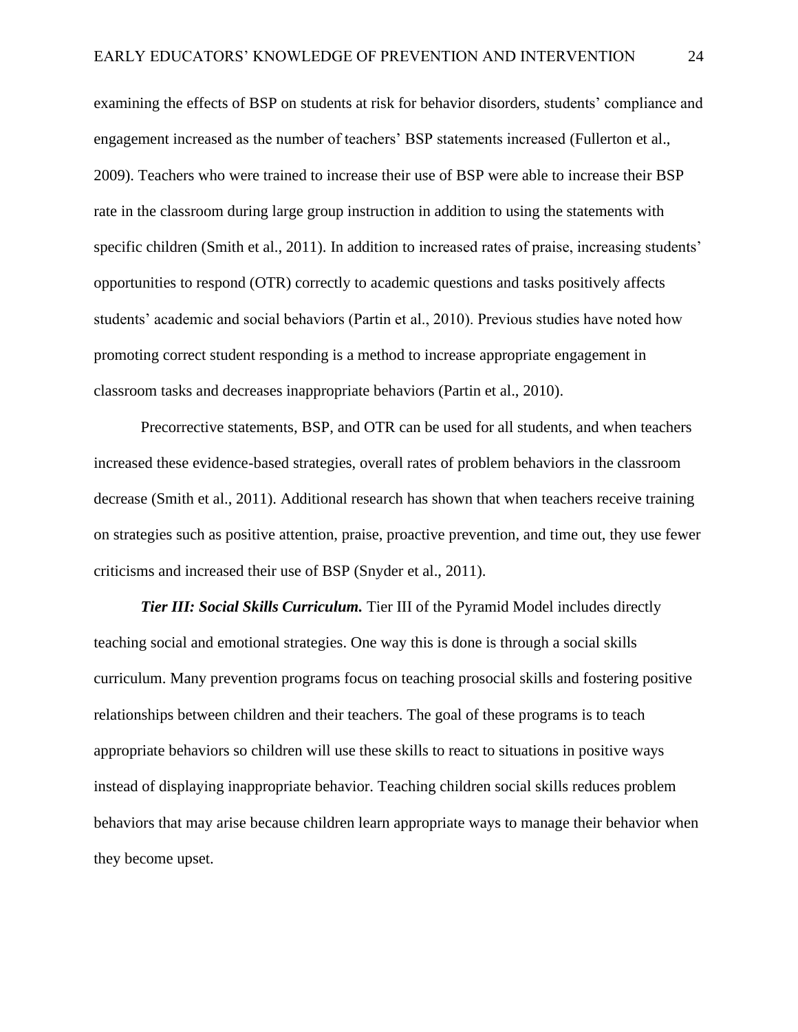examining the effects of BSP on students at risk for behavior disorders, students' compliance and engagement increased as the number of teachers' BSP statements increased (Fullerton et al., 2009). Teachers who were trained to increase their use of BSP were able to increase their BSP rate in the classroom during large group instruction in addition to using the statements with specific children (Smith et al., 2011). In addition to increased rates of praise, increasing students' opportunities to respond (OTR) correctly to academic questions and tasks positively affects students' academic and social behaviors (Partin et al., 2010). Previous studies have noted how promoting correct student responding is a method to increase appropriate engagement in classroom tasks and decreases inappropriate behaviors (Partin et al., 2010).

Precorrective statements, BSP, and OTR can be used for all students, and when teachers increased these evidence-based strategies, overall rates of problem behaviors in the classroom decrease (Smith et al., 2011). Additional research has shown that when teachers receive training on strategies such as positive attention, praise, proactive prevention, and time out, they use fewer criticisms and increased their use of BSP (Snyder et al., 2011).

***Tier III: Social Skills Curriculum.*** Tier III of the Pyramid Model includes directly teaching social and emotional strategies. One way this is done is through a social skills curriculum. Many prevention programs focus on teaching prosocial skills and fostering positive relationships between children and their teachers. The goal of these programs is to teach appropriate behaviors so children will use these skills to react to situations in positive ways instead of displaying inappropriate behavior. Teaching children social skills reduces problem behaviors that may arise because children learn appropriate ways to manage their behavior when they become upset.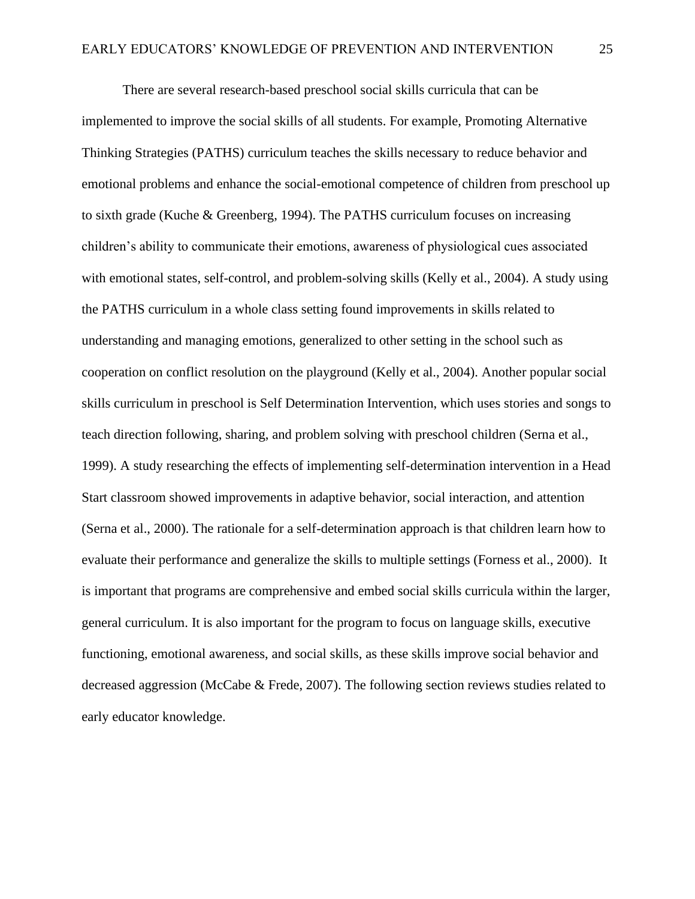There are several research-based preschool social skills curricula that can be implemented to improve the social skills of all students. For example, Promoting Alternative Thinking Strategies (PATHS) curriculum teaches the skills necessary to reduce behavior and emotional problems and enhance the social-emotional competence of children from preschool up to sixth grade (Kuche & Greenberg, 1994). The PATHS curriculum focuses on increasing children's ability to communicate their emotions, awareness of physiological cues associated with emotional states, self-control, and problem-solving skills (Kelly et al., 2004). A study using the PATHS curriculum in a whole class setting found improvements in skills related to understanding and managing emotions, generalized to other setting in the school such as cooperation on conflict resolution on the playground (Kelly et al., 2004). Another popular social skills curriculum in preschool is Self Determination Intervention, which uses stories and songs to teach direction following, sharing, and problem solving with preschool children (Serna et al., 1999). A study researching the effects of implementing self-determination intervention in a Head Start classroom showed improvements in adaptive behavior, social interaction, and attention (Serna et al., 2000). The rationale for a self-determination approach is that children learn how to evaluate their performance and generalize the skills to multiple settings (Forness et al., 2000). It is important that programs are comprehensive and embed social skills curricula within the larger, general curriculum. It is also important for the program to focus on language skills, executive functioning, emotional awareness, and social skills, as these skills improve social behavior and decreased aggression (McCabe & Frede, 2007). The following section reviews studies related to early educator knowledge.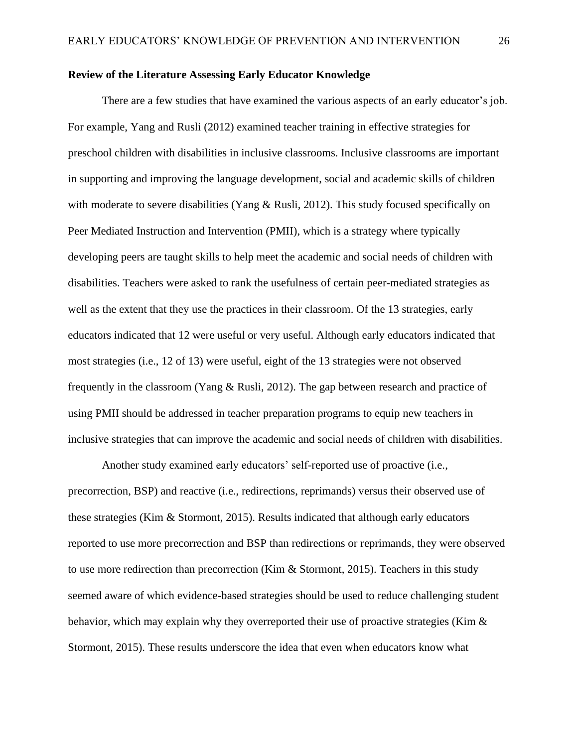**Review of the Literature Assessing Early Educator Knowledge**

There are a few studies that have examined the various aspects of an early educator's job. For example, Yang and Rusli (2012) examined teacher training in effective strategies for preschool children with disabilities in inclusive classrooms. Inclusive classrooms are important in supporting and improving the language development, social and academic skills of children with moderate to severe disabilities (Yang & Rusli, 2012). This study focused specifically on Peer Mediated Instruction and Intervention (PMII), which is a strategy where typically developing peers are taught skills to help meet the academic and social needs of children with disabilities. Teachers were asked to rank the usefulness of certain peer-mediated strategies as well as the extent that they use the practices in their classroom. Of the 13 strategies, early educators indicated that 12 were useful or very useful. Although early educators indicated that most strategies (i.e., 12 of 13) were useful, eight of the 13 strategies were not observed frequently in the classroom (Yang & Rusli, 2012). The gap between research and practice of using PMII should be addressed in teacher preparation programs to equip new teachers in inclusive strategies that can improve the academic and social needs of children with disabilities.

Another study examined early educators' self-reported use of proactive (i.e., precorrection, BSP) and reactive (i.e., redirections, reprimands) versus their observed use of these strategies (Kim & Stormont, 2015). Results indicated that although early educators reported to use more precorrection and BSP than redirections or reprimands, they were observed to use more redirection than precorrection (Kim & Stormont, 2015). Teachers in this study seemed aware of which evidence-based strategies should be used to reduce challenging student behavior, which may explain why they overreported their use of proactive strategies (Kim & Stormont, 2015). These results underscore the idea that even when educators know what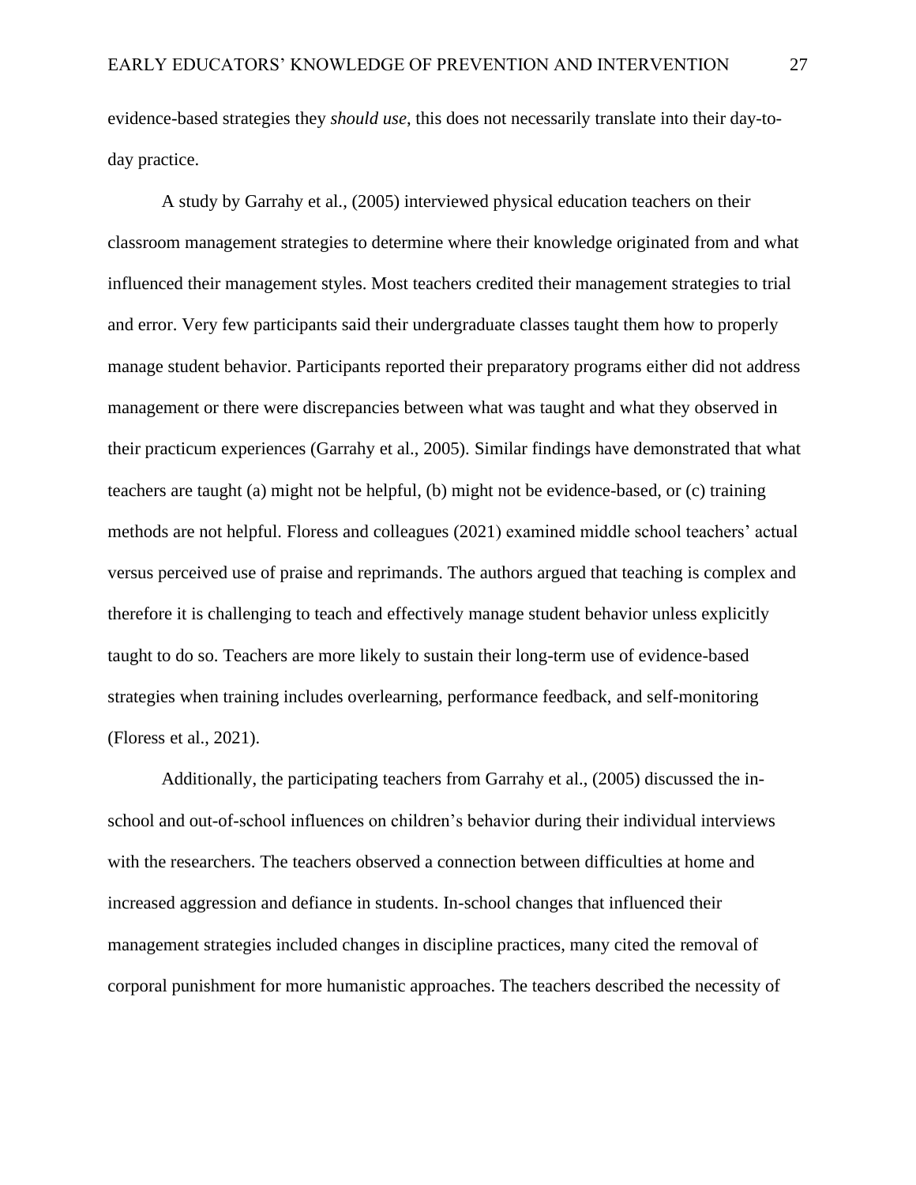evidence-based strategies they *should use*, this does not necessarily translate into their day-to-day practice.

A study by Garrahy et al., (2005) interviewed physical education teachers on their classroom management strategies to determine where their knowledge originated from and what influenced their management styles. Most teachers credited their management strategies to trial and error. Very few participants said their undergraduate classes taught them how to properly manage student behavior. Participants reported their preparatory programs either did not address management or there were discrepancies between what was taught and what they observed in their practicum experiences (Garrahy et al., 2005). Similar findings have demonstrated that what teachers are taught (a) might not be helpful, (b) might not be evidence-based, or (c) training methods are not helpful. Floress and colleagues (2021) examined middle school teachers' actual versus perceived use of praise and reprimands. The authors argued that teaching is complex and therefore it is challenging to teach and effectively manage student behavior unless explicitly taught to do so. Teachers are more likely to sustain their long-term use of evidence-based strategies when training includes overlearning, performance feedback, and self-monitoring (Floress et al., 2021).

Additionally, the participating teachers from Garrahy et al., (2005) discussed the in-school and out-of-school influences on children's behavior during their individual interviews with the researchers. The teachers observed a connection between difficulties at home and increased aggression and defiance in students. In-school changes that influenced their management strategies included changes in discipline practices, many cited the removal of corporal punishment for more humanistic approaches. The teachers described the necessity of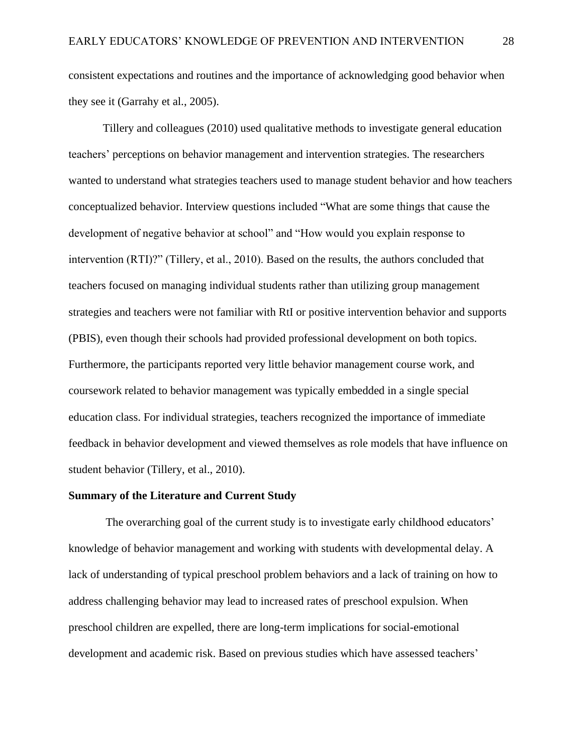consistent expectations and routines and the importance of acknowledging good behavior when they see it (Garrahy et al., 2005).

Tillery and colleagues (2010) used qualitative methods to investigate general education teachers' perceptions on behavior management and intervention strategies. The researchers wanted to understand what strategies teachers used to manage student behavior and how teachers conceptualized behavior. Interview questions included "What are some things that cause the development of negative behavior at school" and "How would you explain response to intervention (RTI)?" (Tillery, et al., 2010). Based on the results, the authors concluded that teachers focused on managing individual students rather than utilizing group management strategies and teachers were not familiar with RtI or positive intervention behavior and supports (PBIS), even though their schools had provided professional development on both topics. Furthermore, the participants reported very little behavior management course work, and coursework related to behavior management was typically embedded in a single special education class. For individual strategies, teachers recognized the importance of immediate feedback in behavior development and viewed themselves as role models that have influence on student behavior (Tillery, et al., 2010).

**Summary of the Literature and Current Study**

The overarching goal of the current study is to investigate early childhood educators' knowledge of behavior management and working with students with developmental delay. A lack of understanding of typical preschool problem behaviors and a lack of training on how to address challenging behavior may lead to increased rates of preschool expulsion. When preschool children are expelled, there are long-term implications for social-emotional development and academic risk. Based on previous studies which have assessed teachers'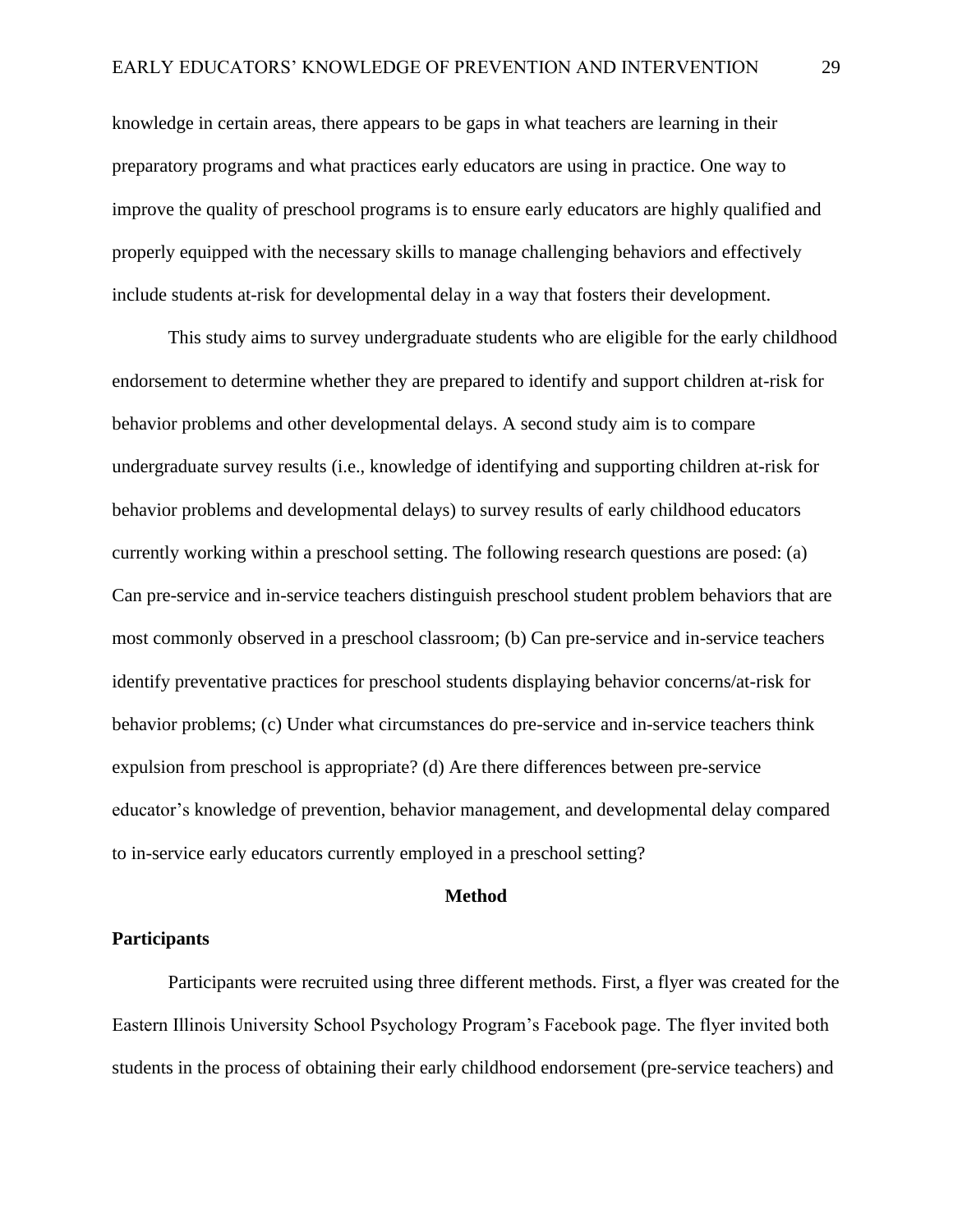knowledge in certain areas, there appears to be gaps in what teachers are learning in their preparatory programs and what practices early educators are using in practice. One way to improve the quality of preschool programs is to ensure early educators are highly qualified and properly equipped with the necessary skills to manage challenging behaviors and effectively include students at-risk for developmental delay in a way that fosters their development.

This study aims to survey undergraduate students who are eligible for the early childhood endorsement to determine whether they are prepared to identify and support children at-risk for behavior problems and other developmental delays. A second study aim is to compare undergraduate survey results (i.e., knowledge of identifying and supporting children at-risk for behavior problems and developmental delays) to survey results of early childhood educators currently working within a preschool setting. The following research questions are posed: (a) Can pre-service and in-service teachers distinguish preschool student problem behaviors that are most commonly observed in a preschool classroom; (b) Can pre-service and in-service teachers identify preventative practices for preschool students displaying behavior concerns/at-risk for behavior problems; (c) Under what circumstances do pre-service and in-service teachers think expulsion from preschool is appropriate? (d) Are there differences between pre-service educator's knowledge of prevention, behavior management, and developmental delay compared to in-service early educators currently employed in a preschool setting?

## Method

### Participants

Participants were recruited using three different methods. First, a flyer was created for the Eastern Illinois University School Psychology Program's Facebook page. The flyer invited both students in the process of obtaining their early childhood endorsement (pre-service teachers) and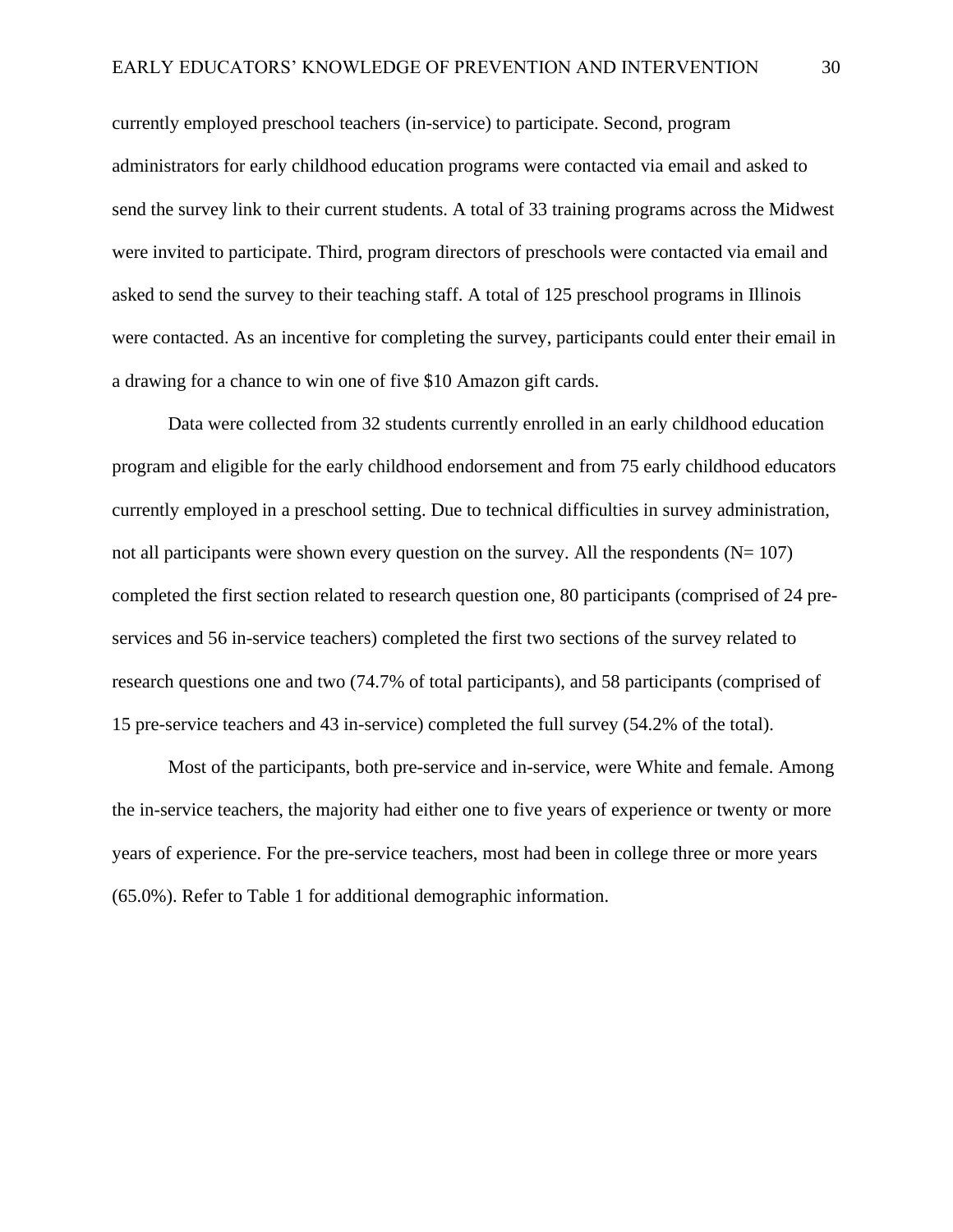currently employed preschool teachers (in-service) to participate. Second, program administrators for early childhood education programs were contacted via email and asked to send the survey link to their current students. A total of 33 training programs across the Midwest were invited to participate. Third, program directors of preschools were contacted via email and asked to send the survey to their teaching staff. A total of 125 preschool programs in Illinois were contacted. As an incentive for completing the survey, participants could enter their email in a drawing for a chance to win one of five $10 Amazon gift cards.

Data were collected from 32 students currently enrolled in an early childhood education program and eligible for the early childhood endorsement and from 75 early childhood educators currently employed in a preschool setting. Due to technical difficulties in survey administration, not all participants were shown every question on the survey. All the respondents (N= 107) completed the first section related to research question one, 80 participants (comprised of 24 pre-services and 56 in-service teachers) completed the first two sections of the survey related to research questions one and two (74.7% of total participants), and 58 participants (comprised of 15 pre-service teachers and 43 in-service) completed the full survey (54.2% of the total).

Most of the participants, both pre-service and in-service, were White and female. Among the in-service teachers, the majority had either one to five years of experience or twenty or more years of experience. For the pre-service teachers, most had been in college three or more years (65.0%). Refer to Table 1 for additional demographic information.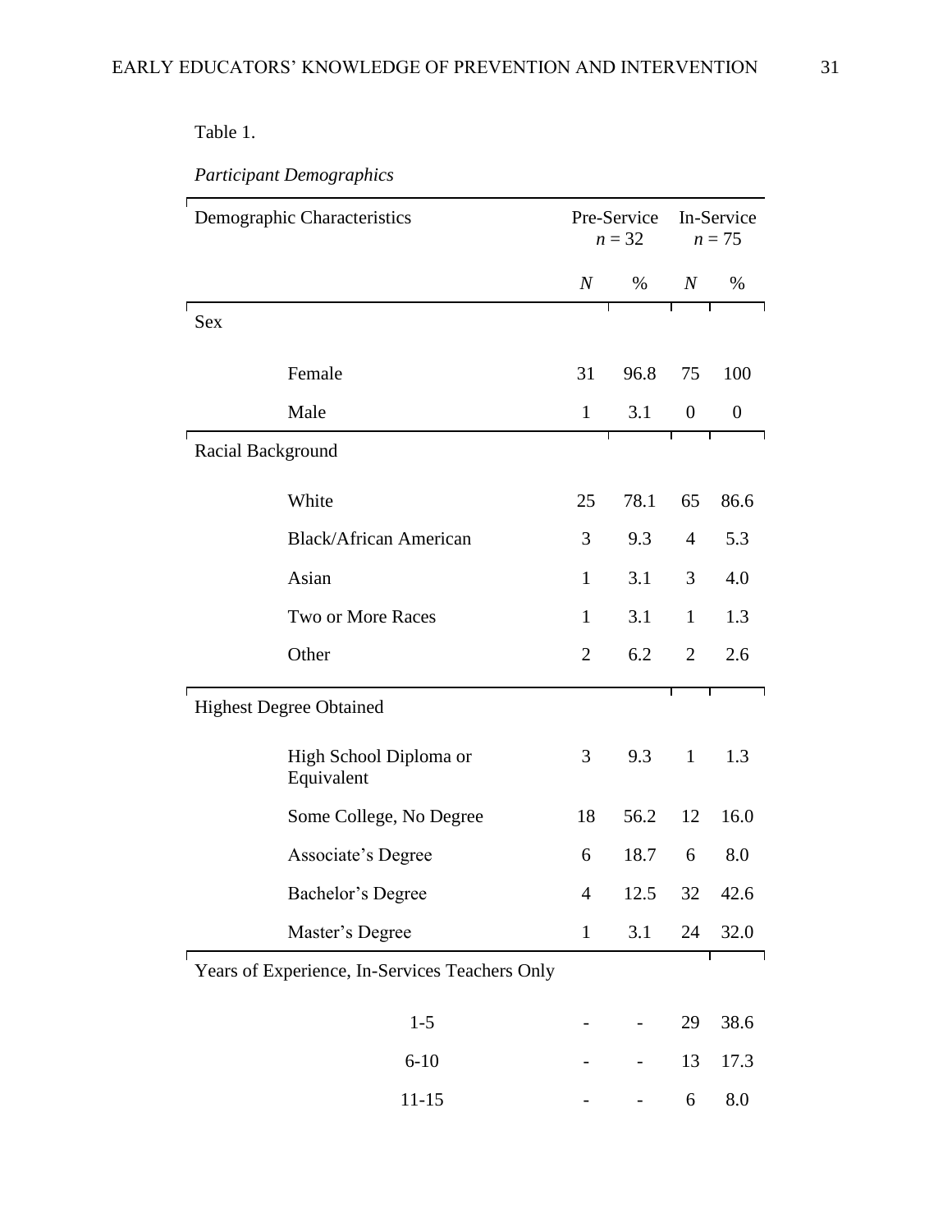Table 1.

*Participant Demographics*

| Demographic Characteristics | Pre-Service $n = 32$ | | In-Service $n = 75$ | |
|---|---|---|---|---|
| | *N* | % | *N* | % |
| Sex | | | | |
| Female | 31 | 96.8 | 75 | 100 |
| Male | 1 | 3.1 | 0 | 0 |
| Racial Background | | | | |
| White | 25 | 78.1 | 65 | 86.6 |
| Black/African American | 3 | 9.3 | 4 | 5.3 |
| Asian | 1 | 3.1 | 3 | 4.0 |
| Two or More Races | 1 | 3.1 | 1 | 1.3 |
| Other | 2 | 6.2 | 2 | 2.6 |
| Highest Degree Obtained | | | | |
| High School Diploma or Equivalent | 3 | 9.3 | 1 | 1.3 |
| Some College, No Degree | 18 | 56.2 | 12 | 16.0 |
| Associate's Degree | 6 | 18.7 | 6 | 8.0 |
| Bachelor's Degree | 4 | 12.5 | 32 | 42.6 |
| Master's Degree | 1 | 3.1 | 24 | 32.0 |
| Years of Experience, In-Services Teachers Only | | | | |
| 1-5 | - | - | 29 | 38.6 |
| 6-10 | - | - | 13 | 17.3 |
| 11-15 | - | - | 6 | 8.0 |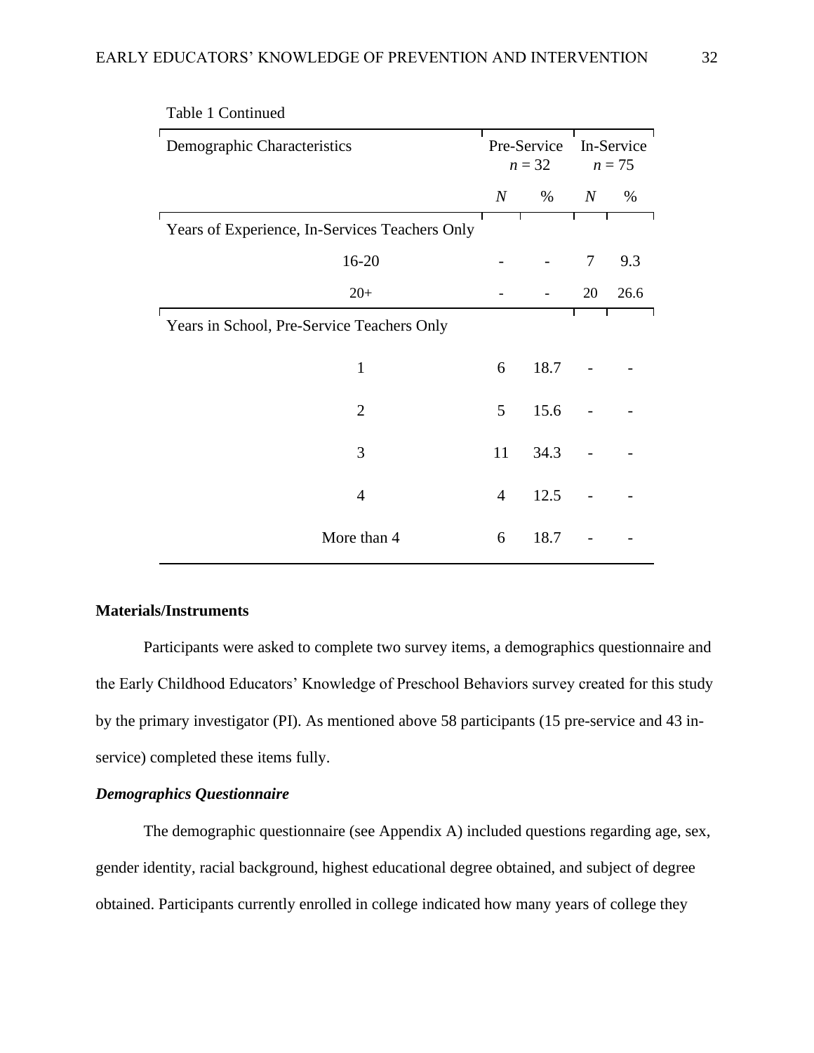Table 1 Continued

| Demographic Characteristics | Pre-Service $n$ = 32 | | In-Service $n$ = 75 | |
|---|---|---|---|---|
| | *N* | % | *N* | % |
| Years of Experience, In-Services Teachers Only | | | | |
| 16-20 | - | - | 7 | 9.3 |
| 20+ | - | - | 20 | 26.6 |
| Years in School, Pre-Service Teachers Only | | | | |
| 1 | 6 | 18.7 | - | - |
| 2 | 5 | 15.6 | - | - |
| 3 | 11 | 34.3 | - | - |
| 4 | 4 | 12.5 | - | - |
| More than 4 | 6 | 18.7 | - | - |

**Materials/Instruments**

Participants were asked to complete two survey items, a demographics questionnaire and the Early Childhood Educators' Knowledge of Preschool Behaviors survey created for this study by the primary investigator (PI). As mentioned above 58 participants (15 pre-service and 43 in-service) completed these items fully.

***Demographics Questionnaire***

The demographic questionnaire (see Appendix A) included questions regarding age, sex, gender identity, racial background, highest educational degree obtained, and subject of degree obtained. Participants currently enrolled in college indicated how many years of college they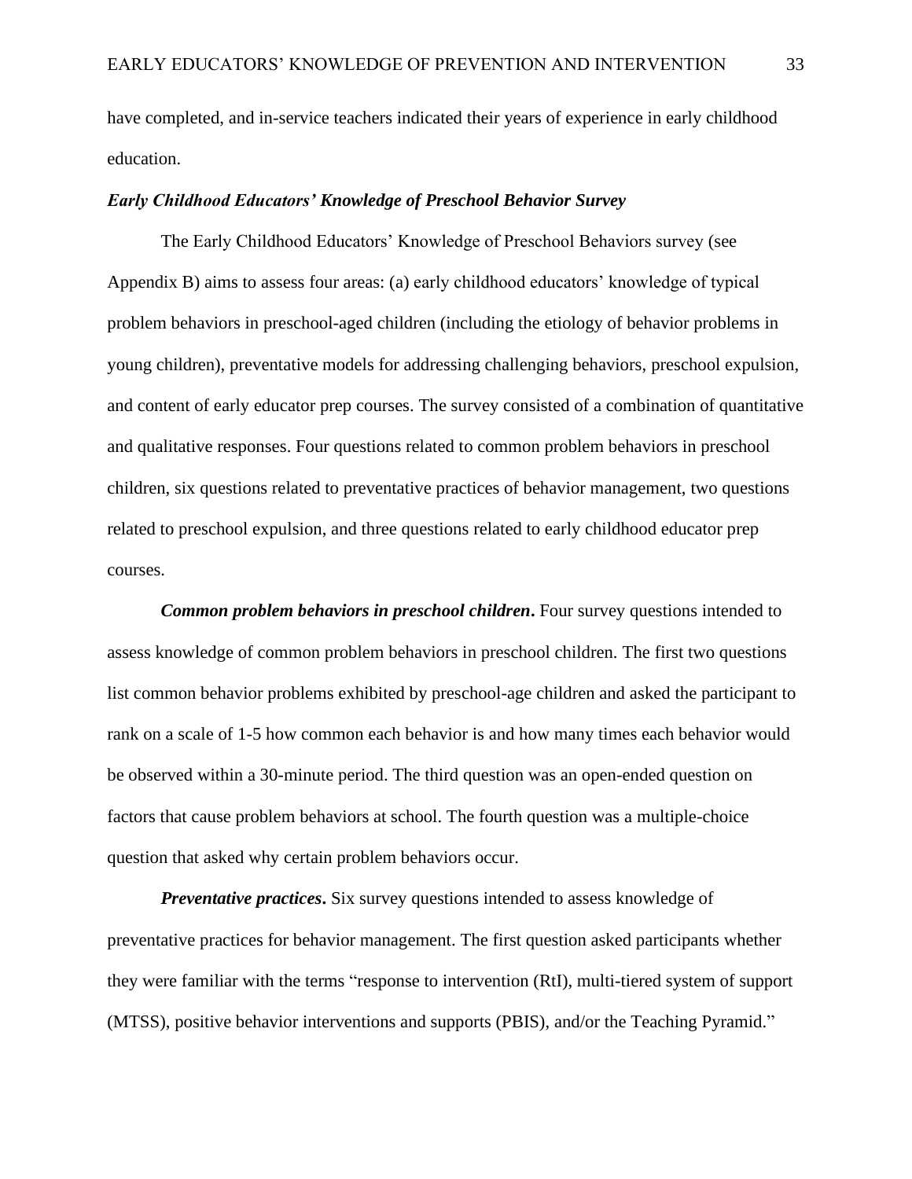have completed, and in-service teachers indicated their years of experience in early childhood education.

### *Early Childhood Educators' Knowledge of Preschool Behavior Survey*

The Early Childhood Educators' Knowledge of Preschool Behaviors survey (see Appendix B) aims to assess four areas: (a) early childhood educators' knowledge of typical problem behaviors in preschool-aged children (including the etiology of behavior problems in young children), preventative models for addressing challenging behaviors, preschool expulsion, and content of early educator prep courses. The survey consisted of a combination of quantitative and qualitative responses. Four questions related to common problem behaviors in preschool children, six questions related to preventative practices of behavior management, two questions related to preschool expulsion, and three questions related to early childhood educator prep courses.

***Common problem behaviors in preschool children*.** Four survey questions intended to assess knowledge of common problem behaviors in preschool children. The first two questions list common behavior problems exhibited by preschool-age children and asked the participant to rank on a scale of 1-5 how common each behavior is and how many times each behavior would be observed within a 30-minute period. The third question was an open-ended question on factors that cause problem behaviors at school. The fourth question was a multiple-choice question that asked why certain problem behaviors occur.

***Preventative practices*.** Six survey questions intended to assess knowledge of preventative practices for behavior management. The first question asked participants whether they were familiar with the terms "response to intervention (RtI), multi-tiered system of support (MTSS), positive behavior interventions and supports (PBIS), and/or the Teaching Pyramid."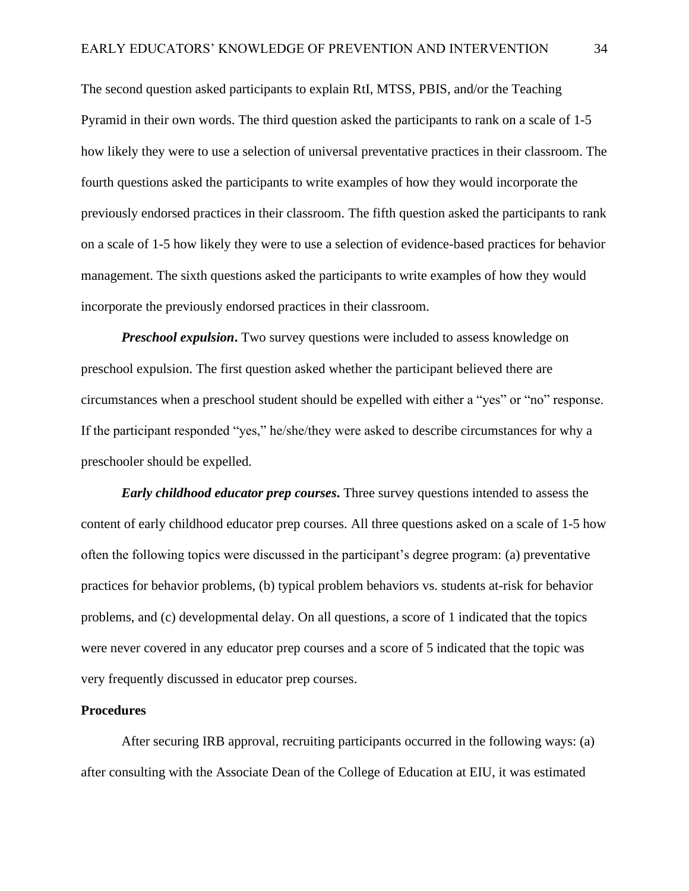The second question asked participants to explain RtI, MTSS, PBIS, and/or the Teaching Pyramid in their own words. The third question asked the participants to rank on a scale of 1-5 how likely they were to use a selection of universal preventative practices in their classroom. The fourth questions asked the participants to write examples of how they would incorporate the previously endorsed practices in their classroom. The fifth question asked the participants to rank on a scale of 1-5 how likely they were to use a selection of evidence-based practices for behavior management. The sixth questions asked the participants to write examples of how they would incorporate the previously endorsed practices in their classroom.

***Preschool expulsion*.** Two survey questions were included to assess knowledge on preschool expulsion. The first question asked whether the participant believed there are circumstances when a preschool student should be expelled with either a "yes" or "no" response. If the participant responded "yes," he/she/they were asked to describe circumstances for why a preschooler should be expelled.

***Early childhood educator prep courses*.** Three survey questions intended to assess the content of early childhood educator prep courses. All three questions asked on a scale of 1-5 how often the following topics were discussed in the participant's degree program: (a) preventative practices for behavior problems, (b) typical problem behaviors vs. students at-risk for behavior problems, and (c) developmental delay. On all questions, a score of 1 indicated that the topics were never covered in any educator prep courses and a score of 5 indicated that the topic was very frequently discussed in educator prep courses.

**Procedures**

After securing IRB approval, recruiting participants occurred in the following ways: (a) after consulting with the Associate Dean of the College of Education at EIU, it was estimated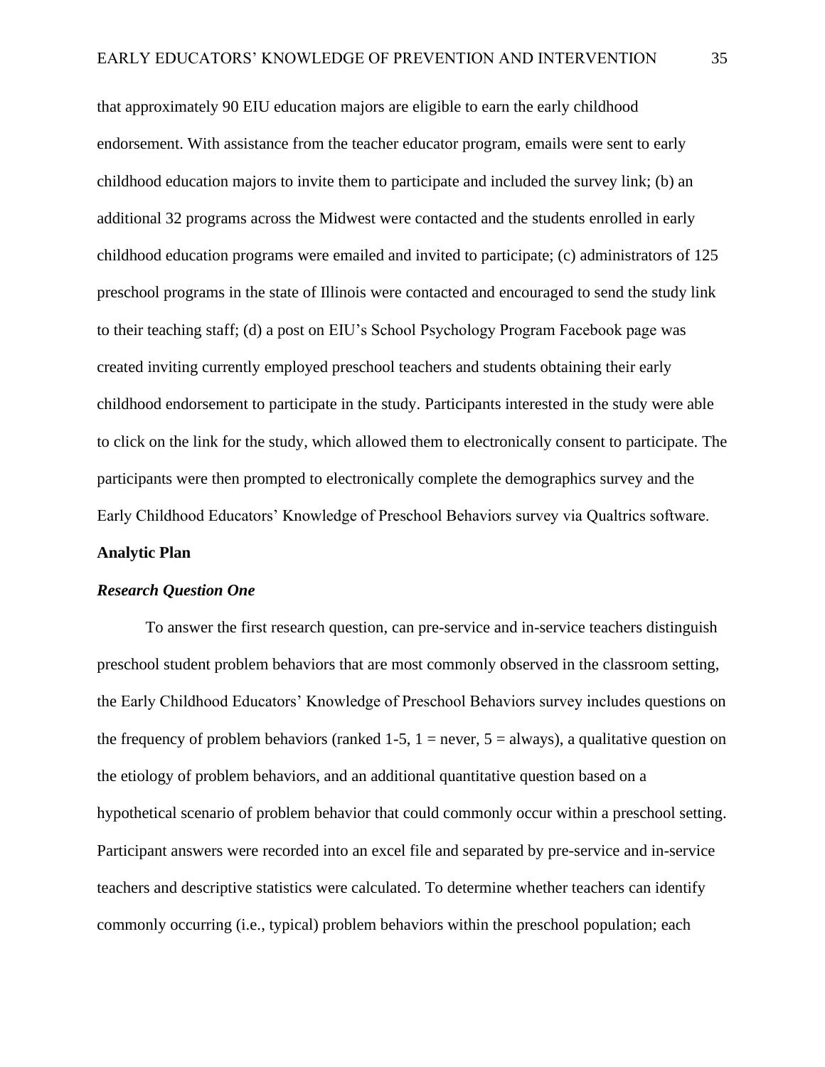that approximately 90 EIU education majors are eligible to earn the early childhood endorsement. With assistance from the teacher educator program, emails were sent to early childhood education majors to invite them to participate and included the survey link; (b) an additional 32 programs across the Midwest were contacted and the students enrolled in early childhood education programs were emailed and invited to participate; (c) administrators of 125 preschool programs in the state of Illinois were contacted and encouraged to send the study link to their teaching staff; (d) a post on EIU's School Psychology Program Facebook page was created inviting currently employed preschool teachers and students obtaining their early childhood endorsement to participate in the study. Participants interested in the study were able to click on the link for the study, which allowed them to electronically consent to participate. The participants were then prompted to electronically complete the demographics survey and the Early Childhood Educators' Knowledge of Preschool Behaviors survey via Qualtrics software.

## Analytic Plan

### *Research Question One*

To answer the first research question, can pre-service and in-service teachers distinguish preschool student problem behaviors that are most commonly observed in the classroom setting, the Early Childhood Educators' Knowledge of Preschool Behaviors survey includes questions on the frequency of problem behaviors (ranked 1-5, 1 = never, 5 = always), a qualitative question on the etiology of problem behaviors, and an additional quantitative question based on a hypothetical scenario of problem behavior that could commonly occur within a preschool setting. Participant answers were recorded into an excel file and separated by pre-service and in-service teachers and descriptive statistics were calculated. To determine whether teachers can identify commonly occurring (i.e., typical) problem behaviors within the preschool population; each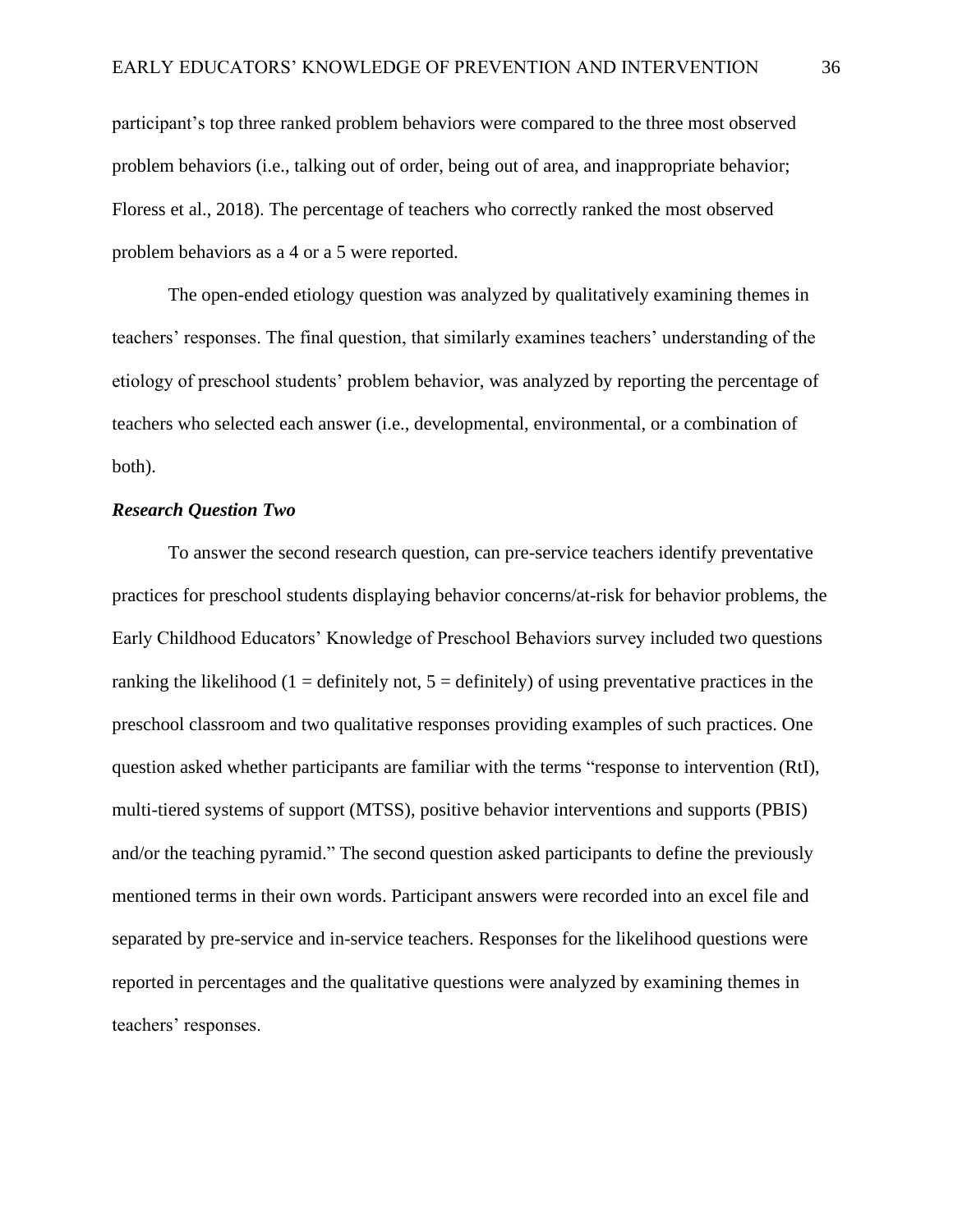participant's top three ranked problem behaviors were compared to the three most observed problem behaviors (i.e., talking out of order, being out of area, and inappropriate behavior; Floress et al., 2018). The percentage of teachers who correctly ranked the most observed problem behaviors as a 4 or a 5 were reported.

The open-ended etiology question was analyzed by qualitatively examining themes in teachers' responses. The final question, that similarly examines teachers' understanding of the etiology of preschool students' problem behavior, was analyzed by reporting the percentage of teachers who selected each answer (i.e., developmental, environmental, or a combination of both).

### *Research Question Two*

To answer the second research question, can pre-service teachers identify preventative practices for preschool students displaying behavior concerns/at-risk for behavior problems, the Early Childhood Educators' Knowledge of Preschool Behaviors survey included two questions ranking the likelihood (1 = definitely not, 5 = definitely) of using preventative practices in the preschool classroom and two qualitative responses providing examples of such practices. One question asked whether participants are familiar with the terms "response to intervention (RtI), multi-tiered systems of support (MTSS), positive behavior interventions and supports (PBIS) and/or the teaching pyramid." The second question asked participants to define the previously mentioned terms in their own words. Participant answers were recorded into an excel file and separated by pre-service and in-service teachers. Responses for the likelihood questions were reported in percentages and the qualitative questions were analyzed by examining themes in teachers' responses.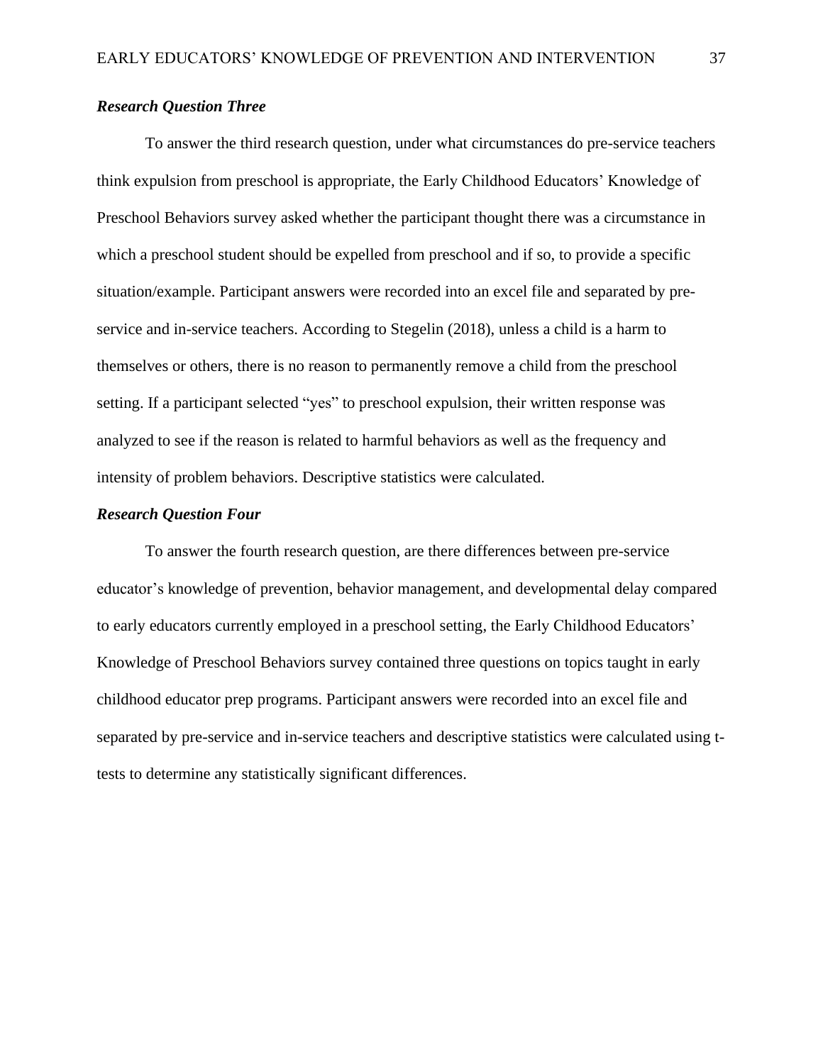### ***Research Question Three***

To answer the third research question, under what circumstances do pre-service teachers think expulsion from preschool is appropriate, the Early Childhood Educators' Knowledge of Preschool Behaviors survey asked whether the participant thought there was a circumstance in which a preschool student should be expelled from preschool and if so, to provide a specific situation/example. Participant answers were recorded into an excel file and separated by pre-service and in-service teachers. According to Stegelin (2018), unless a child is a harm to themselves or others, there is no reason to permanently remove a child from the preschool setting. If a participant selected "yes" to preschool expulsion, their written response was analyzed to see if the reason is related to harmful behaviors as well as the frequency and intensity of problem behaviors. Descriptive statistics were calculated.

### ***Research Question Four***

To answer the fourth research question, are there differences between pre-service educator's knowledge of prevention, behavior management, and developmental delay compared to early educators currently employed in a preschool setting, the Early Childhood Educators' Knowledge of Preschool Behaviors survey contained three questions on topics taught in early childhood educator prep programs. Participant answers were recorded into an excel file and separated by pre-service and in-service teachers and descriptive statistics were calculated using t-tests to determine any statistically significant differences.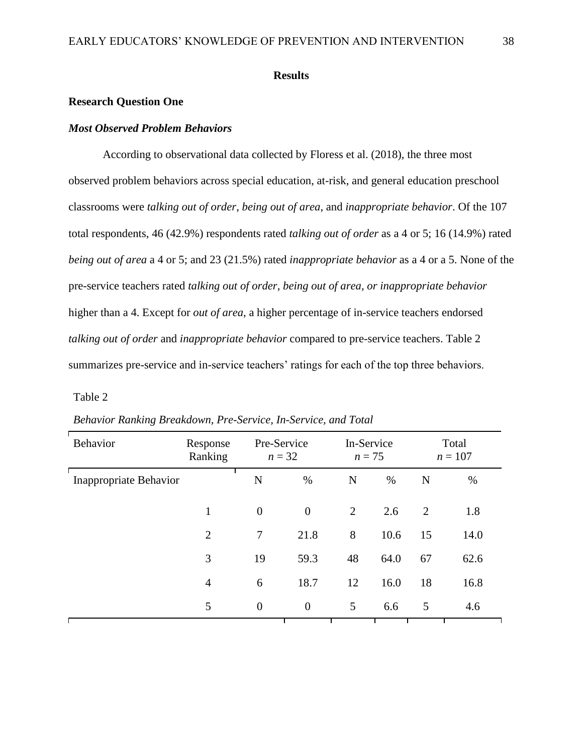## Results

### Research Question One

#### *Most Observed Problem Behaviors*

According to observational data collected by Floress et al. (2018), the three most observed problem behaviors across special education, at-risk, and general education preschool classrooms were *talking out of order*, *being out of area*, and *inappropriate behavior*. Of the 107 total respondents, 46 (42.9%) respondents rated *talking out of order* as a 4 or 5; 16 (14.9%) rated *being out of area* a 4 or 5; and 23 (21.5%) rated *inappropriate behavior* as a 4 or a 5. None of the pre-service teachers rated *talking out of order, being out of area, or inappropriate behavior* higher than a 4. Except for *out of area*, a higher percentage of in-service teachers endorsed *talking out of order* and *inappropriate behavior* compared to pre-service teachers. Table 2 summarizes pre-service and in-service teachers' ratings for each of the top three behaviors.

Table 2

*Behavior Ranking Breakdown, Pre-Service, In-Service, and Total*

| Behavior | Response Ranking | Pre-Service $n = 32$ | | In-Service $n = 75$ | | Total $n = 107$ | |
|---|---|---|---|---|---|---|---|
| Inappropriate Behavior | | N | % | N | % | N | % |
| | 1 | 0 | 0 | 2 | 2.6 | 2 | 1.8 |
| | 2 | 7 | 21.8 | 8 | 10.6 | 15 | 14.0 |
| | 3 | 19 | 59.3 | 48 | 64.0 | 67 | 62.6 |
| | 4 | 6 | 18.7 | 12 | 16.0 | 18 | 16.8 |
| | 5 | 0 | 0 | 5 | 6.6 | 5 | 4.6 |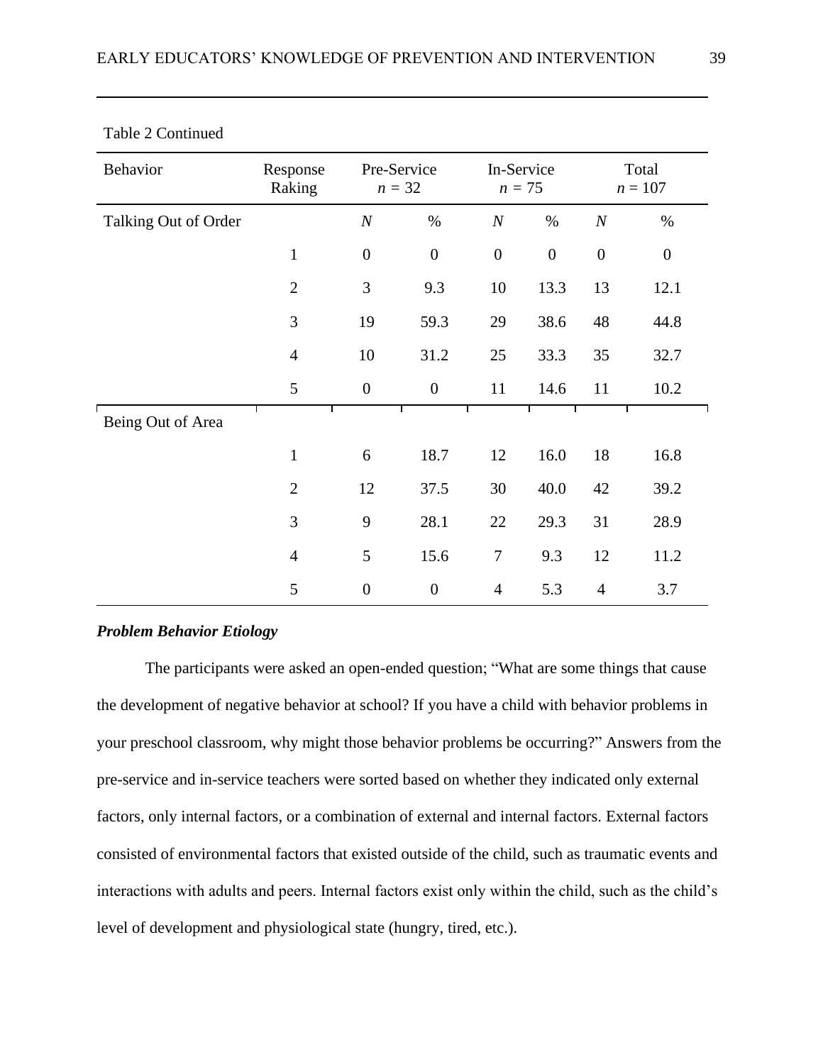Table 2 Continued

| Behavior | Response Raking | Pre-Service $n$ = 32 | | In-Service $n$ = 75 | | Total $n$ = 107 | |
|---|---|---|---|---|---|---|---|
| Talking Out of Order | | *N* | % | *N* | % | *N* | % |
| | 1 | 0 | 0 | 0 | 0 | 0 | 0 |
| | 2 | 3 | 9.3 | 10 | 13.3 | 13 | 12.1 |
| | 3 | 19 | 59.3 | 29 | 38.6 | 48 | 44.8 |
| | 4 | 10 | 31.2 | 25 | 33.3 | 35 | 32.7 |
| | 5 | 0 | 0 | 11 | 14.6 | 11 | 10.2 |
| Being Out of Area | | | | | | | |
| | 1 | 6 | 18.7 | 12 | 16.0 | 18 | 16.8 |
| | 2 | 12 | 37.5 | 30 | 40.0 | 42 | 39.2 |
| | 3 | 9 | 28.1 | 22 | 29.3 | 31 | 28.9 |
| | 4 | 5 | 15.6 | 7 | 9.3 | 12 | 11.2 |
| | 5 | 0 | 0 | 4 | 5.3 | 4 | 3.7 |

### *Problem Behavior Etiology*

The participants were asked an open-ended question; "What are some things that cause the development of negative behavior at school? If you have a child with behavior problems in your preschool classroom, why might those behavior problems be occurring?" Answers from the pre-service and in-service teachers were sorted based on whether they indicated only external factors, only internal factors, or a combination of external and internal factors. External factors consisted of environmental factors that existed outside of the child, such as traumatic events and interactions with adults and peers. Internal factors exist only within the child, such as the child's level of development and physiological state (hungry, tired, etc.).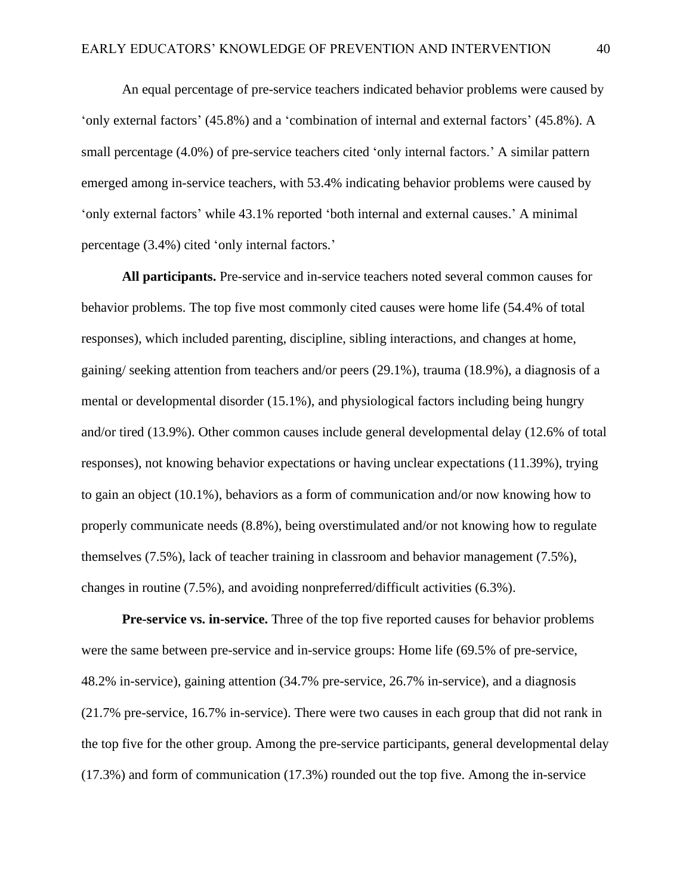An equal percentage of pre-service teachers indicated behavior problems were caused by ‘only external factors’ (45.8%) and a ‘combination of internal and external factors’ (45.8%). A small percentage (4.0%) of pre-service teachers cited ‘only internal factors.’ A similar pattern emerged among in-service teachers, with 53.4% indicating behavior problems were caused by ‘only external factors’ while 43.1% reported ‘both internal and external causes.’ A minimal percentage (3.4%) cited ‘only internal factors.’

**All participants.** Pre-service and in-service teachers noted several common causes for behavior problems. The top five most commonly cited causes were home life (54.4% of total responses), which included parenting, discipline, sibling interactions, and changes at home, gaining/ seeking attention from teachers and/or peers (29.1%), trauma (18.9%), a diagnosis of a mental or developmental disorder (15.1%), and physiological factors including being hungry and/or tired (13.9%). Other common causes include general developmental delay (12.6% of total responses), not knowing behavior expectations or having unclear expectations (11.39%), trying to gain an object (10.1%), behaviors as a form of communication and/or now knowing how to properly communicate needs (8.8%), being overstimulated and/or not knowing how to regulate themselves (7.5%), lack of teacher training in classroom and behavior management (7.5%), changes in routine (7.5%), and avoiding nonpreferred/difficult activities (6.3%).

**Pre-service vs. in-service.** Three of the top five reported causes for behavior problems were the same between pre-service and in-service groups: Home life (69.5% of pre-service, 48.2% in-service), gaining attention (34.7% pre-service, 26.7% in-service), and a diagnosis (21.7% pre-service, 16.7% in-service). There were two causes in each group that did not rank in the top five for the other group. Among the pre-service participants, general developmental delay (17.3%) and form of communication (17.3%) rounded out the top five. Among the in-service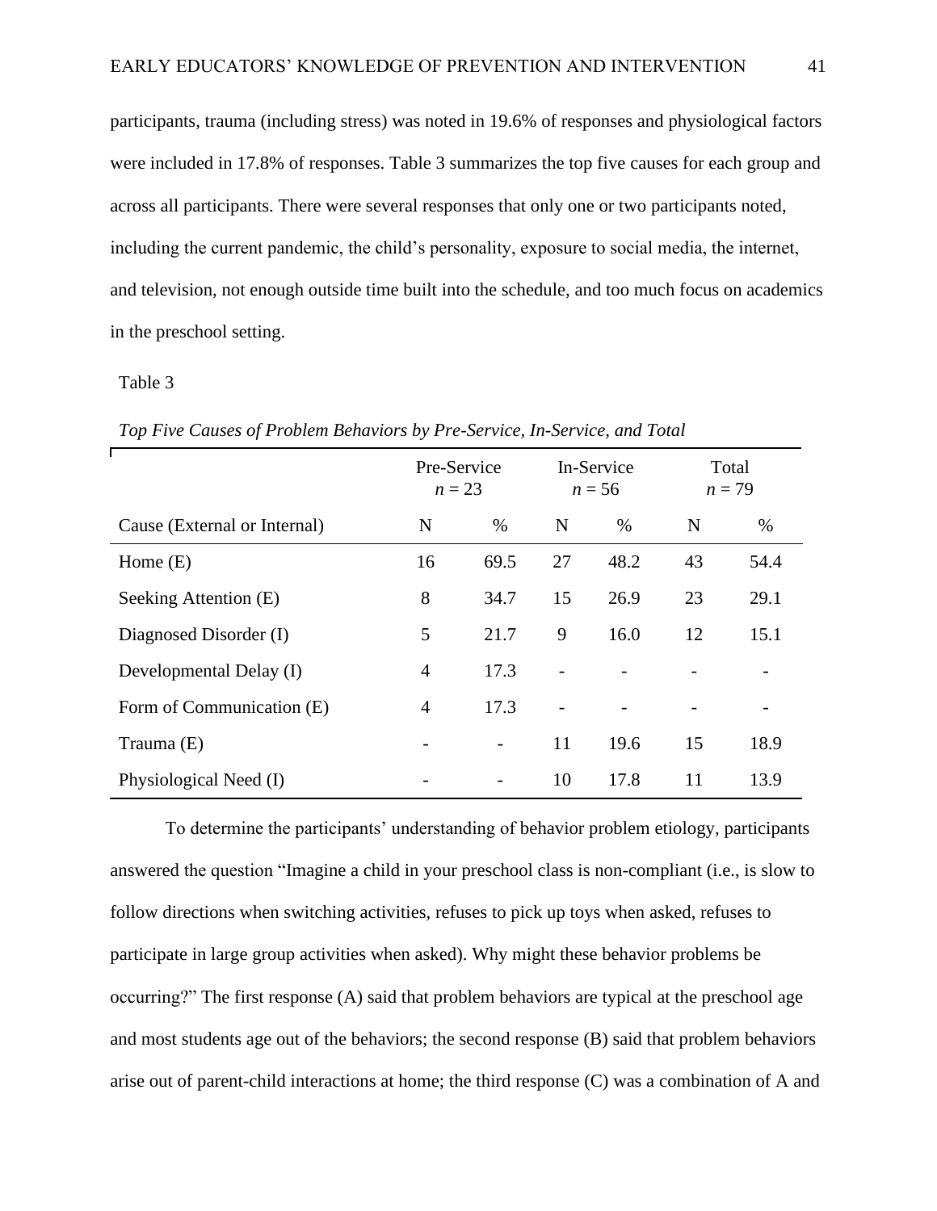participants, trauma (including stress) was noted in 19.6% of responses and physiological factors were included in 17.8% of responses. Table 3 summarizes the top five causes for each group and across all participants. There were several responses that only one or two participants noted, including the current pandemic, the child's personality, exposure to social media, the internet, and television, not enough outside time built into the schedule, and too much focus on academics in the preschool setting.

Table 3

*Top Five Causes of Problem Behaviors by Pre-Service, In-Service, and Total*

| | Pre-Service *n* = 23 | | In-Service *n* = 56 | | Total *n* = 79 | |
|---|---|---|---|---|---|---|
| Cause (External or Internal) | N | % | N | % | N | % |
| Home (E) | 16 | 69.5 | 27 | 48.2 | 43 | 54.4 |
| Seeking Attention (E) | 8 | 34.7 | 15 | 26.9 | 23 | 29.1 |
| Diagnosed Disorder (I) | 5 | 21.7 | 9 | 16.0 | 12 | 15.1 |
| Developmental Delay (I) | 4 | 17.3 | - | - | - | - |
| Form of Communication (E) | 4 | 17.3 | - | - | - | - |
| Trauma (E) | - | - | 11 | 19.6 | 15 | 18.9 |
| Physiological Need (I) | - | - | 10 | 17.8 | 11 | 13.9 |

To determine the participants' understanding of behavior problem etiology, participants answered the question "Imagine a child in your preschool class is non-compliant (i.e., is slow to follow directions when switching activities, refuses to pick up toys when asked, refuses to participate in large group activities when asked). Why might these behavior problems be occurring?" The first response (A) said that problem behaviors are typical at the preschool age and most students age out of the behaviors; the second response (B) said that problem behaviors arise out of parent-child interactions at home; the third response (C) was a combination of A and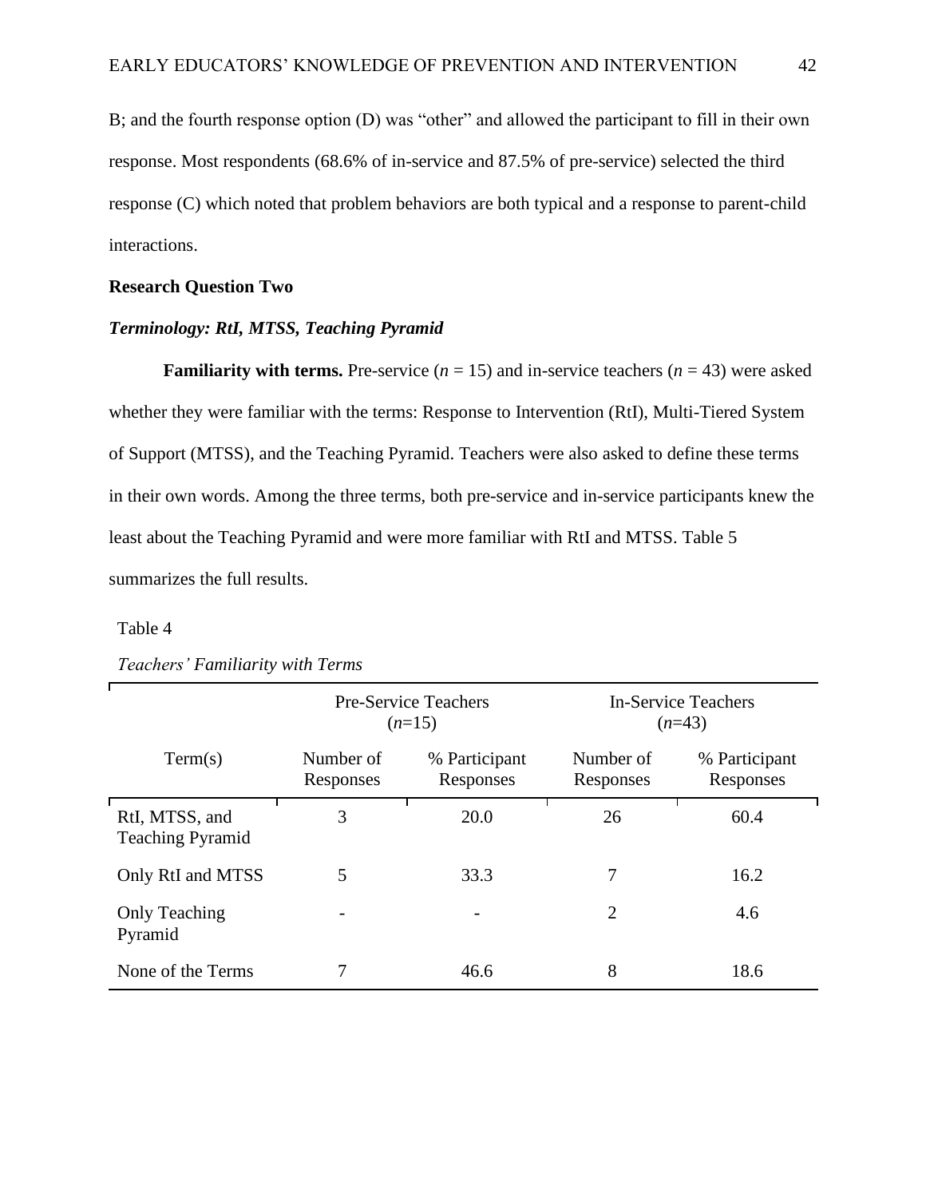B; and the fourth response option (D) was "other" and allowed the participant to fill in their own response. Most respondents (68.6% of in-service and 87.5% of pre-service) selected the third response (C) which noted that problem behaviors are both typical and a response to parent-child interactions.

## Research Question Two

### *Terminology: RtI, MTSS, Teaching Pyramid*

**Familiarity with terms.** Pre-service (*n* = 15) and in-service teachers (*n* = 43) were asked whether they were familiar with the terms: Response to Intervention (RtI), Multi-Tiered System of Support (MTSS), and the Teaching Pyramid. Teachers were also asked to define these terms in their own words. Among the three terms, both pre-service and in-service participants knew the least about the Teaching Pyramid and were more familiar with RtI and MTSS. Table 5 summarizes the full results.

Table 4

*Teachers' Familiarity with Terms*

| | Pre-Service Teachers (*n*=15) | | In-Service Teachers (*n*=43) | |
|---|---|---|---|---|
| Term(s) | Number of Responses | % Participant Responses | Number of Responses | % Participant Responses |
| RtI, MTSS, and Teaching Pyramid | 3 | 20.0 | 26 | 60.4 |
| Only RtI and MTSS | 5 | 33.3 | 7 | 16.2 |
| Only Teaching Pyramid | - | - | 2 | 4.6 |
| None of the Terms | 7 | 46.6 | 8 | 18.6 |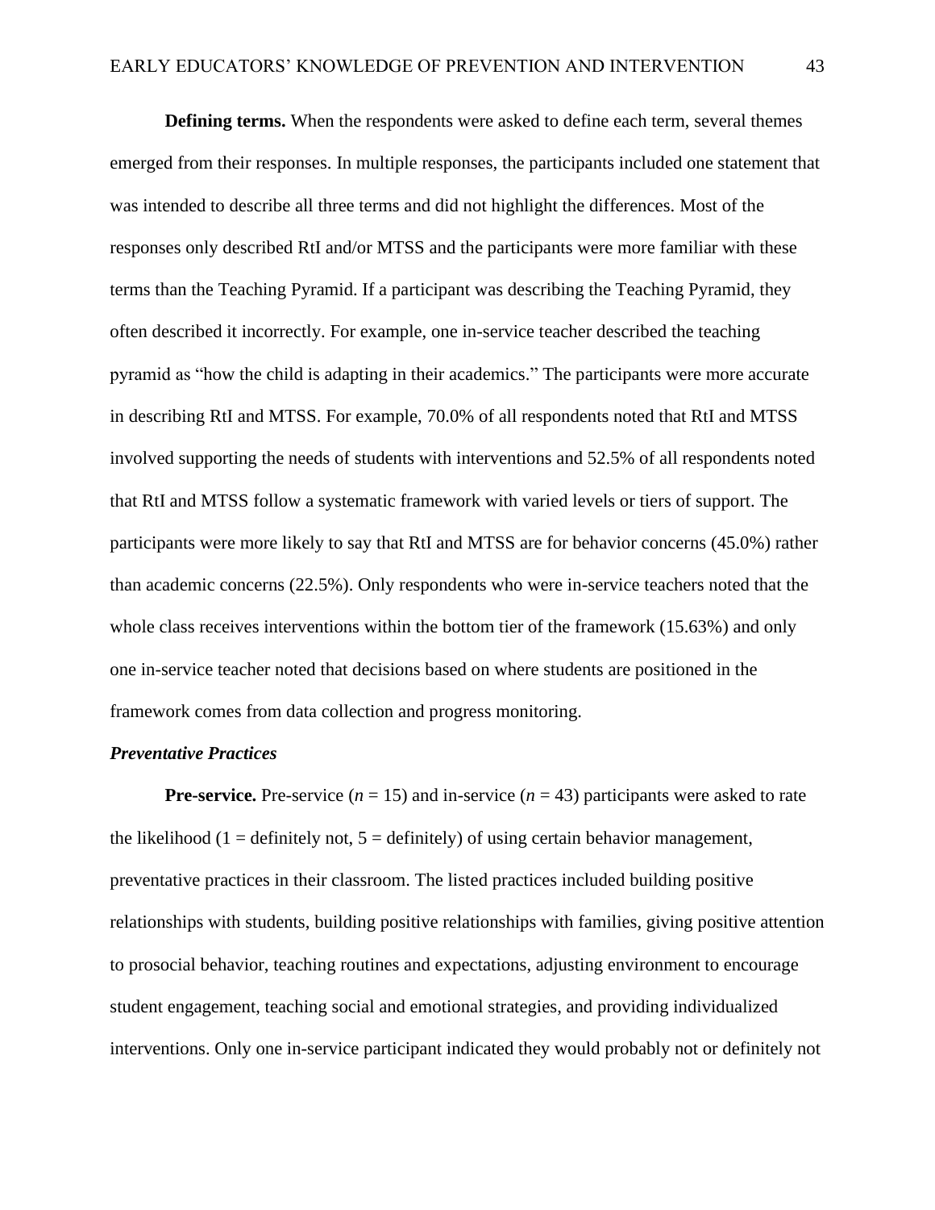**Defining terms.** When the respondents were asked to define each term, several themes emerged from their responses. In multiple responses, the participants included one statement that was intended to describe all three terms and did not highlight the differences. Most of the responses only described RtI and/or MTSS and the participants were more familiar with these terms than the Teaching Pyramid. If a participant was describing the Teaching Pyramid, they often described it incorrectly. For example, one in-service teacher described the teaching pyramid as "how the child is adapting in their academics." The participants were more accurate in describing RtI and MTSS. For example, 70.0% of all respondents noted that RtI and MTSS involved supporting the needs of students with interventions and 52.5% of all respondents noted that RtI and MTSS follow a systematic framework with varied levels or tiers of support. The participants were more likely to say that RtI and MTSS are for behavior concerns (45.0%) rather than academic concerns (22.5%). Only respondents who were in-service teachers noted that the whole class receives interventions within the bottom tier of the framework (15.63%) and only one in-service teacher noted that decisions based on where students are positioned in the framework comes from data collection and progress monitoring.

### *Preventative Practices*

**Pre-service.** Pre-service ($n$ = 15) and in-service ($n$ = 43) participants were asked to rate the likelihood (1 = definitely not, 5 = definitely) of using certain behavior management, preventative practices in their classroom. The listed practices included building positive relationships with students, building positive relationships with families, giving positive attention to prosocial behavior, teaching routines and expectations, adjusting environment to encourage student engagement, teaching social and emotional strategies, and providing individualized interventions. Only one in-service participant indicated they would probably not or definitely not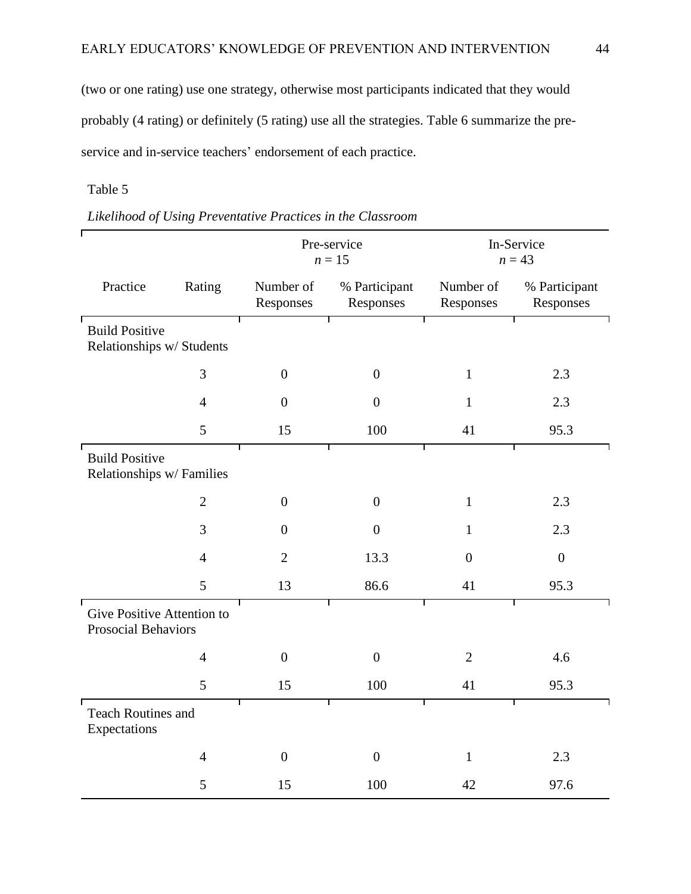(two or one rating) use one strategy, otherwise most participants indicated that they would probably (4 rating) or definitely (5 rating) use all the strategies. Table 6 summarize the pre-service and in-service teachers' endorsement of each practice.

Table 5

*Likelihood of Using Preventative Practices in the Classroom*

| | | Pre-service $n = 15$ | | In-Service $n = 43$ | |
|---|---|---|---|---|---|
| Practice | Rating | Number of Responses | % Participant Responses | Number of Responses | % Participant Responses |
| Build Positive Relationships w/ Students | | | | | |
| | 3 | 0 | 0 | 1 | 2.3 |
| | 4 | 0 | 0 | 1 | 2.3 |
| | 5 | 15 | 100 | 41 | 95.3 |
| Build Positive Relationships w/ Families | | | | | |
| | 2 | 0 | 0 | 1 | 2.3 |
| | 3 | 0 | 0 | 1 | 2.3 |
| | 4 | 2 | 13.3 | 0 | 0 |
| | 5 | 13 | 86.6 | 41 | 95.3 |
| Give Positive Attention to Prosocial Behaviors | | | | | |
| | 4 | 0 | 0 | 2 | 4.6 |
| | 5 | 15 | 100 | 41 | 95.3 |
| Teach Routines and Expectations | | | | | |
| | 4 | 0 | 0 | 1 | 2.3 |
| | 5 | 15 | 100 | 42 | 97.6 |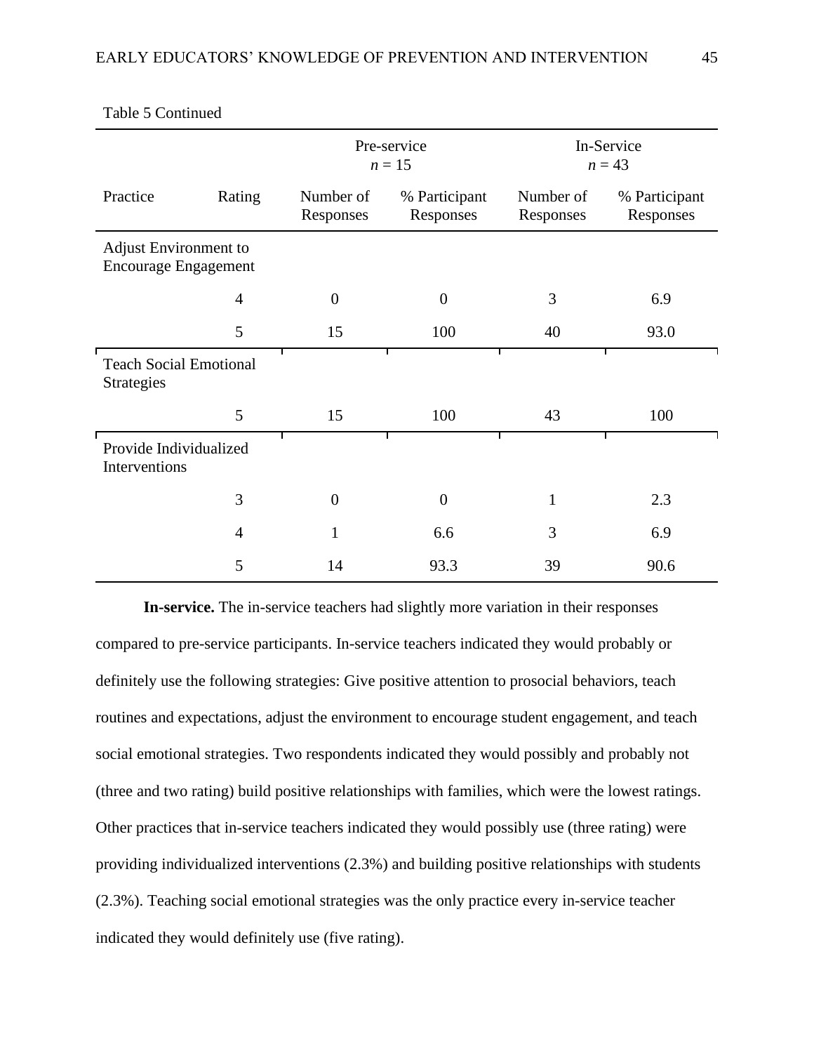Table 5 Continued

| | | Pre-service *n* = 15 | | In-Service *n* = 43 | |
|---|---|---|---|---|---|
| Practice | Rating | Number of Responses | % Participant Responses | Number of Responses | % Participant Responses |
| Adjust Environment to Encourage Engagement | | | | | |
| | 4 | 0 | 0 | 3 | 6.9 |
| | 5 | 15 | 100 | 40 | 93.0 |
| Teach Social Emotional Strategies | | | | | |
| | 5 | 15 | 100 | 43 | 100 |
| Provide Individualized Interventions | | | | | |
| | 3 | 0 | 0 | 1 | 2.3 |
| | 4 | 1 | 6.6 | 3 | 6.9 |
| | 5 | 14 | 93.3 | 39 | 90.6 |

**In-service.** The in-service teachers had slightly more variation in their responses compared to pre-service participants. In-service teachers indicated they would probably or definitely use the following strategies: Give positive attention to prosocial behaviors, teach routines and expectations, adjust the environment to encourage student engagement, and teach social emotional strategies. Two respondents indicated they would possibly and probably not (three and two rating) build positive relationships with families, which were the lowest ratings. Other practices that in-service teachers indicated they would possibly use (three rating) were providing individualized interventions (2.3%) and building positive relationships with students (2.3%). Teaching social emotional strategies was the only practice every in-service teacher indicated they would definitely use (five rating).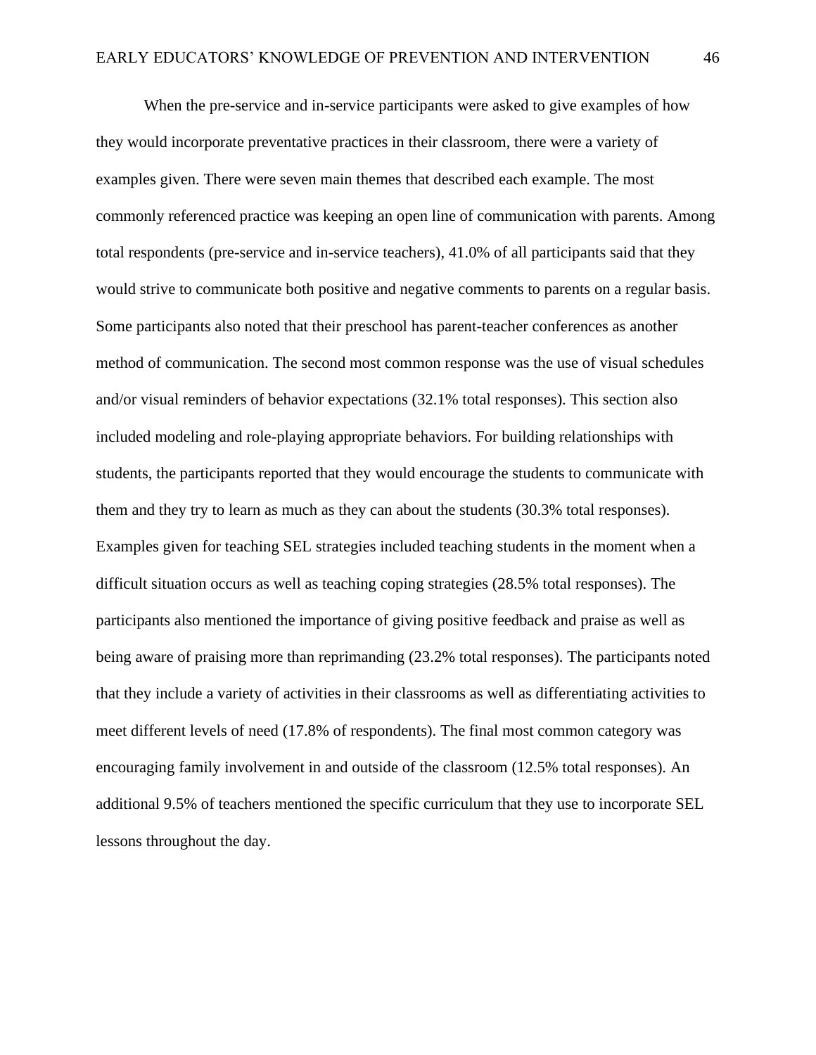When the pre-service and in-service participants were asked to give examples of how they would incorporate preventative practices in their classroom, there were a variety of examples given. There were seven main themes that described each example. The most commonly referenced practice was keeping an open line of communication with parents. Among total respondents (pre-service and in-service teachers), 41.0% of all participants said that they would strive to communicate both positive and negative comments to parents on a regular basis. Some participants also noted that their preschool has parent-teacher conferences as another method of communication. The second most common response was the use of visual schedules and/or visual reminders of behavior expectations (32.1% total responses). This section also included modeling and role-playing appropriate behaviors. For building relationships with students, the participants reported that they would encourage the students to communicate with them and they try to learn as much as they can about the students (30.3% total responses). Examples given for teaching SEL strategies included teaching students in the moment when a difficult situation occurs as well as teaching coping strategies (28.5% total responses). The participants also mentioned the importance of giving positive feedback and praise as well as being aware of praising more than reprimanding (23.2% total responses). The participants noted that they include a variety of activities in their classrooms as well as differentiating activities to meet different levels of need (17.8% of respondents). The final most common category was encouraging family involvement in and outside of the classroom (12.5% total responses). An additional 9.5% of teachers mentioned the specific curriculum that they use to incorporate SEL lessons throughout the day.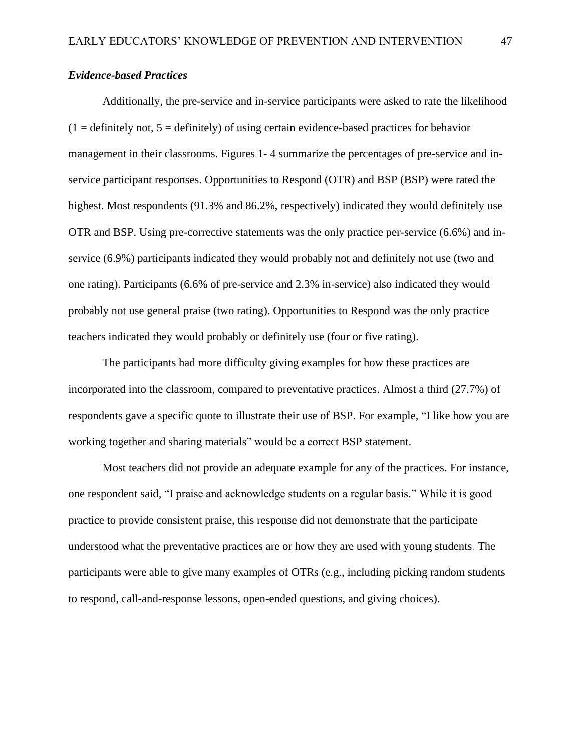### *Evidence-based Practices*

Additionally, the pre-service and in-service participants were asked to rate the likelihood (1 = definitely not, 5 = definitely) of using certain evidence-based practices for behavior management in their classrooms. Figures 1- 4 summarize the percentages of pre-service and in-service participant responses. Opportunities to Respond (OTR) and BSP (BSP) were rated the highest. Most respondents (91.3% and 86.2%, respectively) indicated they would definitely use OTR and BSP. Using pre-corrective statements was the only practice per-service (6.6%) and in-service (6.9%) participants indicated they would probably not and definitely not use (two and one rating). Participants (6.6% of pre-service and 2.3% in-service) also indicated they would probably not use general praise (two rating). Opportunities to Respond was the only practice teachers indicated they would probably or definitely use (four or five rating).

The participants had more difficulty giving examples for how these practices are incorporated into the classroom, compared to preventative practices. Almost a third (27.7%) of respondents gave a specific quote to illustrate their use of BSP. For example, "I like how you are working together and sharing materials" would be a correct BSP statement.

Most teachers did not provide an adequate example for any of the practices. For instance, one respondent said, "I praise and acknowledge students on a regular basis." While it is good practice to provide consistent praise, this response did not demonstrate that the participate understood what the preventative practices are or how they are used with young students. The participants were able to give many examples of OTRs (e.g., including picking random students to respond, call-and-response lessons, open-ended questions, and giving choices).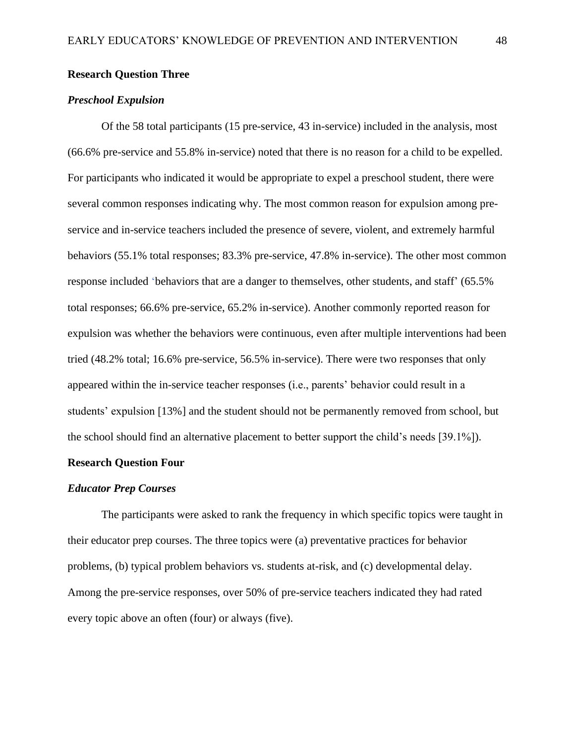## Research Question Three

### *Preschool Expulsion*

Of the 58 total participants (15 pre-service, 43 in-service) included in the analysis, most (66.6% pre-service and 55.8% in-service) noted that there is no reason for a child to be expelled. For participants who indicated it would be appropriate to expel a preschool student, there were several common responses indicating why. The most common reason for expulsion among pre-service and in-service teachers included the presence of severe, violent, and extremely harmful behaviors (55.1% total responses; 83.3% pre-service, 47.8% in-service). The other most common response included 'behaviors that are a danger to themselves, other students, and staff' (65.5% total responses; 66.6% pre-service, 65.2% in-service). Another commonly reported reason for expulsion was whether the behaviors were continuous, even after multiple interventions had been tried (48.2% total; 16.6% pre-service, 56.5% in-service). There were two responses that only appeared within the in-service teacher responses (i.e., parents' behavior could result in a students' expulsion [13%] and the student should not be permanently removed from school, but the school should find an alternative placement to better support the child's needs [39.1%]).

## Research Question Four

### *Educator Prep Courses*

The participants were asked to rank the frequency in which specific topics were taught in their educator prep courses. The three topics were (a) preventative practices for behavior problems, (b) typical problem behaviors vs. students at-risk, and (c) developmental delay. Among the pre-service responses, over 50% of pre-service teachers indicated they had rated every topic above an often (four) or always (five).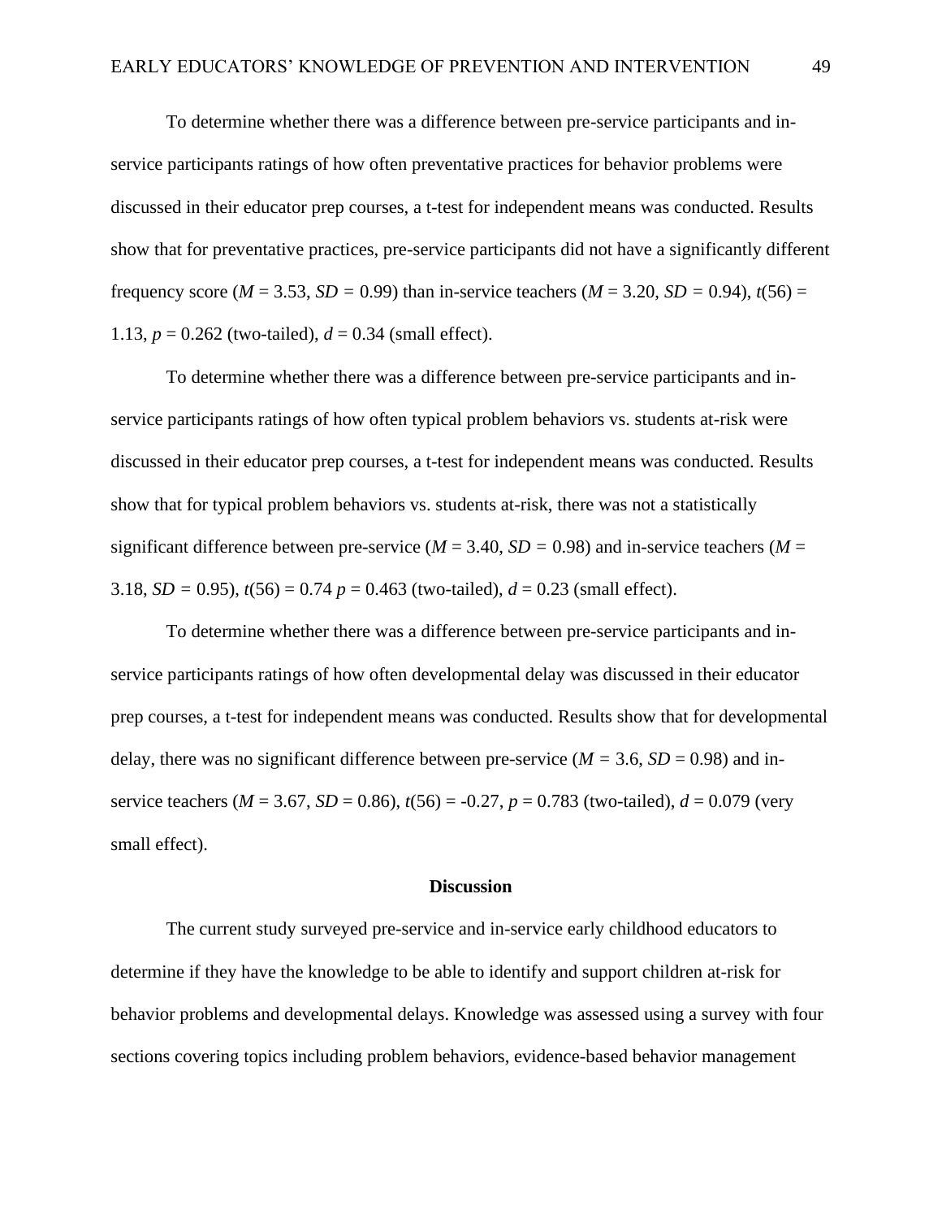To determine whether there was a difference between pre-service participants and in-service participants ratings of how often preventative practices for behavior problems were discussed in their educator prep courses, a t-test for independent means was conducted. Results show that for preventative practices, pre-service participants did not have a significantly different frequency score ($M$ = 3.53, $SD$ = 0.99) than in-service teachers ($M$ = 3.20, $SD$ = 0.94), $t(56)$ = 1.13, $p$ = 0.262 (two-tailed), $d$ = 0.34 (small effect).

To determine whether there was a difference between pre-service participants and in-service participants ratings of how often typical problem behaviors vs. students at-risk were discussed in their educator prep courses, a t-test for independent means was conducted. Results show that for typical problem behaviors vs. students at-risk, there was not a statistically significant difference between pre-service ($M$ = 3.40, $SD$ = 0.98) and in-service teachers ($M$ = 3.18, $SD$ = 0.95), $t(56)$ = 0.74 $p$ = 0.463 (two-tailed), $d$ = 0.23 (small effect).

To determine whether there was a difference between pre-service participants and in-service participants ratings of how often developmental delay was discussed in their educator prep courses, a t-test for independent means was conducted. Results show that for developmental delay, there was no significant difference between pre-service ($M$ = 3.6, $SD$ = 0.98) and in-service teachers ($M$ = 3.67, $SD$ = 0.86), $t(56)$ = -0.27, $p$ = 0.783 (two-tailed), $d$ = 0.079 (very small effect).

## Discussion

The current study surveyed pre-service and in-service early childhood educators to determine if they have the knowledge to be able to identify and support children at-risk for behavior problems and developmental delays. Knowledge was assessed using a survey with four sections covering topics including problem behaviors, evidence-based behavior management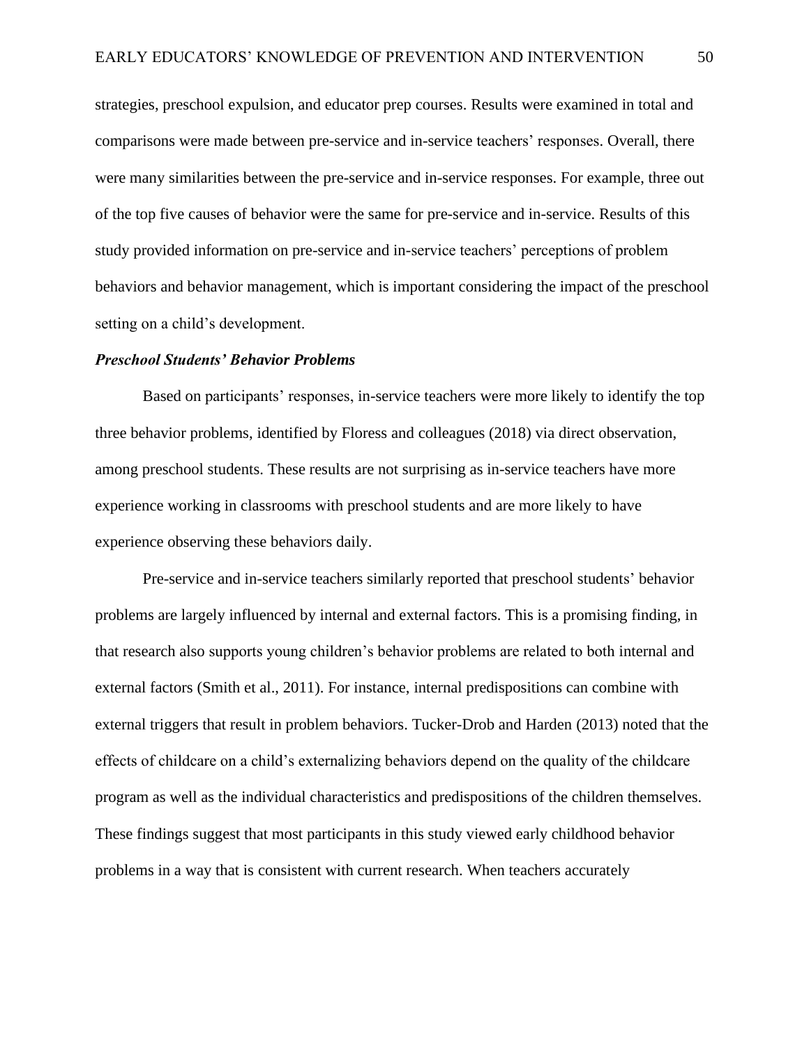strategies, preschool expulsion, and educator prep courses. Results were examined in total and comparisons were made between pre-service and in-service teachers' responses. Overall, there were many similarities between the pre-service and in-service responses. For example, three out of the top five causes of behavior were the same for pre-service and in-service. Results of this study provided information on pre-service and in-service teachers' perceptions of problem behaviors and behavior management, which is important considering the impact of the preschool setting on a child's development.

***Preschool Students' Behavior Problems***

Based on participants' responses, in-service teachers were more likely to identify the top three behavior problems, identified by Floress and colleagues (2018) via direct observation, among preschool students. These results are not surprising as in-service teachers have more experience working in classrooms with preschool students and are more likely to have experience observing these behaviors daily.

Pre-service and in-service teachers similarly reported that preschool students' behavior problems are largely influenced by internal and external factors. This is a promising finding, in that research also supports young children's behavior problems are related to both internal and external factors (Smith et al., 2011). For instance, internal predispositions can combine with external triggers that result in problem behaviors. Tucker-Drob and Harden (2013) noted that the effects of childcare on a child's externalizing behaviors depend on the quality of the childcare program as well as the individual characteristics and predispositions of the children themselves. These findings suggest that most participants in this study viewed early childhood behavior problems in a way that is consistent with current research. When teachers accurately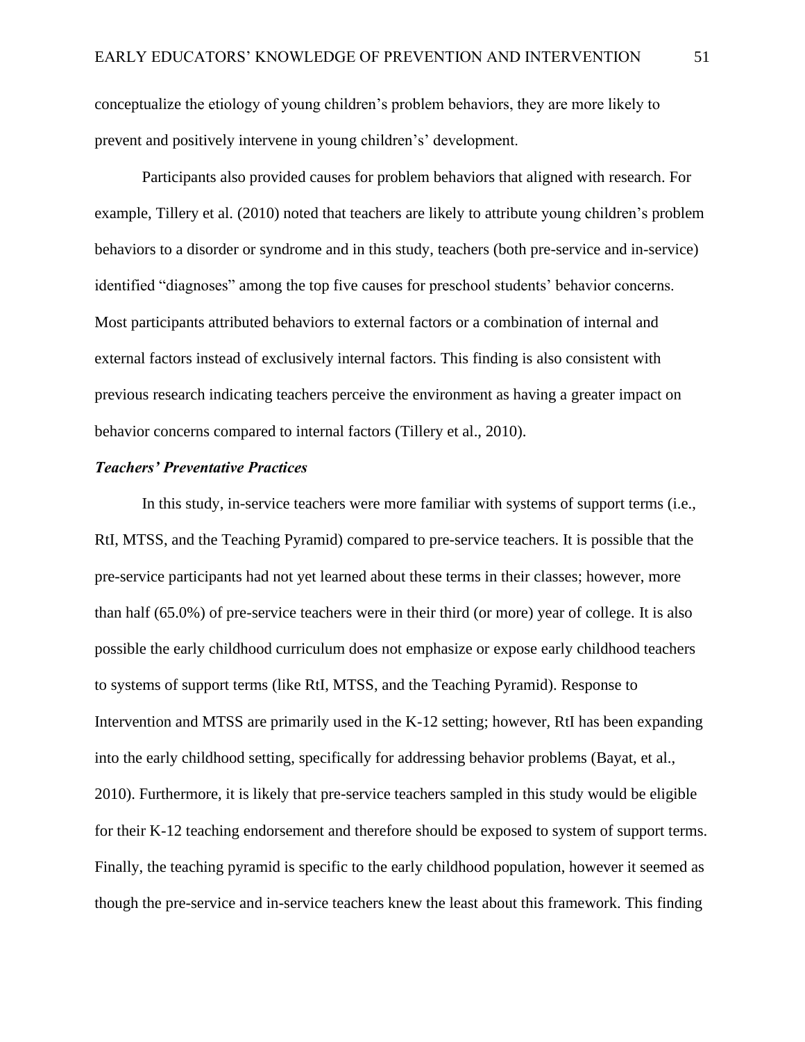conceptualize the etiology of young children's problem behaviors, they are more likely to prevent and positively intervene in young children's' development.

Participants also provided causes for problem behaviors that aligned with research. For example, Tillery et al. (2010) noted that teachers are likely to attribute young children's problem behaviors to a disorder or syndrome and in this study, teachers (both pre-service and in-service) identified "diagnoses" among the top five causes for preschool students' behavior concerns. Most participants attributed behaviors to external factors or a combination of internal and external factors instead of exclusively internal factors. This finding is also consistent with previous research indicating teachers perceive the environment as having a greater impact on behavior concerns compared to internal factors (Tillery et al., 2010).

### *Teachers' Preventative Practices*

In this study, in-service teachers were more familiar with systems of support terms (i.e., RtI, MTSS, and the Teaching Pyramid) compared to pre-service teachers. It is possible that the pre-service participants had not yet learned about these terms in their classes; however, more than half (65.0%) of pre-service teachers were in their third (or more) year of college. It is also possible the early childhood curriculum does not emphasize or expose early childhood teachers to systems of support terms (like RtI, MTSS, and the Teaching Pyramid). Response to Intervention and MTSS are primarily used in the K-12 setting; however, RtI has been expanding into the early childhood setting, specifically for addressing behavior problems (Bayat, et al., 2010). Furthermore, it is likely that pre-service teachers sampled in this study would be eligible for their K-12 teaching endorsement and therefore should be exposed to system of support terms. Finally, the teaching pyramid is specific to the early childhood population, however it seemed as though the pre-service and in-service teachers knew the least about this framework. This finding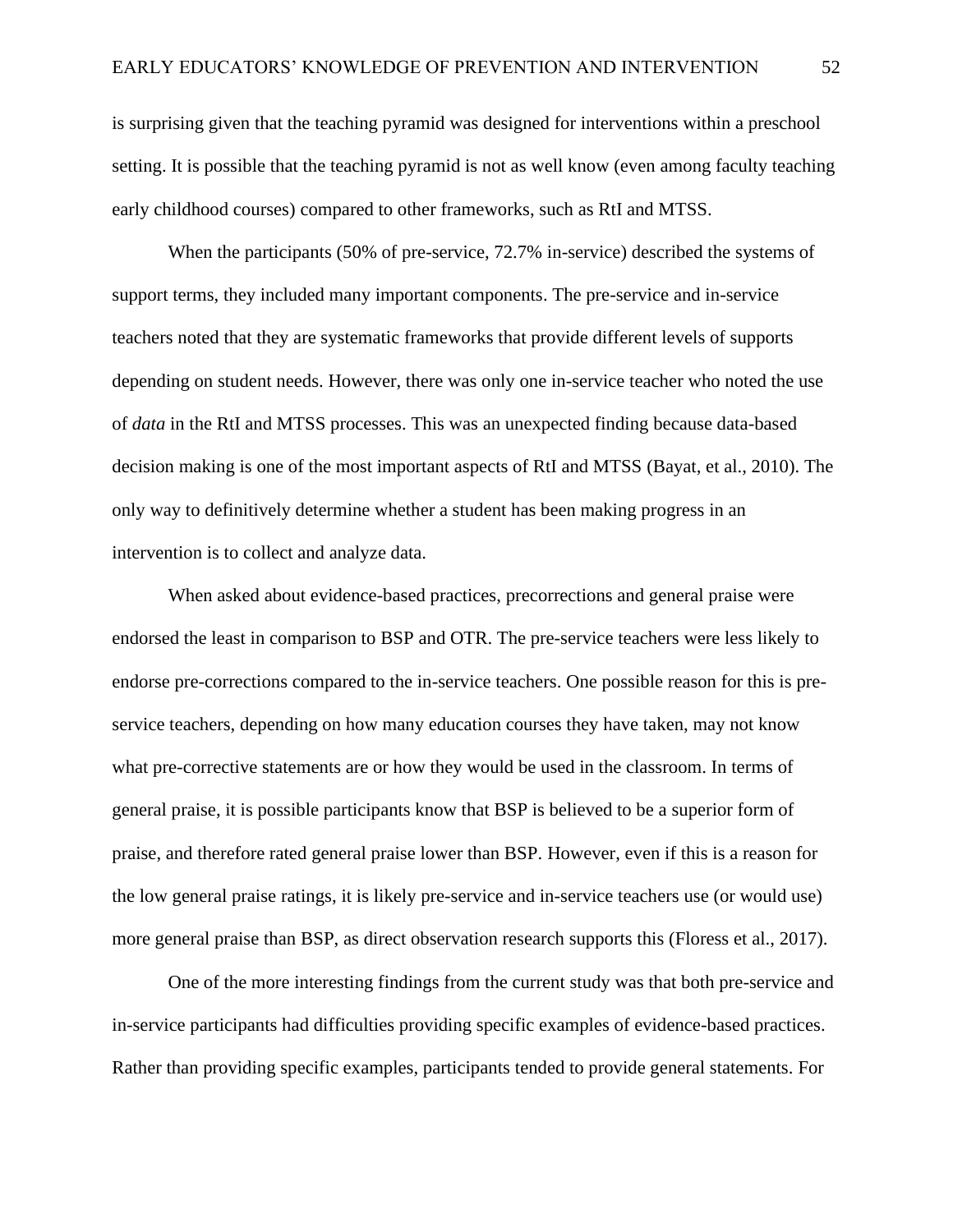is surprising given that the teaching pyramid was designed for interventions within a preschool setting. It is possible that the teaching pyramid is not as well know (even among faculty teaching early childhood courses) compared to other frameworks, such as RtI and MTSS.

When the participants (50% of pre-service, 72.7% in-service) described the systems of support terms, they included many important components. The pre-service and in-service teachers noted that they are systematic frameworks that provide different levels of supports depending on student needs. However, there was only one in-service teacher who noted the use of *data* in the RtI and MTSS processes. This was an unexpected finding because data-based decision making is one of the most important aspects of RtI and MTSS (Bayat, et al., 2010). The only way to definitively determine whether a student has been making progress in an intervention is to collect and analyze data.

When asked about evidence-based practices, precorrections and general praise were endorsed the least in comparison to BSP and OTR. The pre-service teachers were less likely to endorse pre-corrections compared to the in-service teachers. One possible reason for this is pre-service teachers, depending on how many education courses they have taken, may not know what pre-corrective statements are or how they would be used in the classroom. In terms of general praise, it is possible participants know that BSP is believed to be a superior form of praise, and therefore rated general praise lower than BSP. However, even if this is a reason for the low general praise ratings, it is likely pre-service and in-service teachers use (or would use) more general praise than BSP, as direct observation research supports this (Floress et al., 2017).

One of the more interesting findings from the current study was that both pre-service and in-service participants had difficulties providing specific examples of evidence-based practices. Rather than providing specific examples, participants tended to provide general statements. For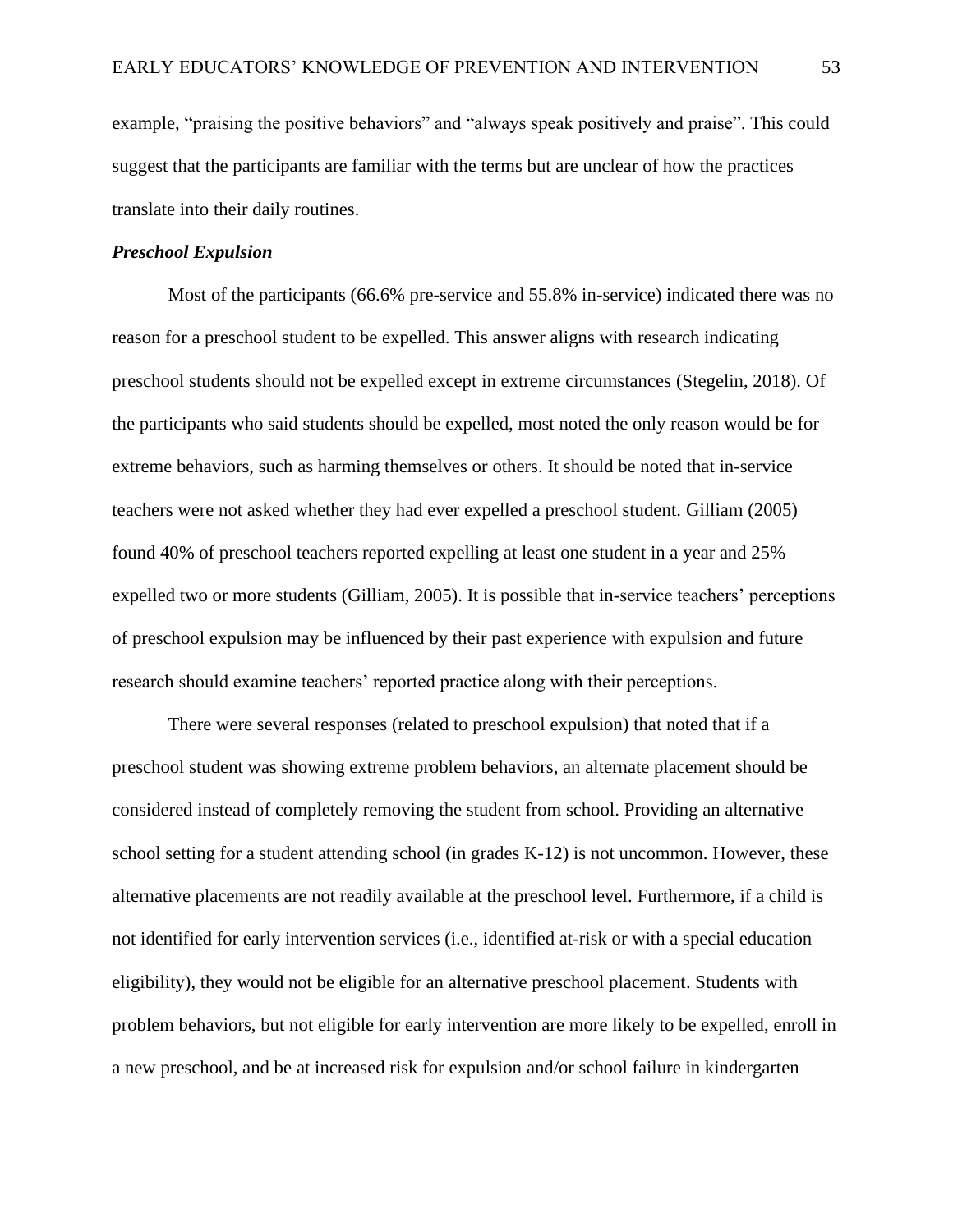example, "praising the positive behaviors" and "always speak positively and praise". This could suggest that the participants are familiar with the terms but are unclear of how the practices translate into their daily routines.

### ***Preschool Expulsion***

Most of the participants (66.6% pre-service and 55.8% in-service) indicated there was no reason for a preschool student to be expelled. This answer aligns with research indicating preschool students should not be expelled except in extreme circumstances (Stegelin, 2018). Of the participants who said students should be expelled, most noted the only reason would be for extreme behaviors, such as harming themselves or others. It should be noted that in-service teachers were not asked whether they had ever expelled a preschool student. Gilliam (2005) found 40% of preschool teachers reported expelling at least one student in a year and 25% expelled two or more students (Gilliam, 2005). It is possible that in-service teachers' perceptions of preschool expulsion may be influenced by their past experience with expulsion and future research should examine teachers' reported practice along with their perceptions.

There were several responses (related to preschool expulsion) that noted that if a preschool student was showing extreme problem behaviors, an alternate placement should be considered instead of completely removing the student from school. Providing an alternative school setting for a student attending school (in grades K-12) is not uncommon. However, these alternative placements are not readily available at the preschool level. Furthermore, if a child is not identified for early intervention services (i.e., identified at-risk or with a special education eligibility), they would not be eligible for an alternative preschool placement. Students with problem behaviors, but not eligible for early intervention are more likely to be expelled, enroll in a new preschool, and be at increased risk for expulsion and/or school failure in kindergarten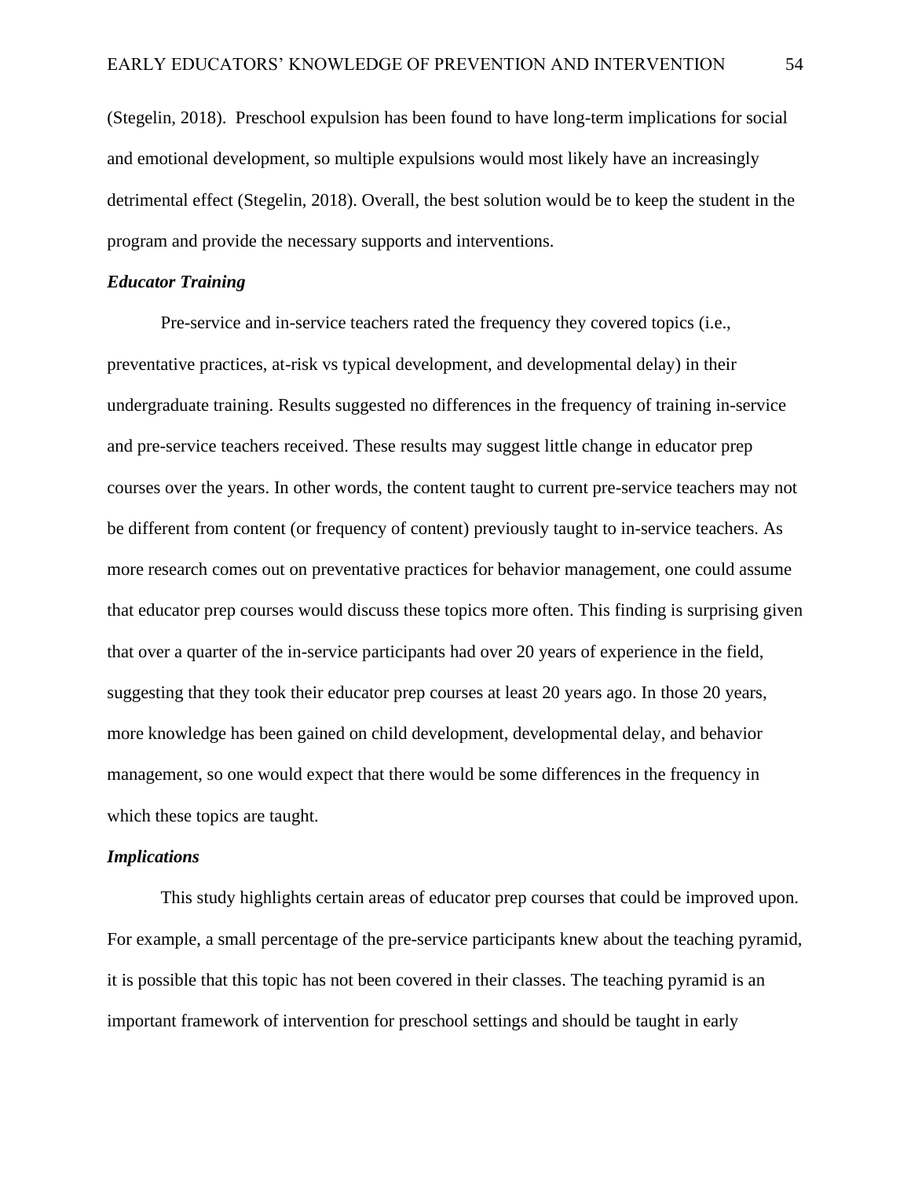(Stegelin, 2018). Preschool expulsion has been found to have long-term implications for social and emotional development, so multiple expulsions would most likely have an increasingly detrimental effect (Stegelin, 2018). Overall, the best solution would be to keep the student in the program and provide the necessary supports and interventions.

***Educator Training***

Pre-service and in-service teachers rated the frequency they covered topics (i.e., preventative practices, at-risk vs typical development, and developmental delay) in their undergraduate training. Results suggested no differences in the frequency of training in-service and pre-service teachers received. These results may suggest little change in educator prep courses over the years. In other words, the content taught to current pre-service teachers may not be different from content (or frequency of content) previously taught to in-service teachers. As more research comes out on preventative practices for behavior management, one could assume that educator prep courses would discuss these topics more often. This finding is surprising given that over a quarter of the in-service participants had over 20 years of experience in the field, suggesting that they took their educator prep courses at least 20 years ago. In those 20 years, more knowledge has been gained on child development, developmental delay, and behavior management, so one would expect that there would be some differences in the frequency in which these topics are taught.

***Implications***

This study highlights certain areas of educator prep courses that could be improved upon. For example, a small percentage of the pre-service participants knew about the teaching pyramid, it is possible that this topic has not been covered in their classes. The teaching pyramid is an important framework of intervention for preschool settings and should be taught in early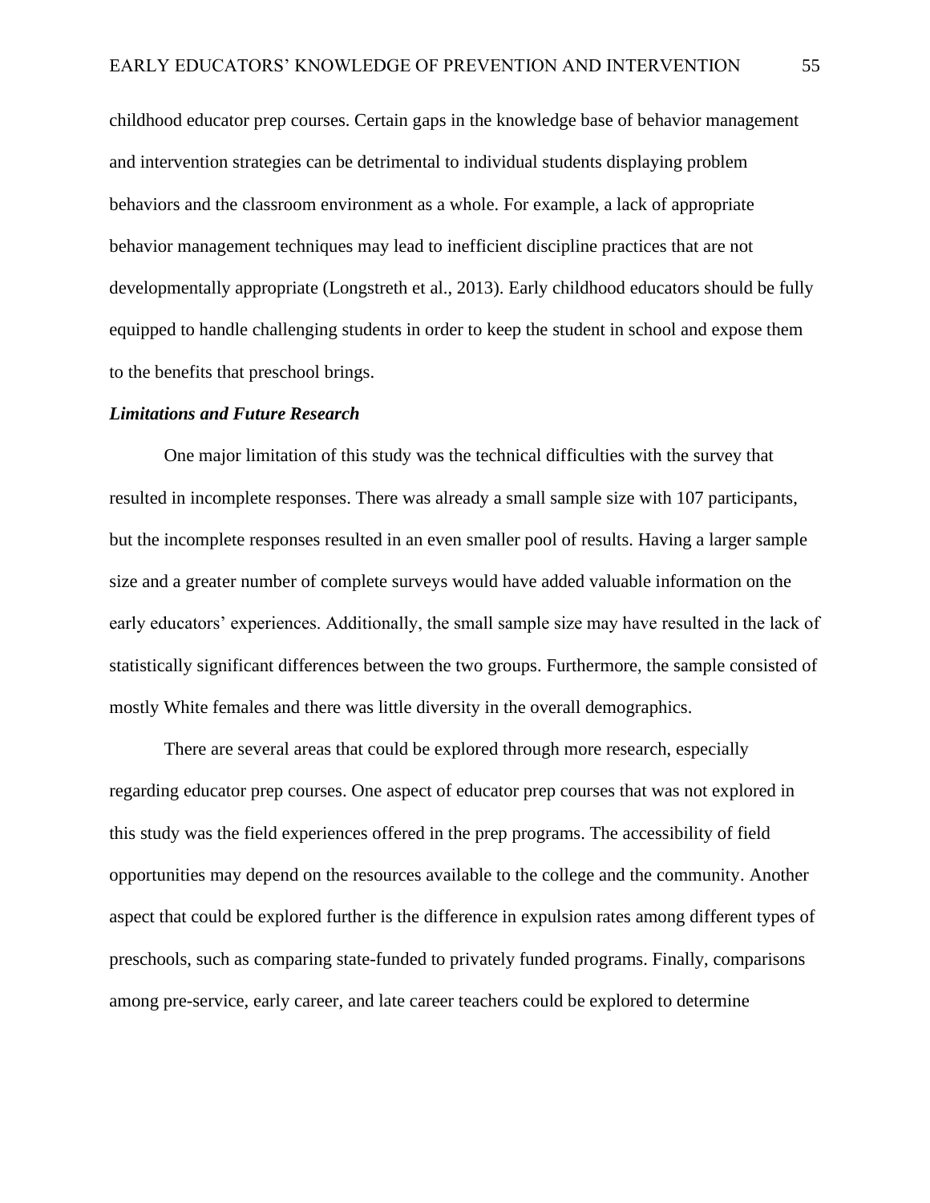childhood educator prep courses. Certain gaps in the knowledge base of behavior management and intervention strategies can be detrimental to individual students displaying problem behaviors and the classroom environment as a whole. For example, a lack of appropriate behavior management techniques may lead to inefficient discipline practices that are not developmentally appropriate (Longstreth et al., 2013). Early childhood educators should be fully equipped to handle challenging students in order to keep the student in school and expose them to the benefits that preschool brings.

### ***Limitations and Future Research***

One major limitation of this study was the technical difficulties with the survey that resulted in incomplete responses. There was already a small sample size with 107 participants, but the incomplete responses resulted in an even smaller pool of results. Having a larger sample size and a greater number of complete surveys would have added valuable information on the early educators' experiences. Additionally, the small sample size may have resulted in the lack of statistically significant differences between the two groups. Furthermore, the sample consisted of mostly White females and there was little diversity in the overall demographics.

There are several areas that could be explored through more research, especially regarding educator prep courses. One aspect of educator prep courses that was not explored in this study was the field experiences offered in the prep programs. The accessibility of field opportunities may depend on the resources available to the college and the community. Another aspect that could be explored further is the difference in expulsion rates among different types of preschools, such as comparing state-funded to privately funded programs. Finally, comparisons among pre-service, early career, and late career teachers could be explored to determine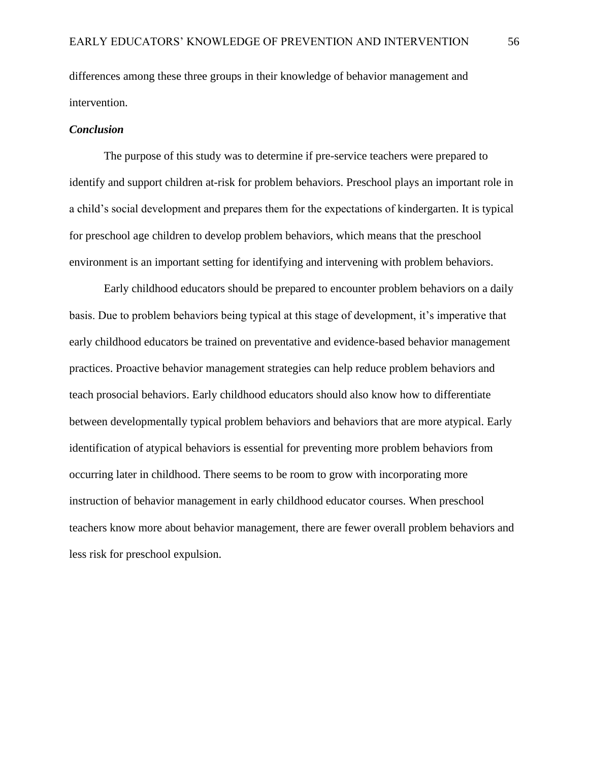differences among these three groups in their knowledge of behavior management and intervention.

***Conclusion***

The purpose of this study was to determine if pre-service teachers were prepared to identify and support children at-risk for problem behaviors. Preschool plays an important role in a child's social development and prepares them for the expectations of kindergarten. It is typical for preschool age children to develop problem behaviors, which means that the preschool environment is an important setting for identifying and intervening with problem behaviors.

Early childhood educators should be prepared to encounter problem behaviors on a daily basis. Due to problem behaviors being typical at this stage of development, it's imperative that early childhood educators be trained on preventative and evidence-based behavior management practices. Proactive behavior management strategies can help reduce problem behaviors and teach prosocial behaviors. Early childhood educators should also know how to differentiate between developmentally typical problem behaviors and behaviors that are more atypical. Early identification of atypical behaviors is essential for preventing more problem behaviors from occurring later in childhood. There seems to be room to grow with incorporating more instruction of behavior management in early childhood educator courses. When preschool teachers know more about behavior management, there are fewer overall problem behaviors and less risk for preschool expulsion.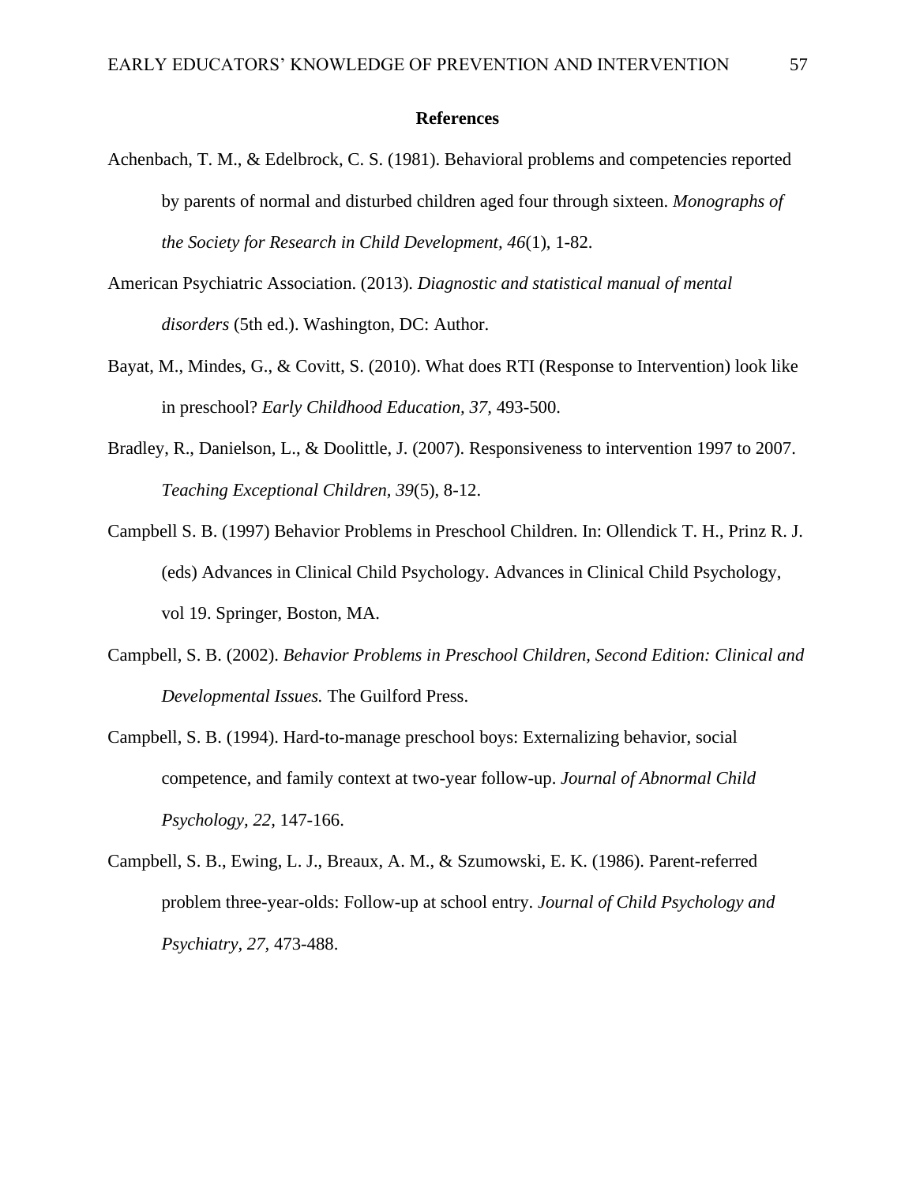# References

Achenbach, T. M., & Edelbrock, C. S. (1981). Behavioral problems and competencies reported by parents of normal and disturbed children aged four through sixteen. *Monographs of the Society for Research in Child Development*, *46*(1), 1-82.

American Psychiatric Association. (2013). *Diagnostic and statistical manual of mental disorders* (5th ed.). Washington, DC: Author.

Bayat, M., Mindes, G., & Covitt, S. (2010). What does RTI (Response to Intervention) look like in preschool? *Early Childhood Education, 37,* 493-500.

Bradley, R., Danielson, L., & Doolittle, J. (2007). Responsiveness to intervention 1997 to 2007. *Teaching Exceptional Children*, *39*(5), 8-12.

Campbell S. B. (1997) Behavior Problems in Preschool Children. In: Ollendick T. H., Prinz R. J. (eds) Advances in Clinical Child Psychology. Advances in Clinical Child Psychology, vol 19. Springer, Boston, MA.

Campbell, S. B. (2002). *Behavior Problems in Preschool Children, Second Edition: Clinical and Developmental Issues.* The Guilford Press.

Campbell, S. B. (1994). Hard-to-manage preschool boys: Externalizing behavior, social competence, and family context at two-year follow-up. *Journal of Abnormal Child Psychology, 22,* 147-166.

Campbell, S. B., Ewing, L. J., Breaux, A. M., & Szumowski, E. K. (1986). Parent-referred problem three-year-olds: Follow-up at school entry. *Journal of Child Psychology and Psychiatry, 27,* 473-488.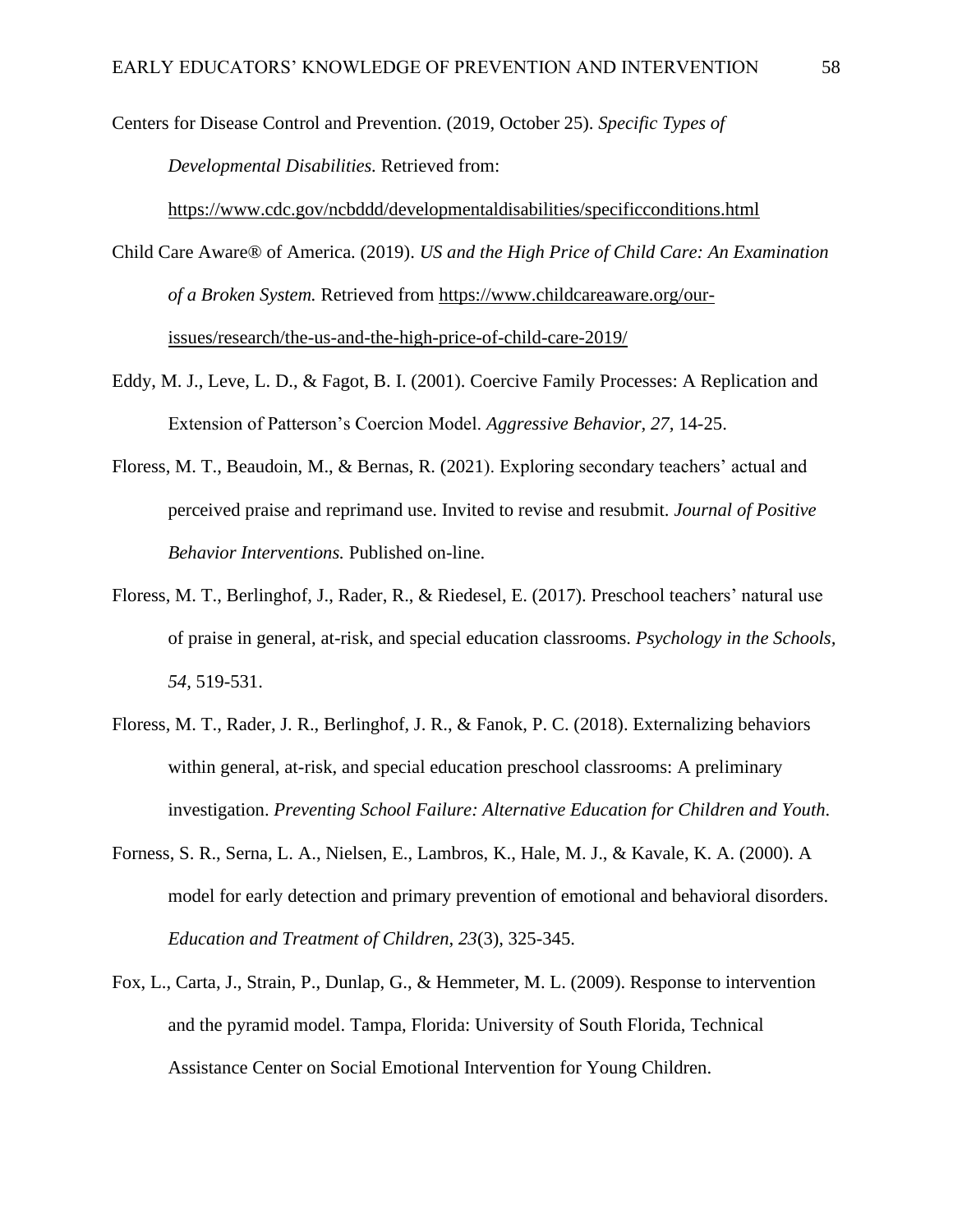Centers for Disease Control and Prevention. (2019, October 25). *Specific Types of Developmental Disabilities.* Retrieved from: https://www.cdc.gov/ncbddd/developmentaldisabilities/specificconditions.html

Child Care Aware® of America. (2019). *US and the High Price of Child Care: An Examination of a Broken System.* Retrieved from https://www.childcareaware.org/our-issues/research/the-us-and-the-high-price-of-child-care-2019/

Eddy, M. J., Leve, L. D., & Fagot, B. I. (2001). Coercive Family Processes: A Replication and Extension of Patterson's Coercion Model. *Aggressive Behavior, 27,* 14-25.

Floress, M. T., Beaudoin, M., & Bernas, R. (2021). Exploring secondary teachers' actual and perceived praise and reprimand use. Invited to revise and resubmit. *Journal of Positive Behavior Interventions.* Published on-line.

Floress, M. T., Berlinghof, J., Rader, R., & Riedesel, E. (2017). Preschool teachers' natural use of praise in general, at-risk, and special education classrooms. *Psychology in the Schools, 54,* 519-531.

Floress, M. T., Rader, J. R., Berlinghof, J. R., & Fanok, P. C. (2018). Externalizing behaviors within general, at-risk, and special education preschool classrooms: A preliminary investigation. *Preventing School Failure: Alternative Education for Children and Youth*.

Forness, S. R., Serna, L. A., Nielsen, E., Lambros, K., Hale, M. J., & Kavale, K. A. (2000). A model for early detection and primary prevention of emotional and behavioral disorders. *Education and Treatment of Children, 23*(3), 325-345.

Fox, L., Carta, J., Strain, P., Dunlap, G., & Hemmeter, M. L. (2009). Response to intervention and the pyramid model. Tampa, Florida: University of South Florida, Technical Assistance Center on Social Emotional Intervention for Young Children.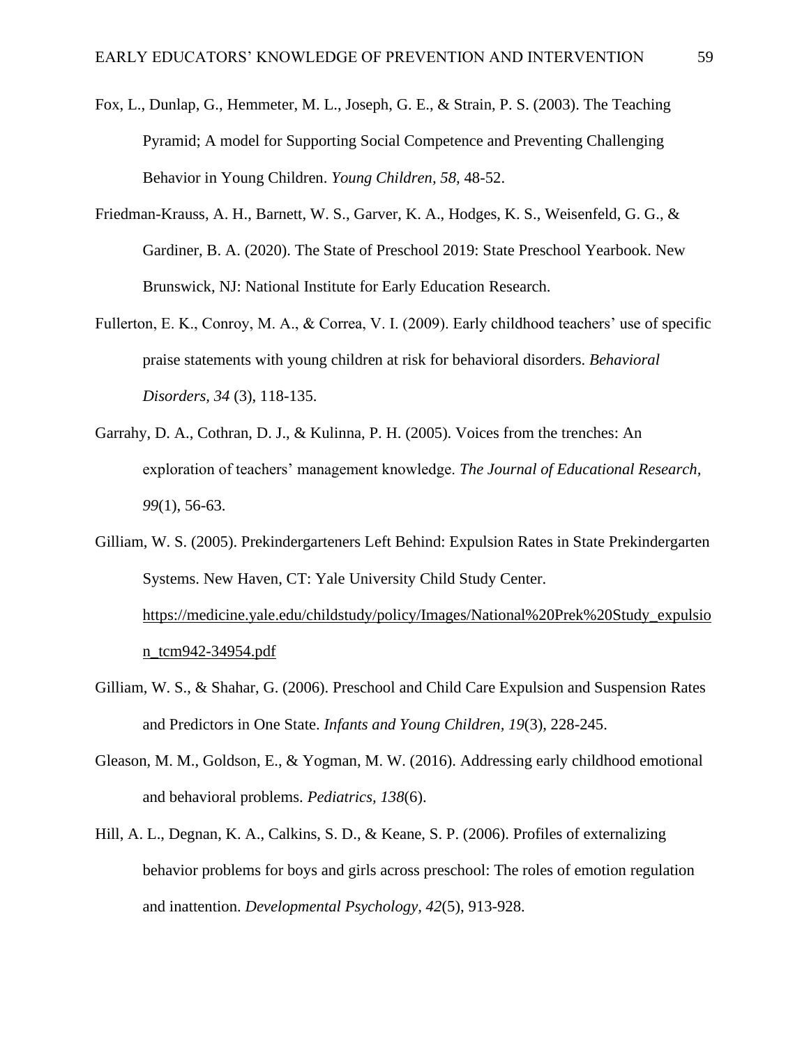Fox, L., Dunlap, G., Hemmeter, M. L., Joseph, G. E., & Strain, P. S. (2003). The Teaching Pyramid; A model for Supporting Social Competence and Preventing Challenging Behavior in Young Children. *Young Children, 58*, 48-52.

Friedman-Krauss, A. H., Barnett, W. S., Garver, K. A., Hodges, K. S., Weisenfeld, G. G., & Gardiner, B. A. (2020). The State of Preschool 2019: State Preschool Yearbook. New Brunswick, NJ: National Institute for Early Education Research.

Fullerton, E. K., Conroy, M. A., & Correa, V. I. (2009). Early childhood teachers' use of specific praise statements with young children at risk for behavioral disorders. *Behavioral Disorders, 34* (3), 118-135.

Garrahy, D. A., Cothran, D. J., & Kulinna, P. H. (2005). Voices from the trenches: An exploration of teachers' management knowledge. *The Journal of Educational Research, 99*(1), 56-63.

Gilliam, W. S. (2005). Prekindergarteners Left Behind: Expulsion Rates in State Prekindergarten Systems. New Haven, CT: Yale University Child Study Center. https://medicine.yale.edu/childstudy/policy/Images/National%20Prek%20Study_expulsion_tcm942-34954.pdf

Gilliam, W. S., & Shahar, G. (2006). Preschool and Child Care Expulsion and Suspension Rates and Predictors in One State. *Infants and Young Children, 19*(3), 228-245.

Gleason, M. M., Goldson, E., & Yogman, M. W. (2016). Addressing early childhood emotional and behavioral problems. *Pediatrics, 138*(6).

Hill, A. L., Degnan, K. A., Calkins, S. D., & Keane, S. P. (2006). Profiles of externalizing behavior problems for boys and girls across preschool: The roles of emotion regulation and inattention. *Developmental Psychology, 42*(5), 913-928.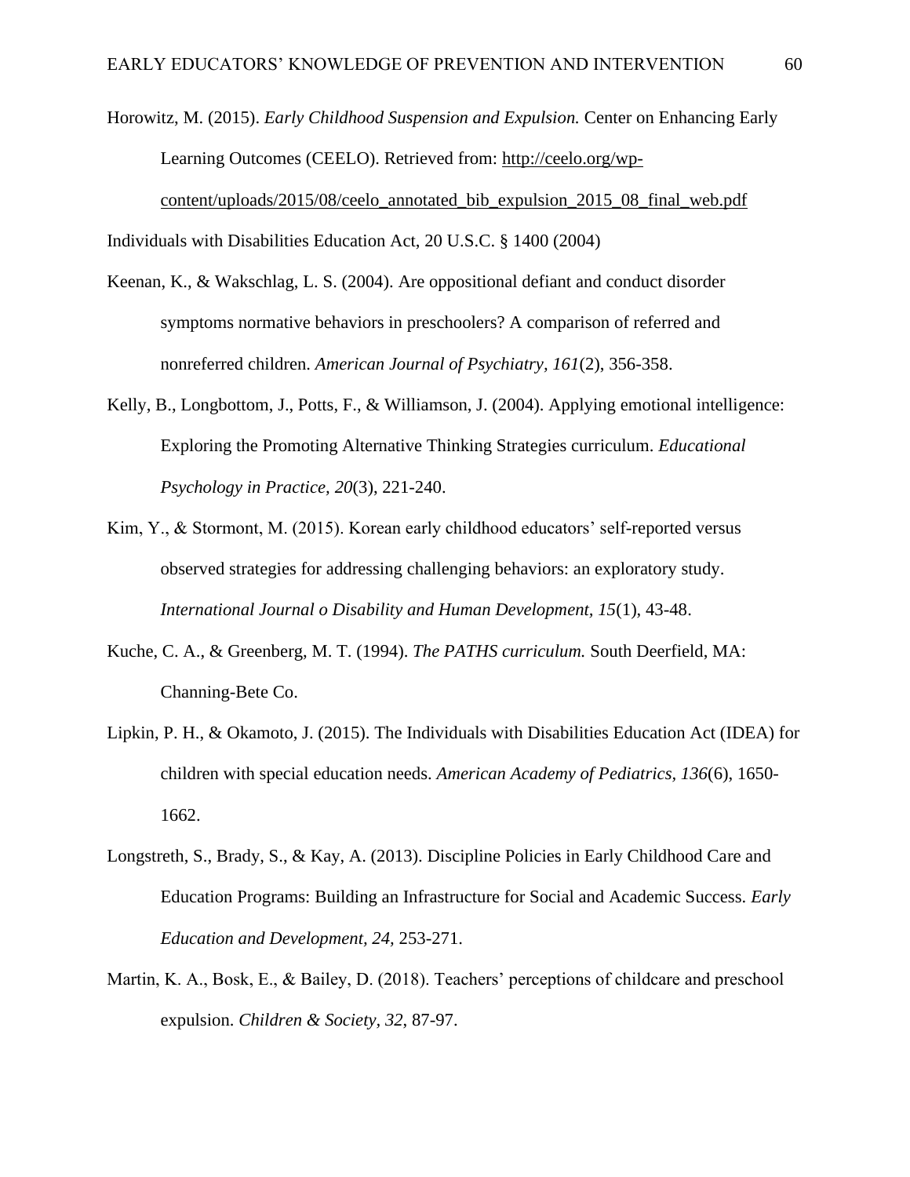Horowitz, M. (2015). *Early Childhood Suspension and Expulsion.* Center on Enhancing Early Learning Outcomes (CEELO). Retrieved from: http://ceelo.org/wp-content/uploads/2015/08/ceelo_annotated_bib_expulsion_2015_08_final_web.pdf

Individuals with Disabilities Education Act, 20 U.S.C. § 1400 (2004)

Keenan, K., & Wakschlag, L. S. (2004). Are oppositional defiant and conduct disorder symptoms normative behaviors in preschoolers? A comparison of referred and nonreferred children. *American Journal of Psychiatry, 161*(2), 356-358.

Kelly, B., Longbottom, J., Potts, F., & Williamson, J. (2004). Applying emotional intelligence: Exploring the Promoting Alternative Thinking Strategies curriculum. *Educational Psychology in Practice, 20*(3), 221-240.

Kim, Y., & Stormont, M. (2015). Korean early childhood educators' self-reported versus observed strategies for addressing challenging behaviors: an exploratory study. *International Journal o Disability and Human Development, 15*(1), 43-48.

Kuche, C. A., & Greenberg, M. T. (1994). *The PATHS curriculum.* South Deerfield, MA: Channing-Bete Co.

Lipkin, P. H., & Okamoto, J. (2015). The Individuals with Disabilities Education Act (IDEA) for children with special education needs. *American Academy of Pediatrics, 136*(6), 1650-1662.

Longstreth, S., Brady, S., & Kay, A. (2013). Discipline Policies in Early Childhood Care and Education Programs: Building an Infrastructure for Social and Academic Success. *Early Education and Development, 24,* 253-271.

Martin, K. A., Bosk, E., & Bailey, D. (2018). Teachers' perceptions of childcare and preschool expulsion. *Children & Society, 32,* 87-97.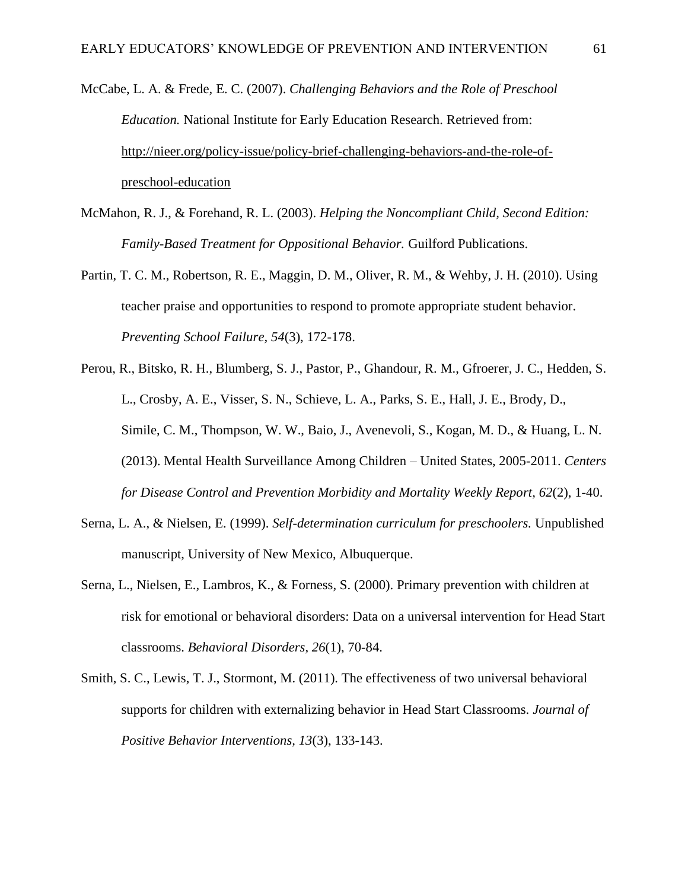McCabe, L. A. & Frede, E. C. (2007). *Challenging Behaviors and the Role of Preschool Education.* National Institute for Early Education Research. Retrieved from: http://nieer.org/policy-issue/policy-brief-challenging-behaviors-and-the-role-of-preschool-education

McMahon, R. J., & Forehand, R. L. (2003). *Helping the Noncompliant Child, Second Edition: Family-Based Treatment for Oppositional Behavior.* Guilford Publications.

Partin, T. C. M., Robertson, R. E., Maggin, D. M., Oliver, R. M., & Wehby, J. H. (2010). Using teacher praise and opportunities to respond to promote appropriate student behavior. *Preventing School Failure, 54*(3), 172-178.

Perou, R., Bitsko, R. H., Blumberg, S. J., Pastor, P., Ghandour, R. M., Gfroerer, J. C., Hedden, S. L., Crosby, A. E., Visser, S. N., Schieve, L. A., Parks, S. E., Hall, J. E., Brody, D., Simile, C. M., Thompson, W. W., Baio, J., Avenevoli, S., Kogan, M. D., & Huang, L. N. (2013). Mental Health Surveillance Among Children – United States, 2005-2011. *Centers for Disease Control and Prevention Morbidity and Mortality Weekly Report, 62*(2), 1-40.

Serna, L. A., & Nielsen, E. (1999). *Self-determination curriculum for preschoolers.* Unpublished manuscript, University of New Mexico, Albuquerque.

Serna, L., Nielsen, E., Lambros, K., & Forness, S. (2000). Primary prevention with children at risk for emotional or behavioral disorders: Data on a universal intervention for Head Start classrooms. *Behavioral Disorders, 26*(1), 70-84.

Smith, S. C., Lewis, T. J., Stormont, M. (2011). The effectiveness of two universal behavioral supports for children with externalizing behavior in Head Start Classrooms. *Journal of Positive Behavior Interventions, 13*(3), 133-143.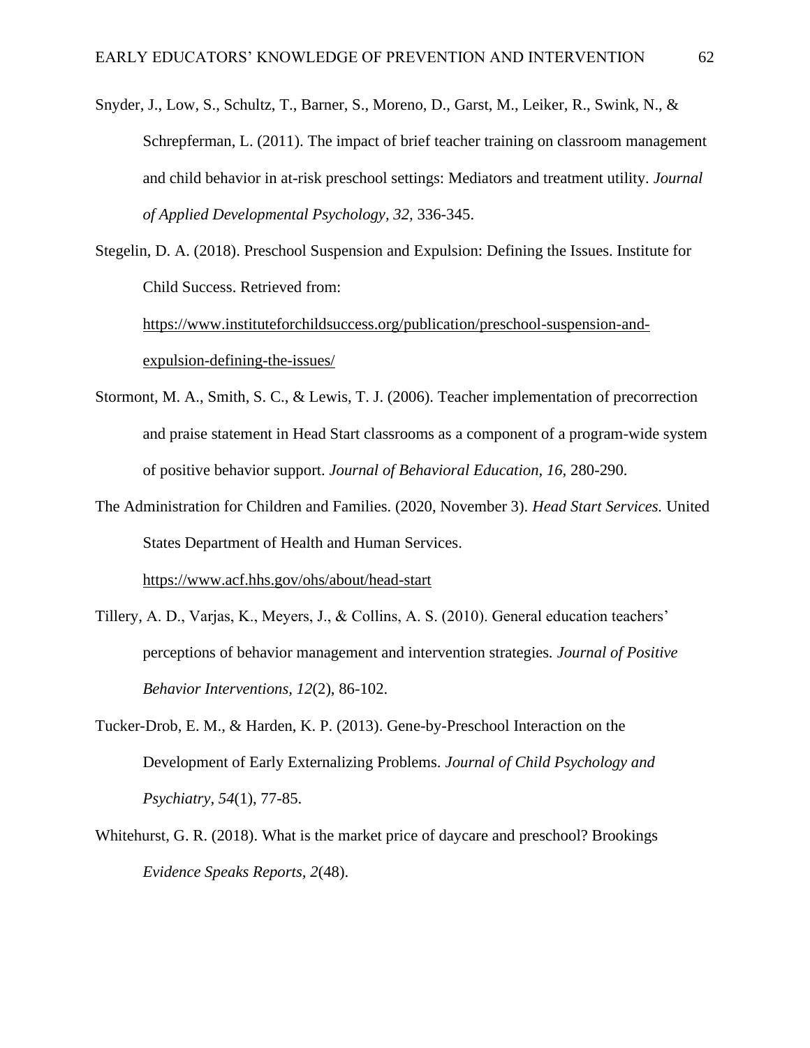Snyder, J., Low, S., Schultz, T., Barner, S., Moreno, D., Garst, M., Leiker, R., Swink, N., & Schrepferman, L. (2011). The impact of brief teacher training on classroom management and child behavior in at-risk preschool settings: Mediators and treatment utility. *Journal of Applied Developmental Psychology, 32,* 336-345.

Stegelin, D. A. (2018). Preschool Suspension and Expulsion: Defining the Issues. Institute for Child Success. Retrieved from: https://www.instituteforchildsuccess.org/publication/preschool-suspension-and-expulsion-defining-the-issues/

Stormont, M. A., Smith, S. C., & Lewis, T. J. (2006). Teacher implementation of precorrection and praise statement in Head Start classrooms as a component of a program-wide system of positive behavior support. *Journal of Behavioral Education, 16,* 280-290.

The Administration for Children and Families. (2020, November 3). *Head Start Services.* United States Department of Health and Human Services. https://www.acf.hhs.gov/ohs/about/head-start

Tillery, A. D., Varjas, K., Meyers, J., & Collins, A. S. (2010). General education teachers' perceptions of behavior management and intervention strategies. *Journal of Positive Behavior Interventions, 12*(2), 86-102.

Tucker-Drob, E. M., & Harden, K. P. (2013). Gene-by-Preschool Interaction on the Development of Early Externalizing Problems. *Journal of Child Psychology and Psychiatry, 54*(1), 77-85.

Whitehurst, G. R. (2018). What is the market price of daycare and preschool? Brookings *Evidence Speaks Reports, 2*(48).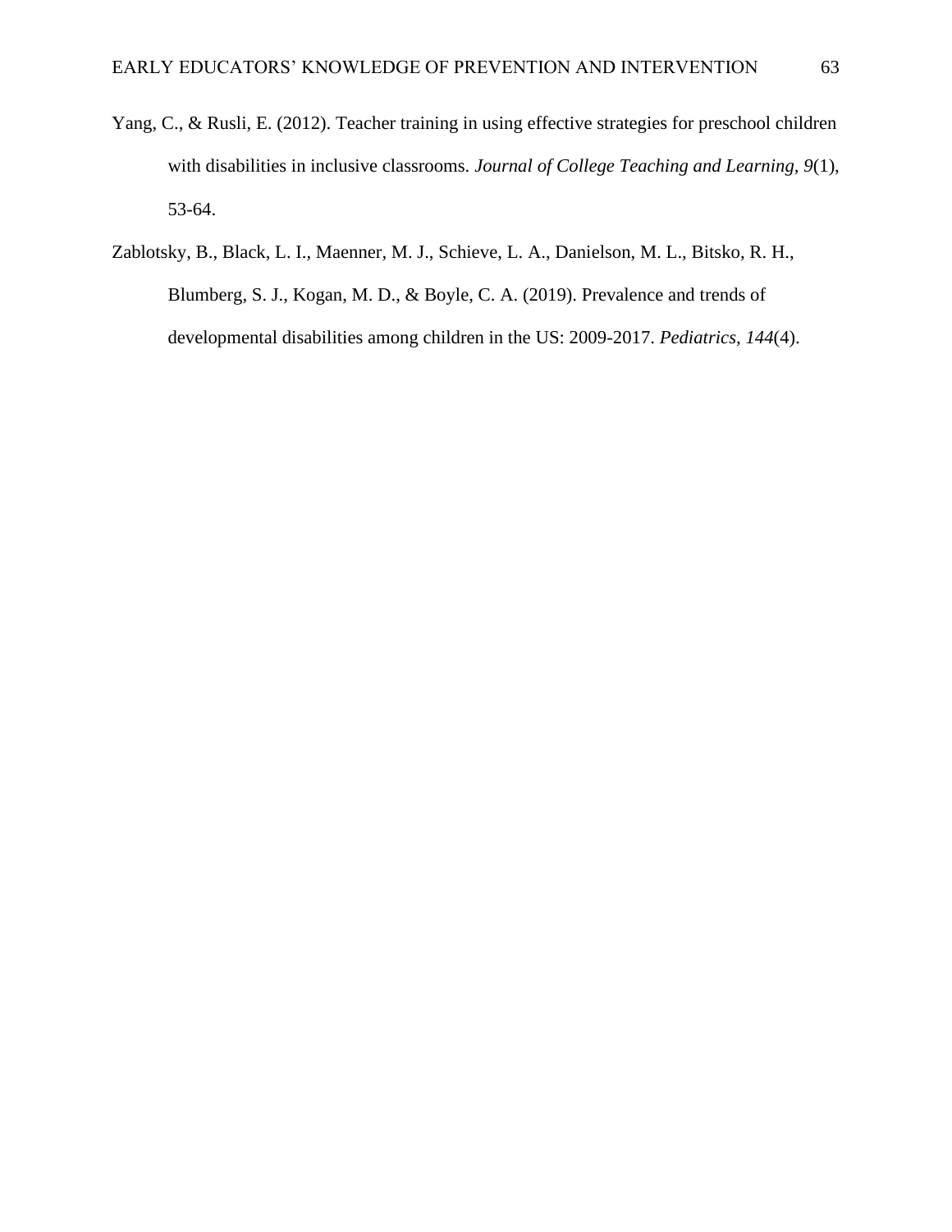Yang, C., & Rusli, E. (2012). Teacher training in using effective strategies for preschool children with disabilities in inclusive classrooms. *Journal of College Teaching and Learning, 9*(1), 53-64.

Zablotsky, B., Black, L. I., Maenner, M. J., Schieve, L. A., Danielson, M. L., Bitsko, R. H., Blumberg, S. J., Kogan, M. D., & Boyle, C. A. (2019). Prevalence and trends of developmental disabilities among children in the US: 2009-2017. *Pediatrics, 144*(4).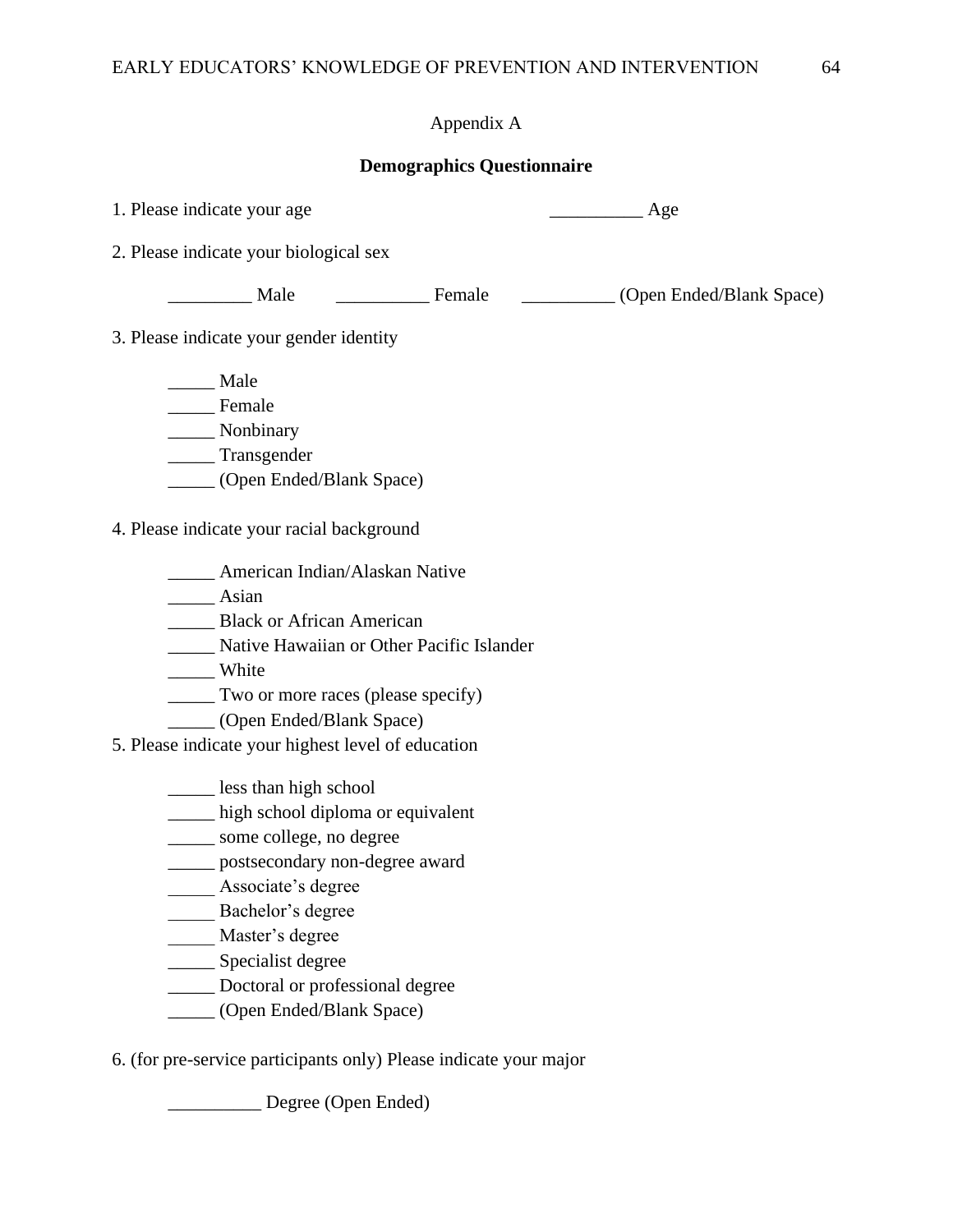Appendix A

**Demographics Questionnaire**

1. Please indicate your age __________ Age

2. Please indicate your biological sex

_________ Male __________ Female __________ (Open Ended/Blank Space)

3. Please indicate your gender identity

_____ Male
_____ Female
_____ Nonbinary
_____ Transgender
_____ (Open Ended/Blank Space)

4. Please indicate your racial background

_____ American Indian/Alaskan Native
_____ Asian
_____ Black or African American
_____ Native Hawaiian or Other Pacific Islander
_____ White
_____ Two or more races (please specify)
_____ (Open Ended/Blank Space)

5. Please indicate your highest level of education

_____ less than high school
_____ high school diploma or equivalent
_____ some college, no degree
_____ postsecondary non-degree award
_____ Associate's degree
_____ Bachelor's degree
_____ Master's degree
_____ Specialist degree
_____ Doctoral or professional degree
_____ (Open Ended/Blank Space)

6. (for pre-service participants only) Please indicate your major

__________ Degree (Open Ended)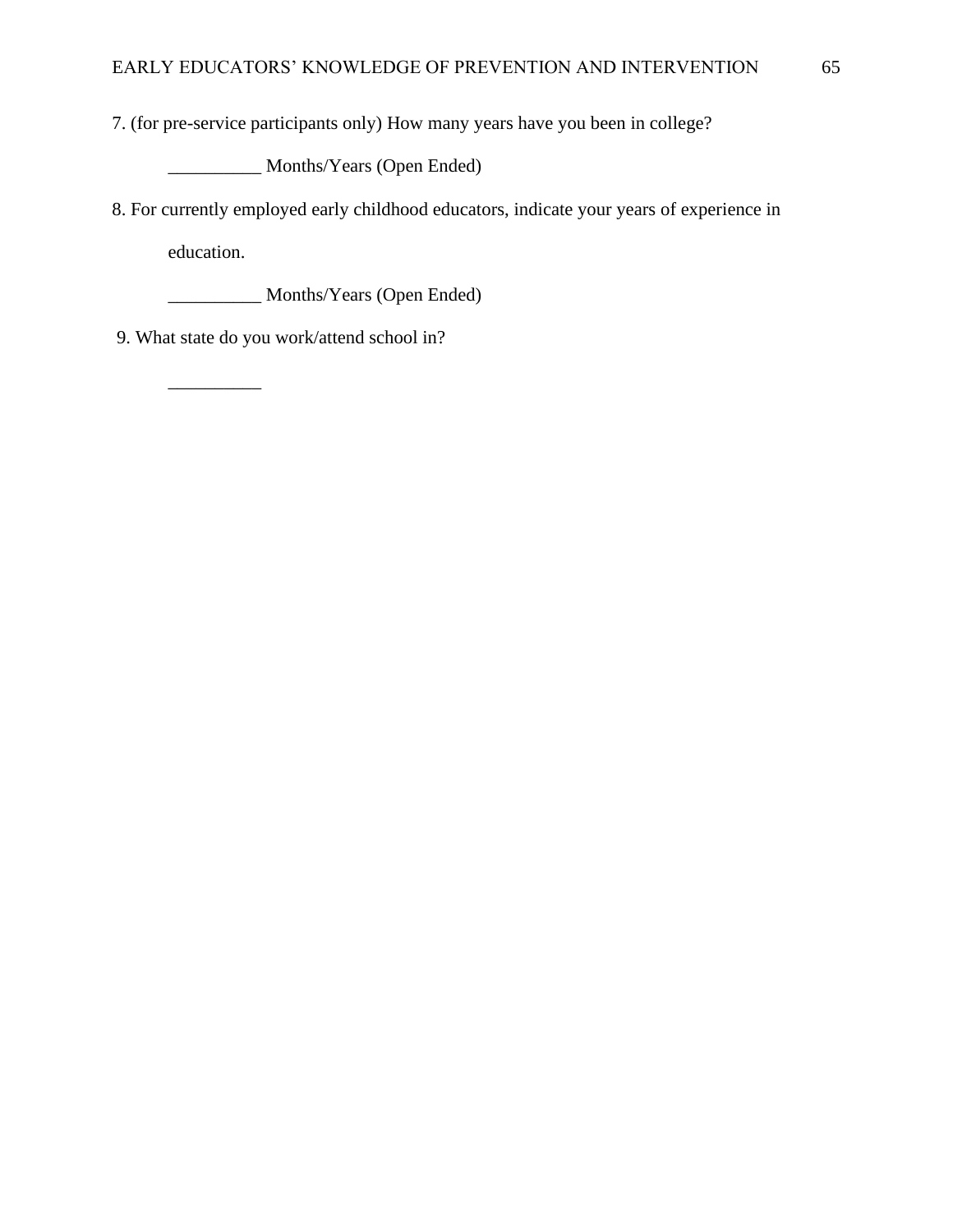7. (for pre-service participants only) How many years have you been in college?

__________ Months/Years (Open Ended)

8. For currently employed early childhood educators, indicate your years of experience in education.

__________ Months/Years (Open Ended)

9. What state do you work/attend school in?

__________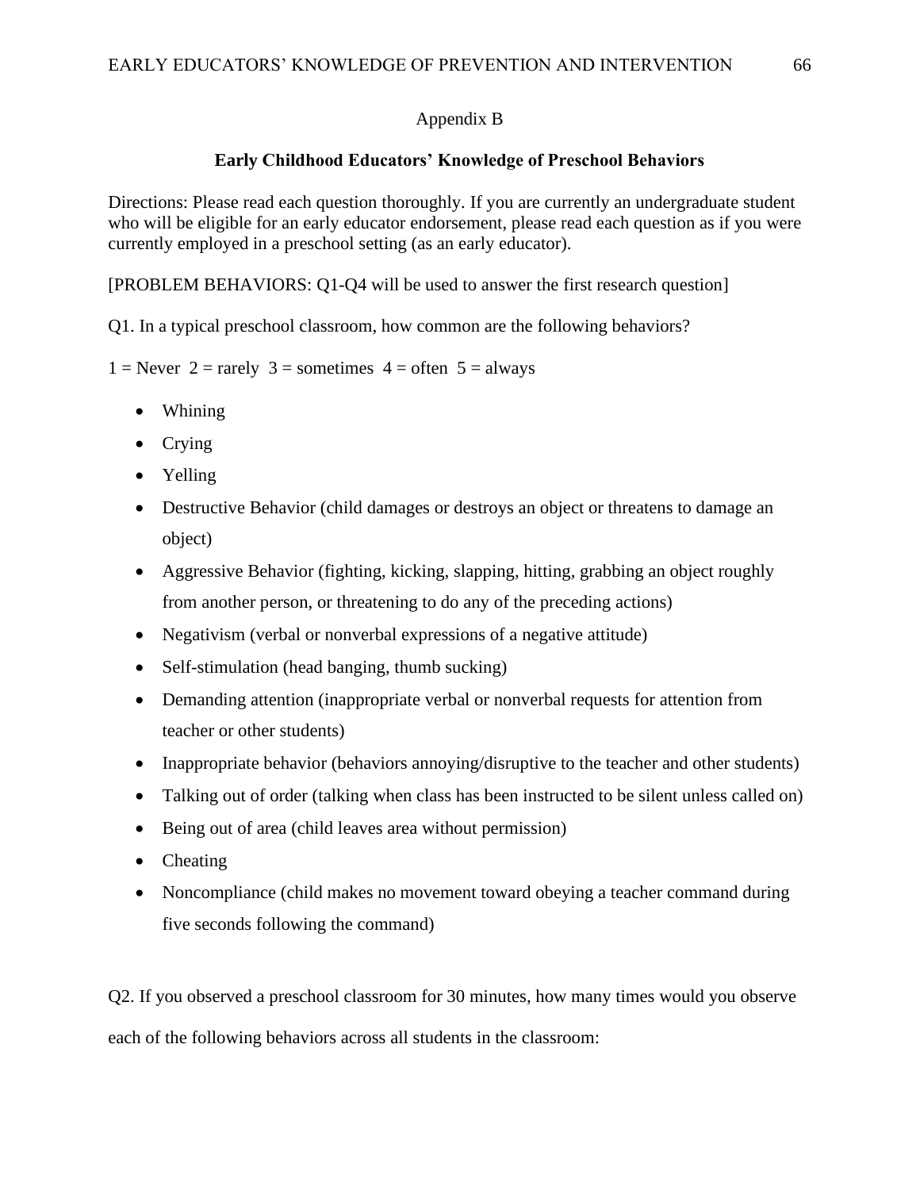## Appendix B

### Early Childhood Educators' Knowledge of Preschool Behaviors

Directions: Please read each question thoroughly. If you are currently an undergraduate student who will be eligible for an early educator endorsement, please read each question as if you were currently employed in a preschool setting (as an early educator).

[PROBLEM BEHAVIORS: Q1-Q4 will be used to answer the first research question]

Q1. In a typical preschool classroom, how common are the following behaviors?

1 = Never 2 = rarely 3 = sometimes 4 = often 5 = always

- Whining
- Crying
- Yelling
- Destructive Behavior (child damages or destroys an object or threatens to damage an object)
- Aggressive Behavior (fighting, kicking, slapping, hitting, grabbing an object roughly from another person, or threatening to do any of the preceding actions)
- Negativism (verbal or nonverbal expressions of a negative attitude)
- Self-stimulation (head banging, thumb sucking)
- Demanding attention (inappropriate verbal or nonverbal requests for attention from teacher or other students)
- Inappropriate behavior (behaviors annoying/disruptive to the teacher and other students)
- Talking out of order (talking when class has been instructed to be silent unless called on)
- Being out of area (child leaves area without permission)
- Cheating
- Noncompliance (child makes no movement toward obeying a teacher command during five seconds following the command)

Q2. If you observed a preschool classroom for 30 minutes, how many times would you observe each of the following behaviors across all students in the classroom: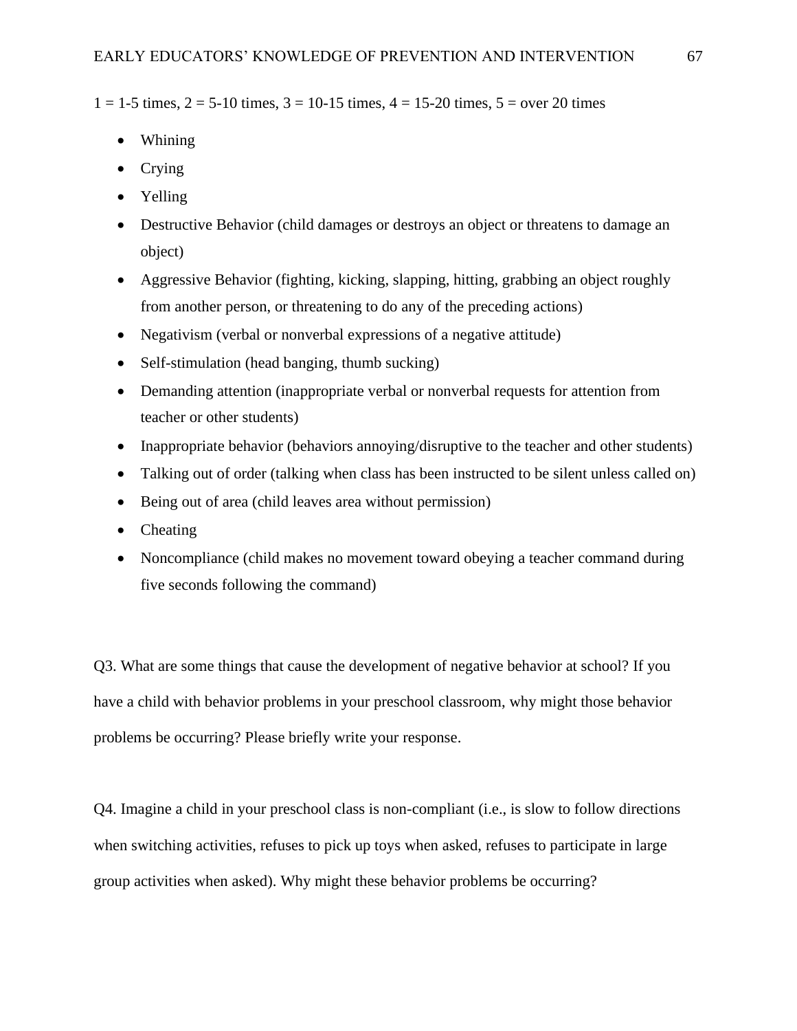1 = 1-5 times, 2 = 5-10 times, 3 = 10-15 times, 4 = 15-20 times, 5 = over 20 times

- Whining
- Crying
- Yelling
- Destructive Behavior (child damages or destroys an object or threatens to damage an object)
- Aggressive Behavior (fighting, kicking, slapping, hitting, grabbing an object roughly from another person, or threatening to do any of the preceding actions)
- Negativism (verbal or nonverbal expressions of a negative attitude)
- Self-stimulation (head banging, thumb sucking)
- Demanding attention (inappropriate verbal or nonverbal requests for attention from teacher or other students)
- Inappropriate behavior (behaviors annoying/disruptive to the teacher and other students)
- Talking out of order (talking when class has been instructed to be silent unless called on)
- Being out of area (child leaves area without permission)
- Cheating
- Noncompliance (child makes no movement toward obeying a teacher command during five seconds following the command)

Q3. What are some things that cause the development of negative behavior at school? If you have a child with behavior problems in your preschool classroom, why might those behavior problems be occurring? Please briefly write your response.

Q4. Imagine a child in your preschool class is non-compliant (i.e., is slow to follow directions when switching activities, refuses to pick up toys when asked, refuses to participate in large group activities when asked). Why might these behavior problems be occurring?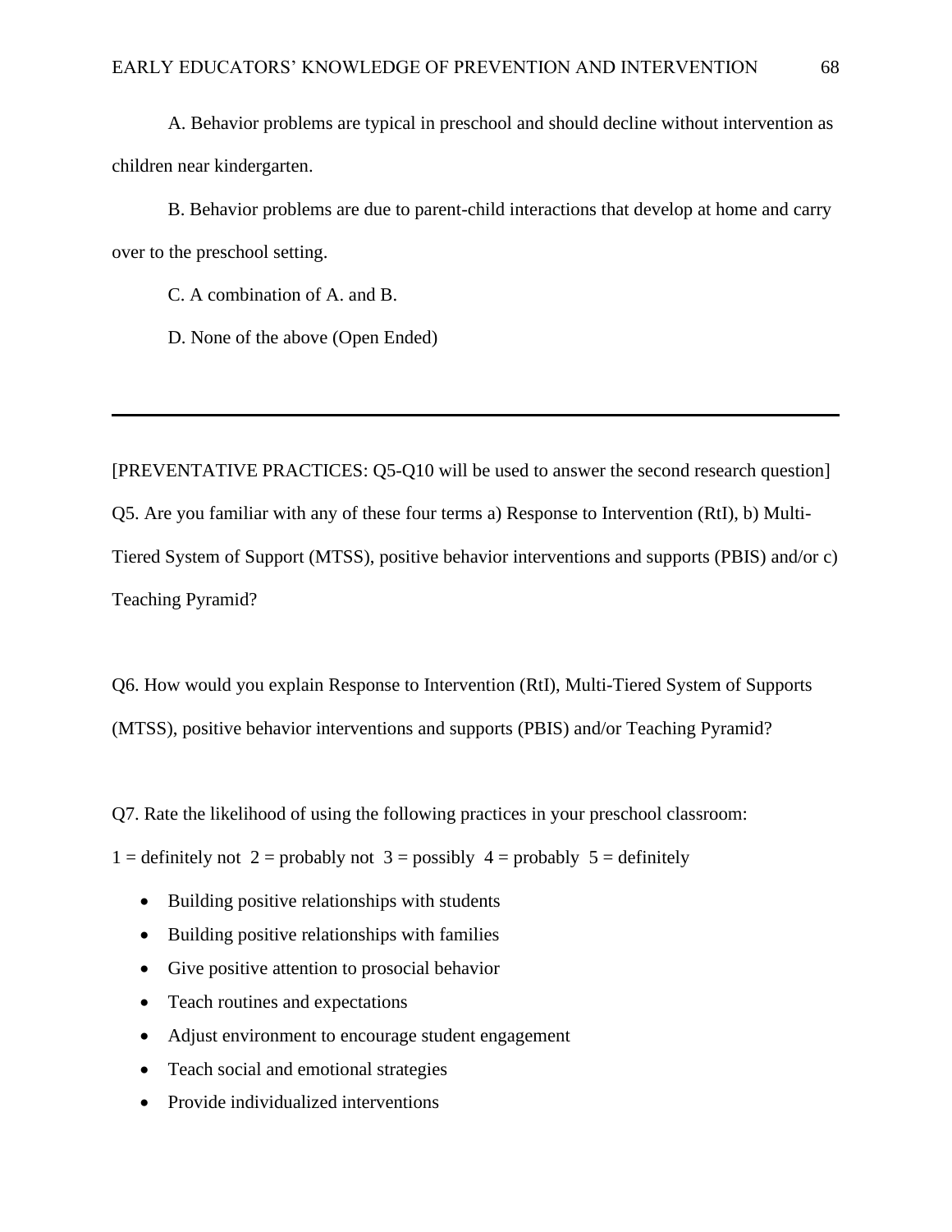A. Behavior problems are typical in preschool and should decline without intervention as children near kindergarten.

B. Behavior problems are due to parent-child interactions that develop at home and carry over to the preschool setting.

C. A combination of A. and B.

D. None of the above (Open Ended)

---

[PREVENTATIVE PRACTICES: Q5-Q10 will be used to answer the second research question]

Q5. Are you familiar with any of these four terms a) Response to Intervention (RtI), b) Multi-Tiered System of Support (MTSS), positive behavior interventions and supports (PBIS) and/or c) Teaching Pyramid?

Q6. How would you explain Response to Intervention (RtI), Multi-Tiered System of Supports (MTSS), positive behavior interventions and supports (PBIS) and/or Teaching Pyramid?

Q7. Rate the likelihood of using the following practices in your preschool classroom:

1 = definitely not  2 = probably not  3 = possibly  4 = probably  5 = definitely

- Building positive relationships with students
- Building positive relationships with families
- Give positive attention to prosocial behavior
- Teach routines and expectations
- Adjust environment to encourage student engagement
- Teach social and emotional strategies
- Provide individualized interventions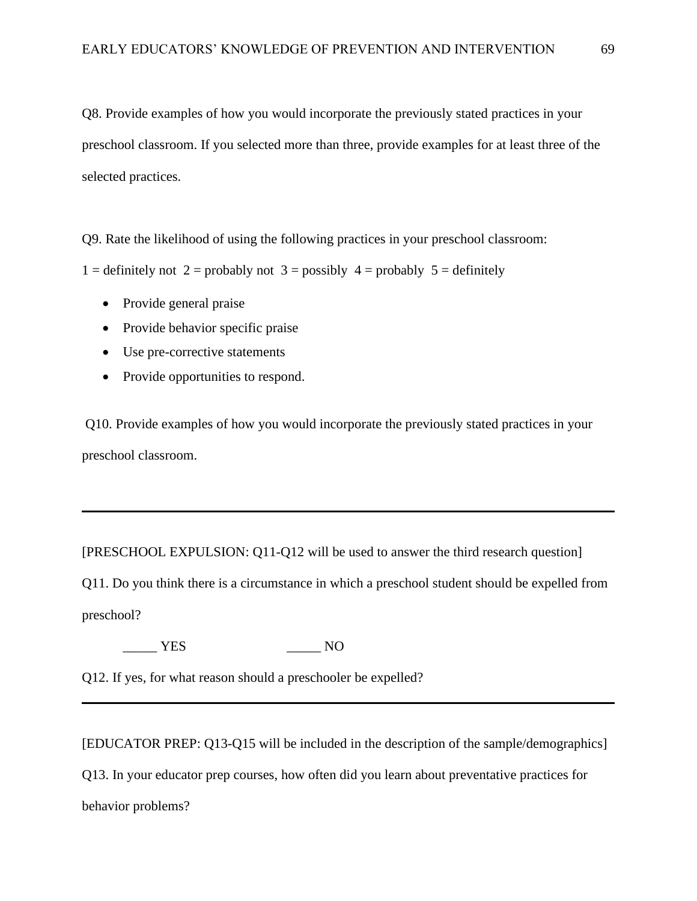Q8. Provide examples of how you would incorporate the previously stated practices in your preschool classroom. If you selected more than three, provide examples for at least three of the selected practices.

Q9. Rate the likelihood of using the following practices in your preschool classroom:

1 = definitely not  2 = probably not  3 = possibly  4 = probably  5 = definitely

- Provide general praise
- Provide behavior specific praise
- Use pre-corrective statements
- Provide opportunities to respond.

Q10. Provide examples of how you would incorporate the previously stated practices in your preschool classroom.

---

[PRESCHOOL EXPULSION: Q11-Q12 will be used to answer the third research question]

Q11. Do you think there is a circumstance in which a preschool student should be expelled from preschool?

_____ YES  _____ NO

Q12. If yes, for what reason should a preschooler be expelled?

---

[EDUCATOR PREP: Q13-Q15 will be included in the description of the sample/demographics]

Q13. In your educator prep courses, how often did you learn about preventative practices for behavior problems?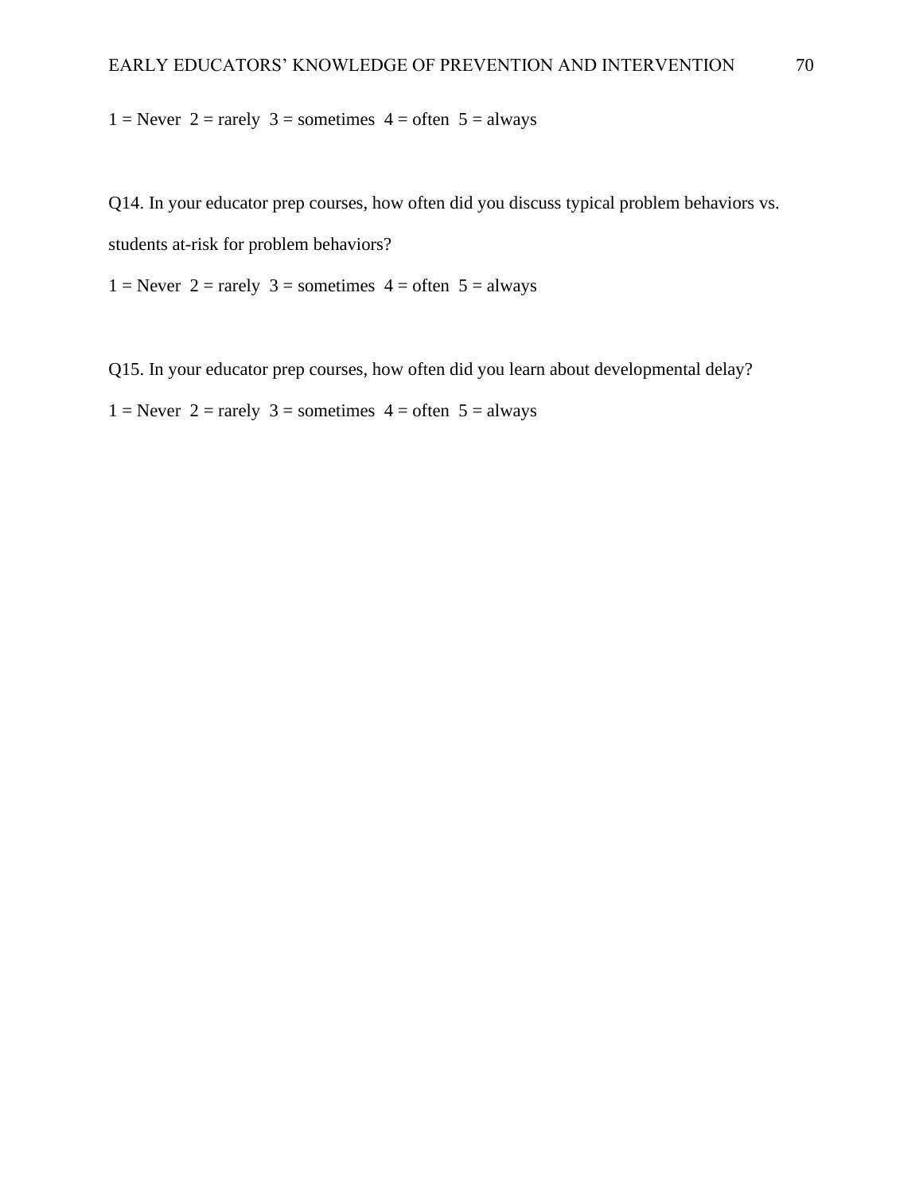1 = Never  2 = rarely  3 = sometimes  4 = often  5 = always

Q14. In your educator prep courses, how often did you discuss typical problem behaviors vs. students at-risk for problem behaviors?

1 = Never  2 = rarely  3 = sometimes  4 = often  5 = always

Q15. In your educator prep courses, how often did you learn about developmental delay?

1 = Never  2 = rarely  3 = sometimes  4 = often  5 = always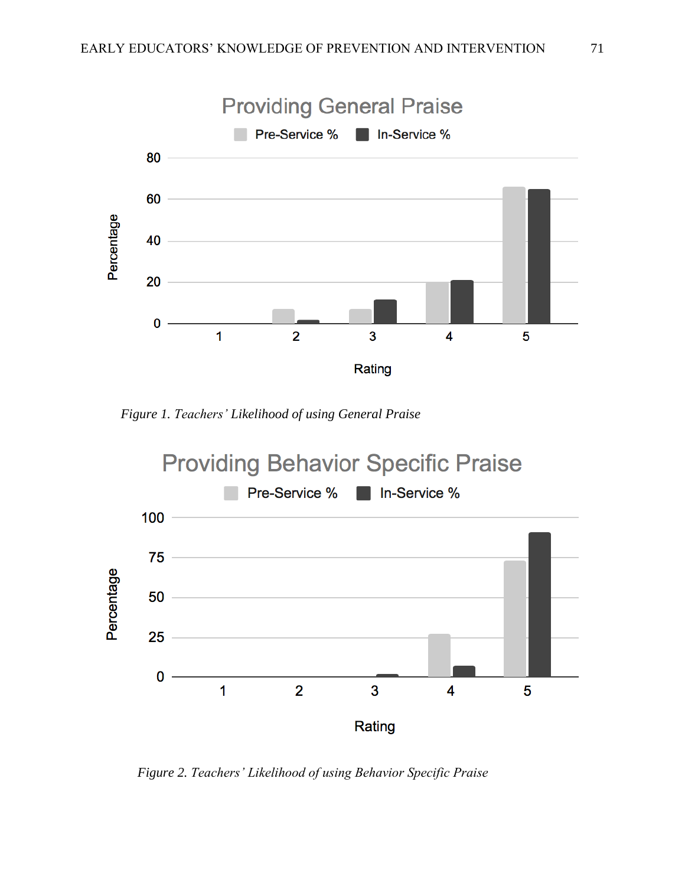*Figure 1. Teachers' Likelihood of using General Praise*

*Figure 2. Teachers' Likelihood of using Behavior Specific Praise*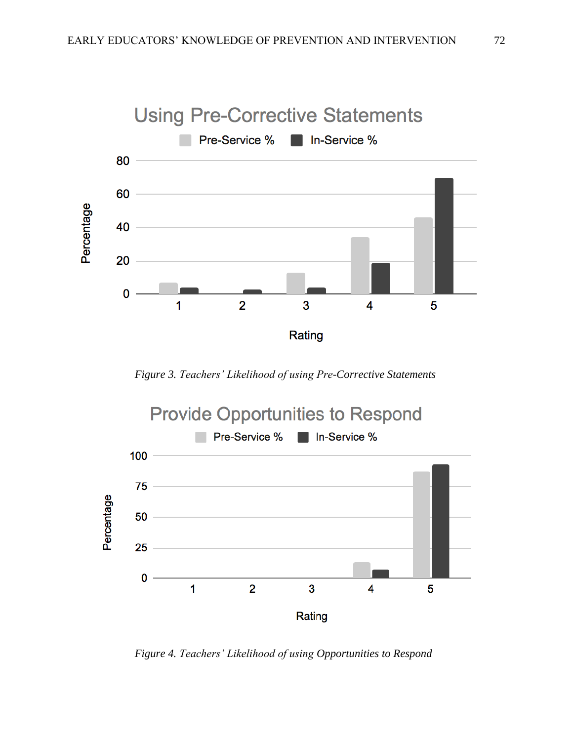Using Pre-Corrective Statements

Pre-Service %
In-Service %

80
60
40
20
0

Percentage

1
2
3
4
5

Rating

*Figure 3. Teachers' Likelihood of using Pre-Corrective Statements*

Provide Opportunities to Respond

Pre-Service %
In-Service %

100
75
50
25
0

Percentage

1
2
3
4
5

Rating

*Figure 4. Teachers' Likelihood of using Opportunities to Respond*